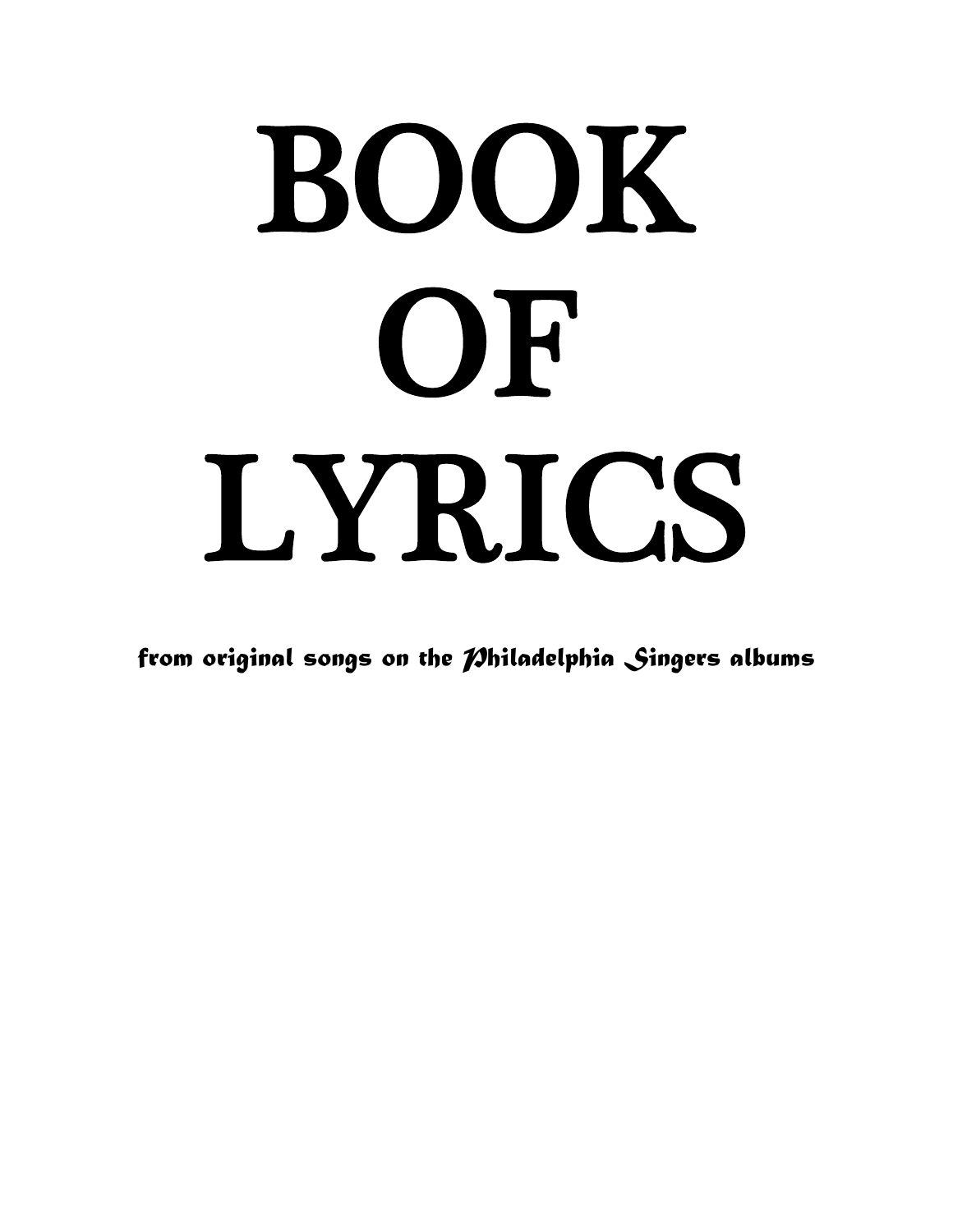# BOOK OF LYRICS

from original songs on the Philadelphia Singers albums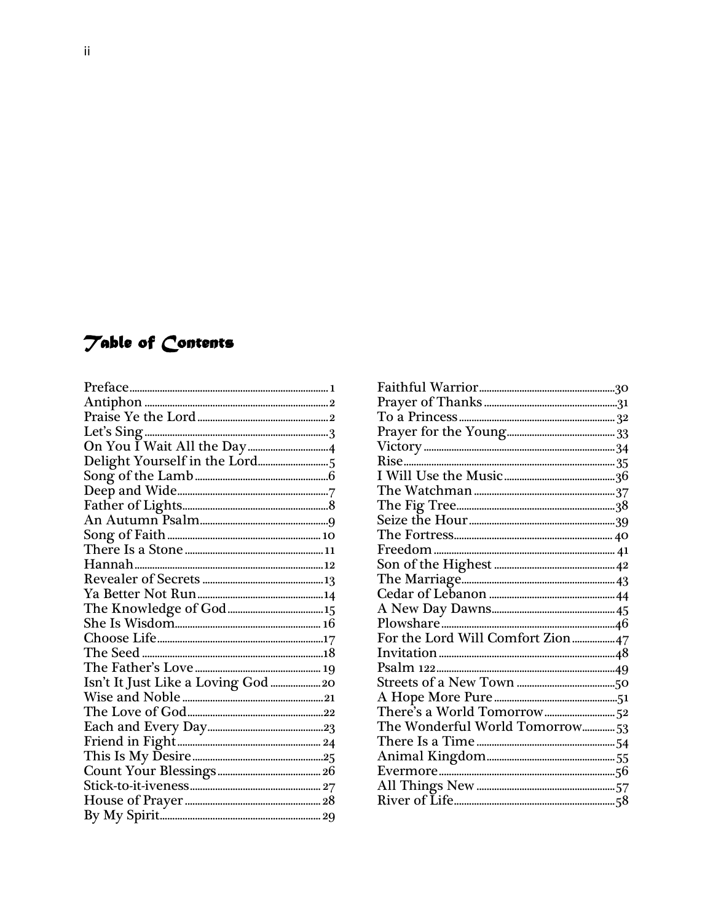# Table of Contents

- Preface ... 1
- Antiphon ... 2
- Praise Ye the Lord ... 2
- Let's Sing ... 3
- On You I Wait All the Day ... 4
- Delight Yourself in the Lord ... 5
- Song of the Lamb ... 6
- Deep and Wide ... 7
- Father of Lights ... 8
- An Autumn Psalm ... 9
- Song of Faith ... 10
- There Is a Stone ... 11
- Hannah ... 12
- Revealer of Secrets ... 13
- Ya Better Not Run ... 14
- The Knowledge of God ... 15
- She Is Wisdom ... 16
- Choose Life ... 17
- The Seed ... 18
- The Father's Love ... 19
- Isn't It Just Like a Loving God ... 20
- Wise and Noble ... 21
- The Love of God ... 22
- Each and Every Day ... 23
- Friend in Fight ... 24
- This Is My Desire ... 25
- Count Your Blessings ... 26
- Stick-to-it-iveness ... 27
- House of Prayer ... 28
- By My Spirit ... 29
- Faithful Warrior ... 30
- Prayer of Thanks ... 31
- To a Princess ... 32
- Prayer for the Young ... 33
- Victory ... 34
- Rise ... 35
- I Will Use the Music ... 36
- The Watchman ... 37
- The Fig Tree ... 38
- Seize the Hour ... 39
- The Fortress ... 40
- Freedom ... 41
- Son of the Highest ... 42
- The Marriage ... 43
- Cedar of Lebanon ... 44
- A New Day Dawns ... 45
- Plowshare ... 46
- For the Lord Will Comfort Zion ... 47
- Invitation ... 48
- Psalm 122 ... 49
- Streets of a New Town ... 50
- A Hope More Pure ... 51
- There's a World Tomorrow ... 52
- The Wonderful World Tomorrow ... 53
- There Is a Time ... 54
- Animal Kingdom ... 55
- Evermore ... 56
- All Things New ... 57
- River of Life ... 58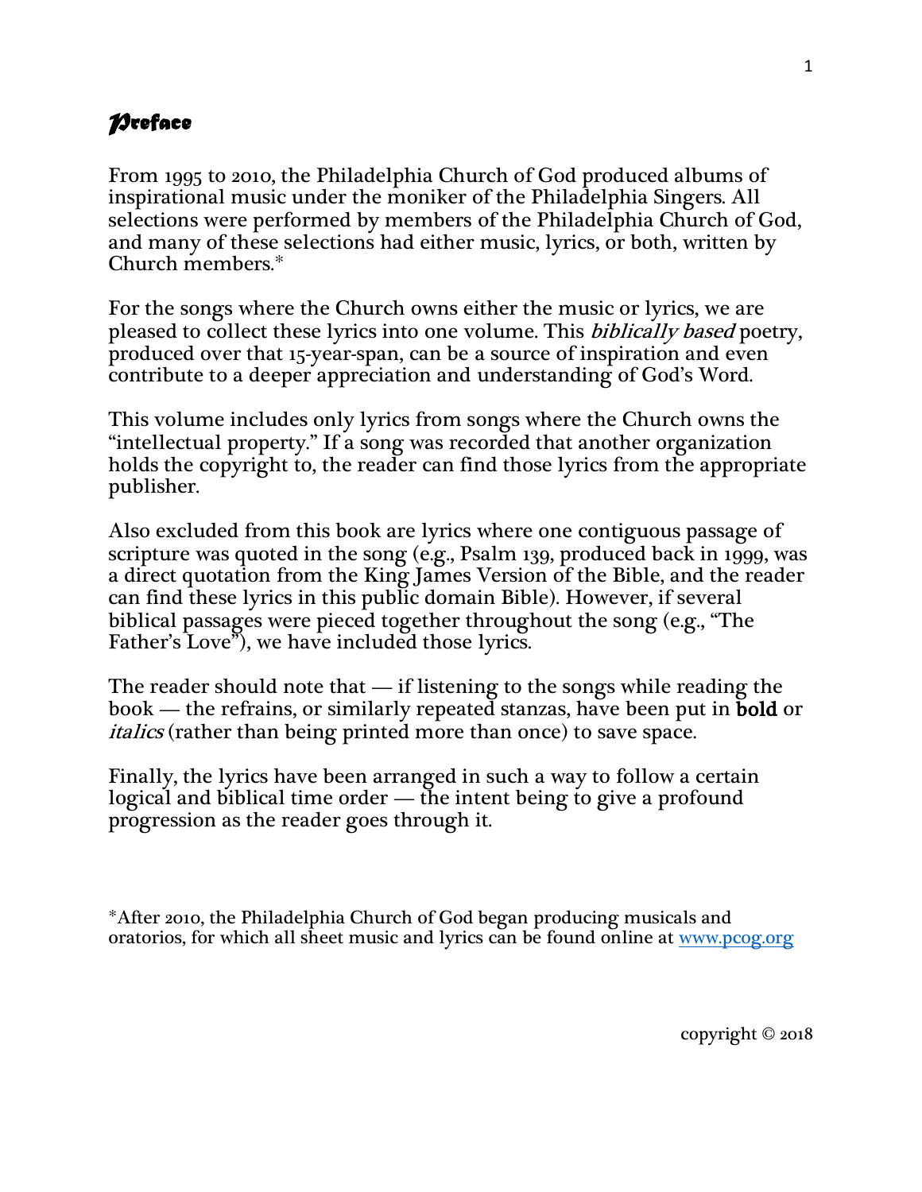# *Preface*

From 1995 to 2010, the Philadelphia Church of God produced albums of inspirational music under the moniker of the Philadelphia Singers. All selections were performed by members of the Philadelphia Church of God, and many of these selections had either music, lyrics, or both, written by Church members.*

For the songs where the Church owns either the music or lyrics, we are pleased to collect these lyrics into one volume. This *biblically based* poetry, produced over that 15-year-span, can be a source of inspiration and even contribute to a deeper appreciation and understanding of God's Word.

This volume includes only lyrics from songs where the Church owns the "intellectual property." If a song was recorded that another organization holds the copyright to, the reader can find those lyrics from the appropriate publisher.

Also excluded from this book are lyrics where one contiguous passage of scripture was quoted in the song (e.g., Psalm 139, produced back in 1999, was a direct quotation from the King James Version of the Bible, and the reader can find these lyrics in this public domain Bible). However, if several biblical passages were pieced together throughout the song (e.g., "The Father's Love"), we have included those lyrics.

The reader should note that — if listening to the songs while reading the book — the refrains, or similarly repeated stanzas, have been put in **bold** or *italics* (rather than being printed more than once) to save space.

Finally, the lyrics have been arranged in such a way to follow a certain logical and biblical time order — the intent being to give a profound progression as the reader goes through it.

*After 2010, the Philadelphia Church of God began producing musicals and oratorios, for which all sheet music and lyrics can be found online at [www.pcog.org](http://www.pcog.org)

copyright © 2018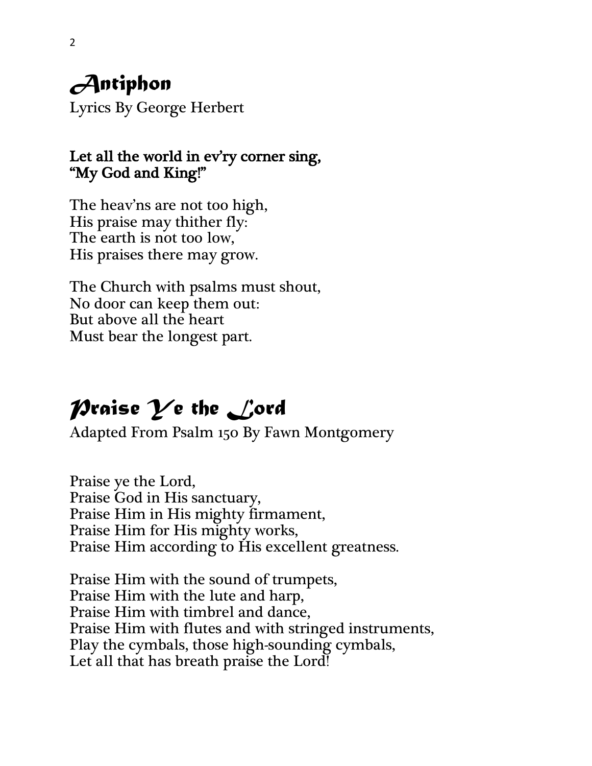# *Antiphon*

Lyrics By George Herbert

**Let all the world in ev'ry corner sing,**
**"My God and King!"**

The heav'ns are not too high,
His praise may thither fly:
The earth is not too low,
His praises there may grow.

The Church with psalms must shout,
No door can keep them out:
But above all the heart
Must bear the longest part.

# *Praise Ye the Lord*

Adapted From Psalm 150 By Fawn Montgomery

Praise ye the Lord,
Praise God in His sanctuary,
Praise Him in His mighty firmament,
Praise Him for His mighty works,
Praise Him according to His excellent greatness.

Praise Him with the sound of trumpets,
Praise Him with the lute and harp,
Praise Him with timbrel and dance,
Praise Him with flutes and with stringed instruments,
Play the cymbals, those high-sounding cymbals,
Let all that has breath praise the Lord!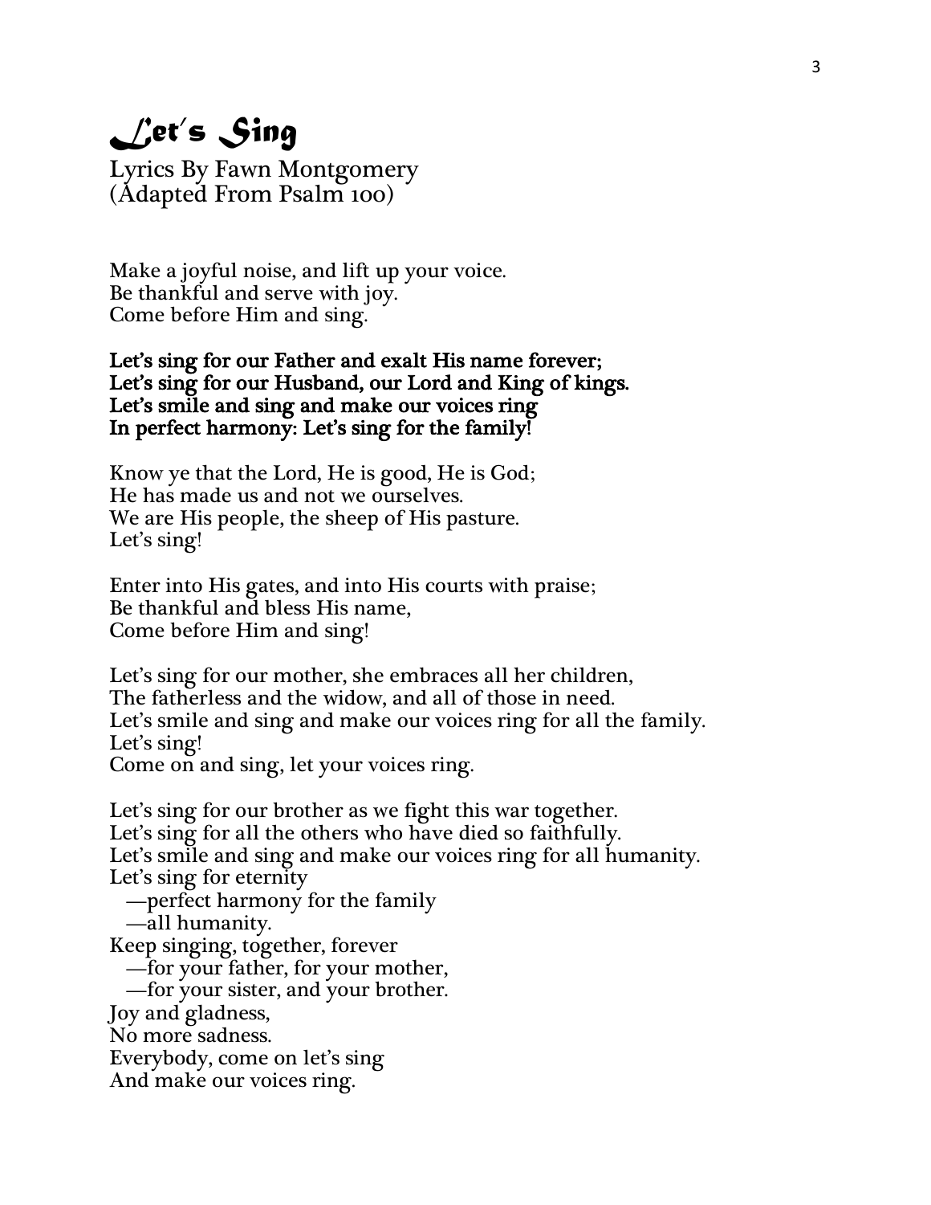# *Let's Sing*

Lyrics By Fawn Montgomery
(Adapted From Psalm 100)

Make a joyful noise, and lift up your voice.
Be thankful and serve with joy.
Come before Him and sing.

**Let's sing for our Father and exalt His name forever;
Let's sing for our Husband, our Lord and King of kings.
Let's smile and sing and make our voices ring
In perfect harmony: Let's sing for the family!**

Know ye that the Lord, He is good, He is God;
He has made us and not we ourselves.
We are His people, the sheep of His pasture.
Let's sing!

Enter into His gates, and into His courts with praise;
Be thankful and bless His name,
Come before Him and sing!

Let's sing for our mother, she embraces all her children,
The fatherless and the widow, and all of those in need.
Let's smile and sing and make our voices ring for all the family.
Let's sing!
Come on and sing, let your voices ring.

Let's sing for our brother as we fight this war together.
Let's sing for all the others who have died so faithfully.
Let's smile and sing and make our voices ring for all humanity.
Let's sing for eternity
  —perfect harmony for the family
  —all humanity.
Keep singing, together, forever
  —for your father, for your mother,
  —for your sister, and your brother.
Joy and gladness,
No more sadness.
Everybody, come on let's sing
And make our voices ring.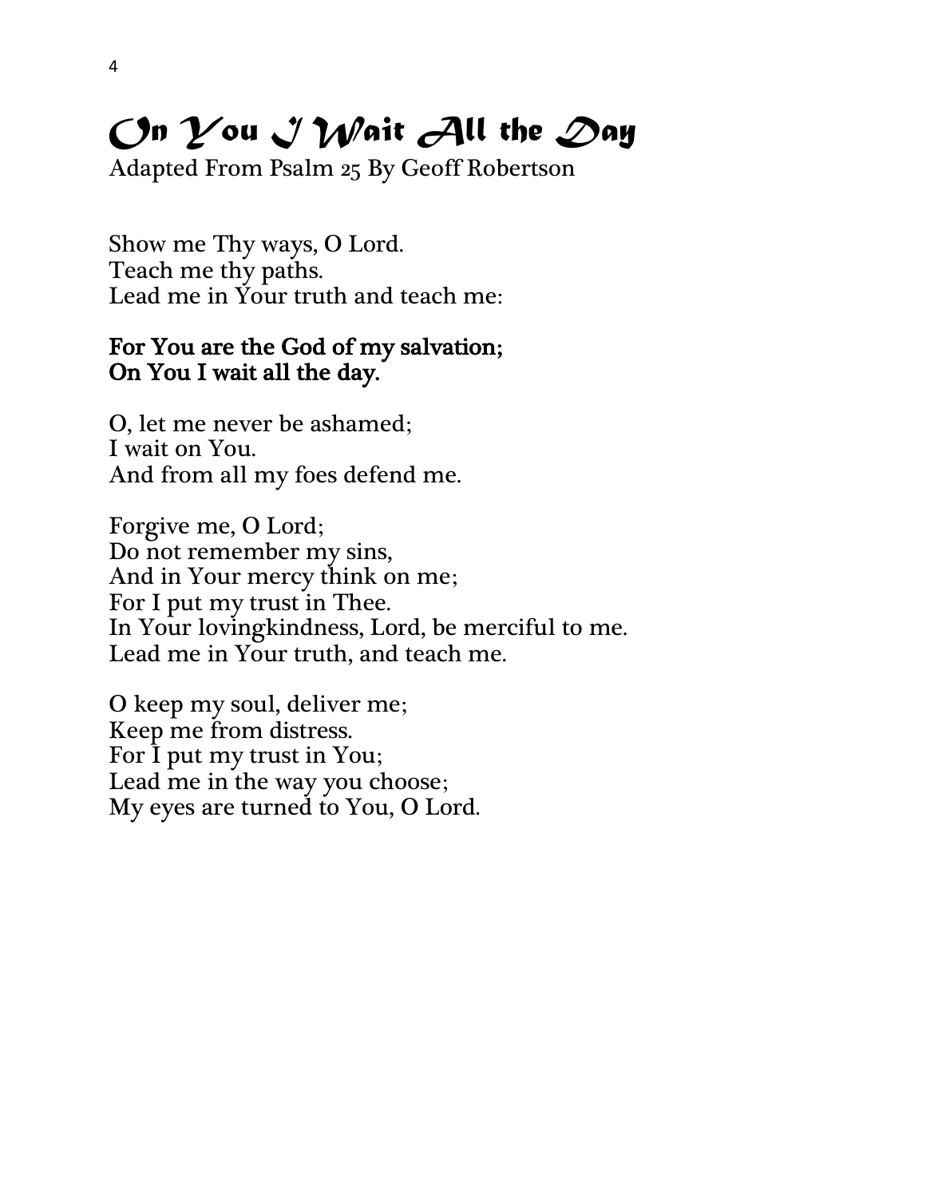# *On You I Wait All the Day*

Adapted From Psalm 25 By Geoff Robertson

Show me Thy ways, O Lord.
Teach me thy paths.
Lead me in Your truth and teach me:

**For You are the God of my salvation;**
**On You I wait all the day.**

O, let me never be ashamed;
I wait on You.
And from all my foes defend me.

Forgive me, O Lord;
Do not remember my sins,
And in Your mercy think on me;
For I put my trust in Thee.
In Your lovingkindness, Lord, be merciful to me.
Lead me in Your truth, and teach me.

O keep my soul, deliver me;
Keep me from distress.
For I put my trust in You;
Lead me in the way you choose;
My eyes are turned to You, O Lord.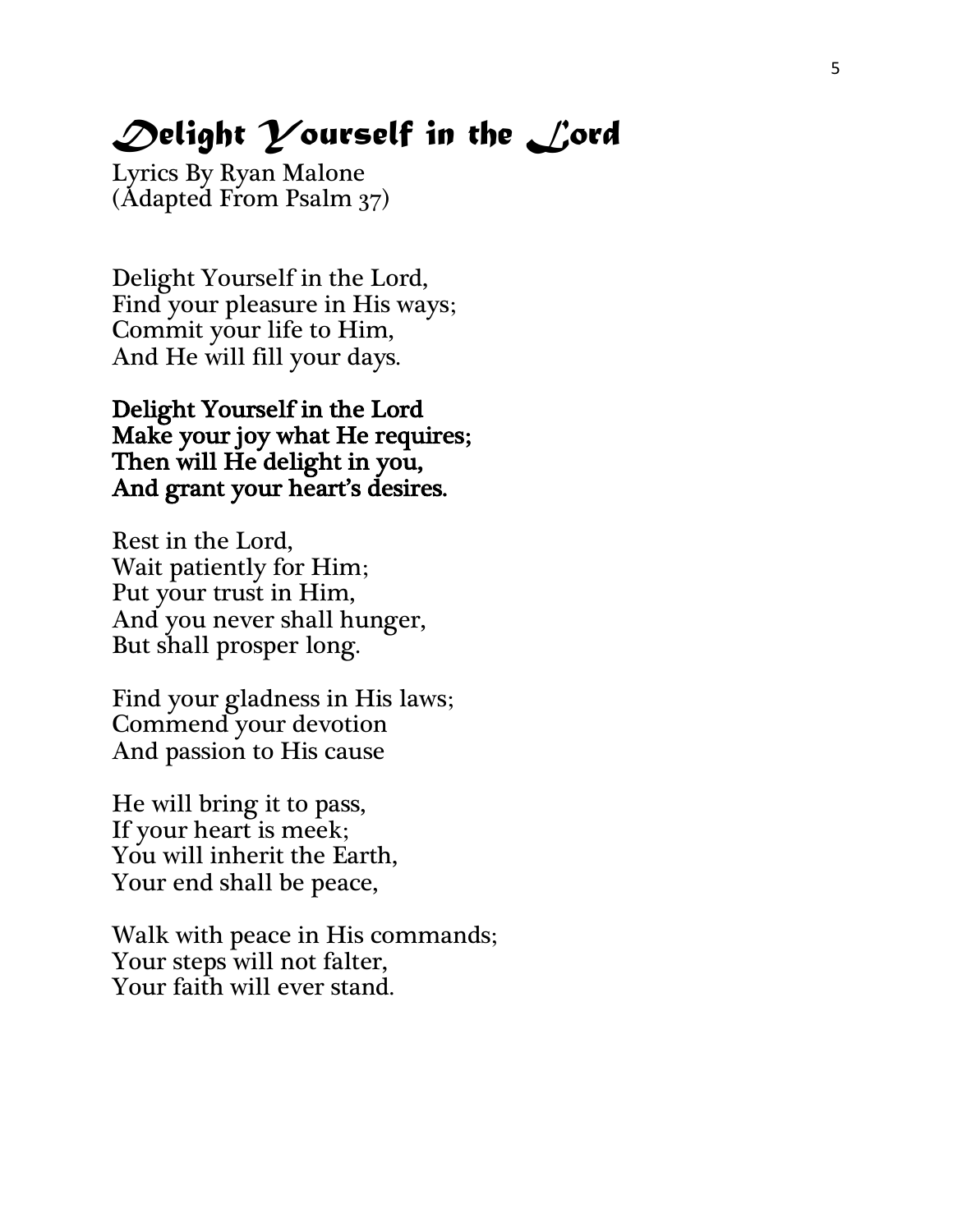# *Delight Yourself in the Lord*

Lyrics By Ryan Malone
(Adapted From Psalm 37)

Delight Yourself in the Lord,
Find your pleasure in His ways;
Commit your life to Him,
And He will fill your days.

**Delight Yourself in the Lord**
**Make your joy what He requires;**
**Then will He delight in you,**
**And grant your heart's desires.**

Rest in the Lord,
Wait patiently for Him;
Put your trust in Him,
And you never shall hunger,
But shall prosper long.

Find your gladness in His laws;
Commend your devotion
And passion to His cause

He will bring it to pass,
If your heart is meek;
You will inherit the Earth,
Your end shall be peace,

Walk with peace in His commands;
Your steps will not falter,
Your faith will ever stand.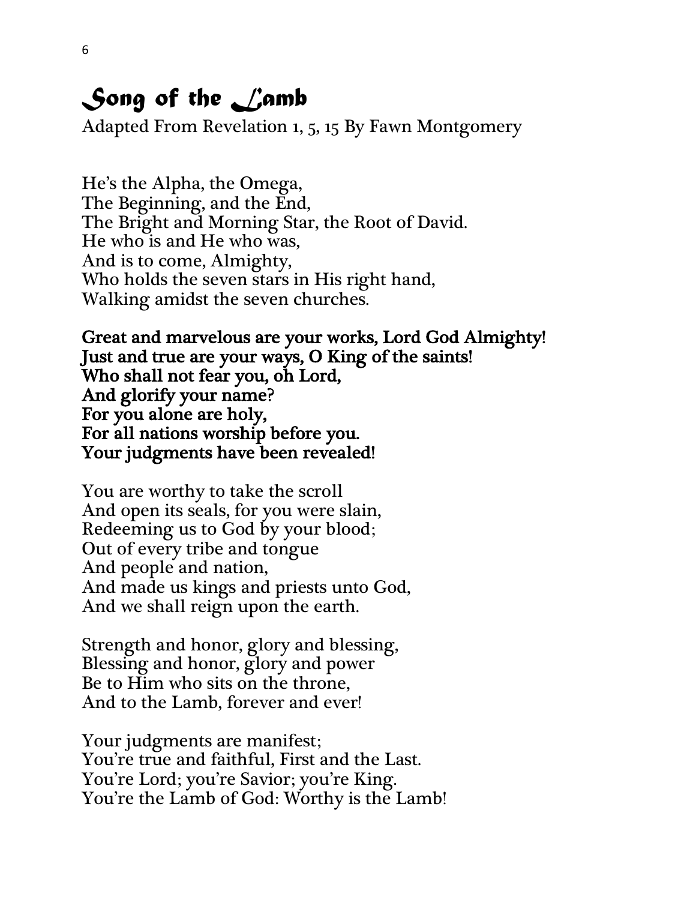# *Song of the Lamb*

Adapted From Revelation 1, 5, 15 By Fawn Montgomery

He's the Alpha, the Omega,
The Beginning, and the End,
The Bright and Morning Star, the Root of David.
He who is and He who was,
And is to come, Almighty,
Who holds the seven stars in His right hand,
Walking amidst the seven churches.

**Great and marvelous are your works, Lord God Almighty!**
**Just and true are your ways, O King of the saints!**
**Who shall not fear you, oh Lord,**
**And glorify your name?**
**For you alone are holy,**
**For all nations worship before you.**
**Your judgments have been revealed!**

You are worthy to take the scroll
And open its seals, for you were slain,
Redeeming us to God by your blood;
Out of every tribe and tongue
And people and nation,
And made us kings and priests unto God,
And we shall reign upon the earth.

Strength and honor, glory and blessing,
Blessing and honor, glory and power
Be to Him who sits on the throne,
And to the Lamb, forever and ever!

Your judgments are manifest;
You're true and faithful, First and the Last.
You're Lord; you're Savior; you're King.
You're the Lamb of God: Worthy is the Lamb!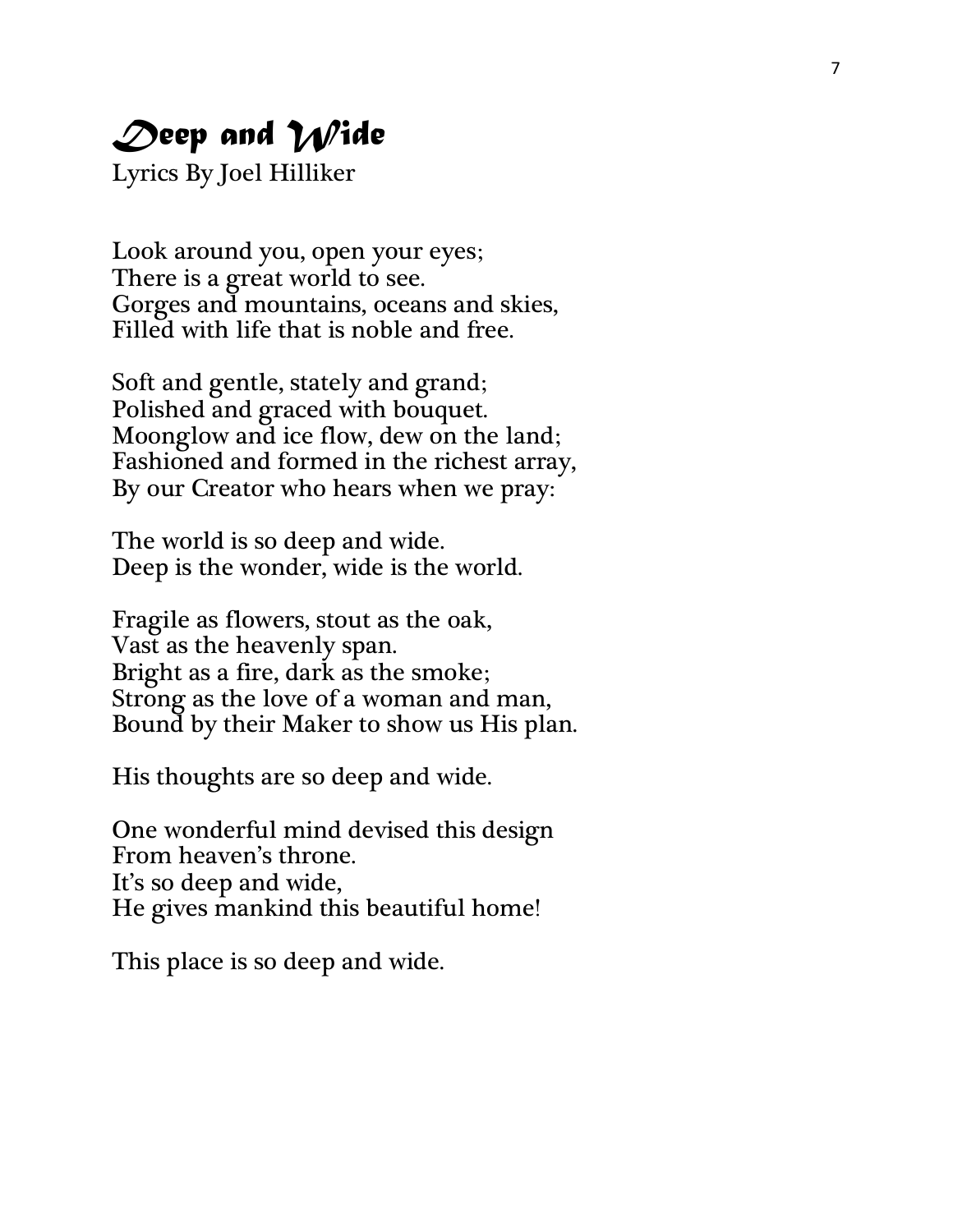# *Deep and Wide*

Lyrics By Joel Hilliker

Look around you, open your eyes;
There is a great world to see.
Gorges and mountains, oceans and skies,
Filled with life that is noble and free.

Soft and gentle, stately and grand;
Polished and graced with bouquet.
Moonglow and ice flow, dew on the land;
Fashioned and formed in the richest array,
By our Creator who hears when we pray:

The world is so deep and wide.
Deep is the wonder, wide is the world.

Fragile as flowers, stout as the oak,
Vast as the heavenly span.
Bright as a fire, dark as the smoke;
Strong as the love of a woman and man,
Bound by their Maker to show us His plan.

His thoughts are so deep and wide.

One wonderful mind devised this design
From heaven's throne.
It's so deep and wide,
He gives mankind this beautiful home!

This place is so deep and wide.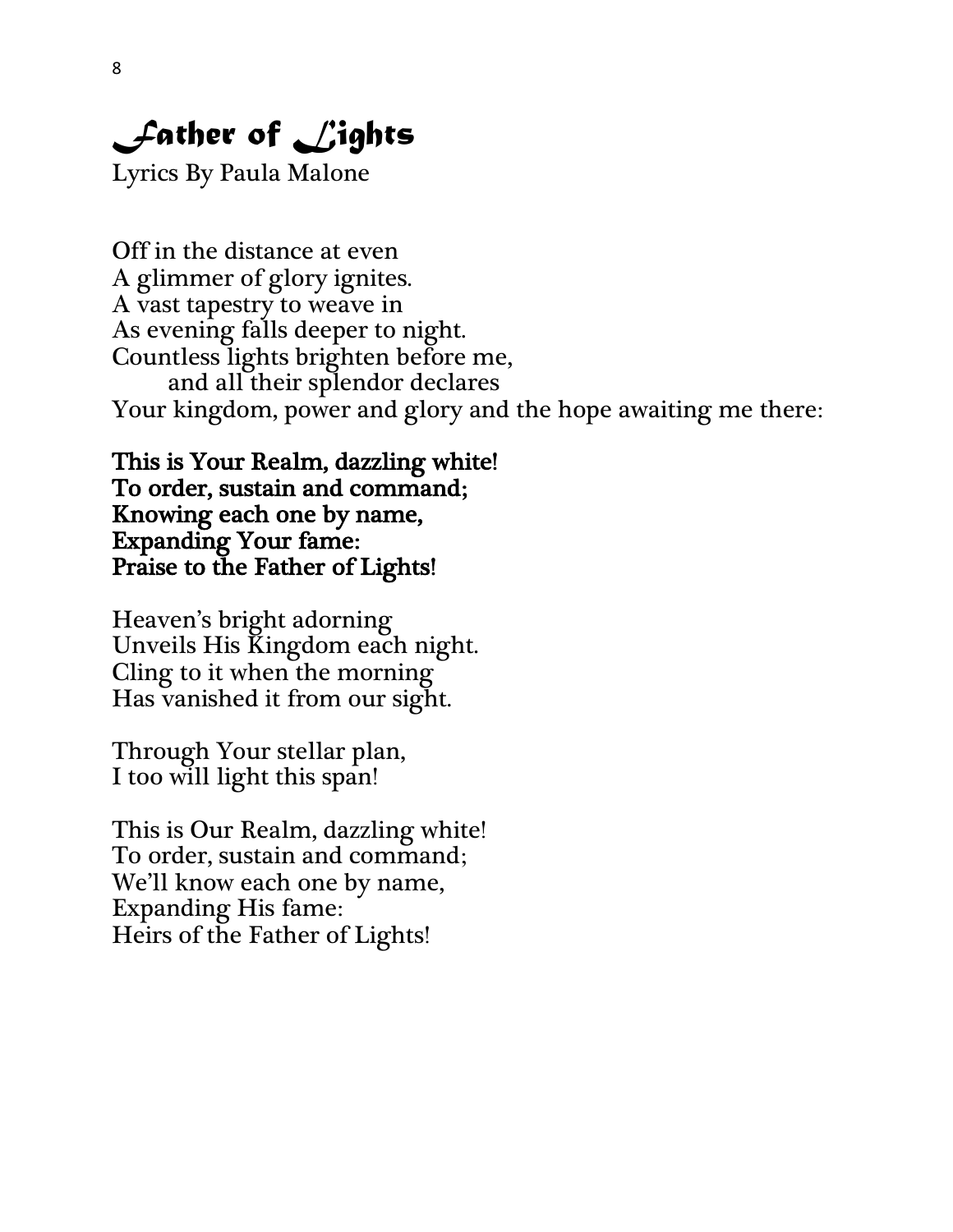# *Father of Lights*

Lyrics By Paula Malone

Off in the distance at even  
A glimmer of glory ignites.  
A vast tapestry to weave in  
As evening falls deeper to night.  
Countless lights brighten before me,  
        and all their splendor declares  
Your kingdom, power and glory and the hope awaiting me there:

**This is Your Realm, dazzling white!**  
**To order, sustain and command;**  
**Knowing each one by name,**  
**Expanding Your fame:**  
**Praise to the Father of Lights!**

Heaven's bright adorning  
Unveils His Kingdom each night.  
Cling to it when the morning  
Has vanished it from our sight.

Through Your stellar plan,  
I too will light this span!

This is Our Realm, dazzling white!  
To order, sustain and command;  
We'll know each one by name,  
Expanding His fame:  
Heirs of the Father of Lights!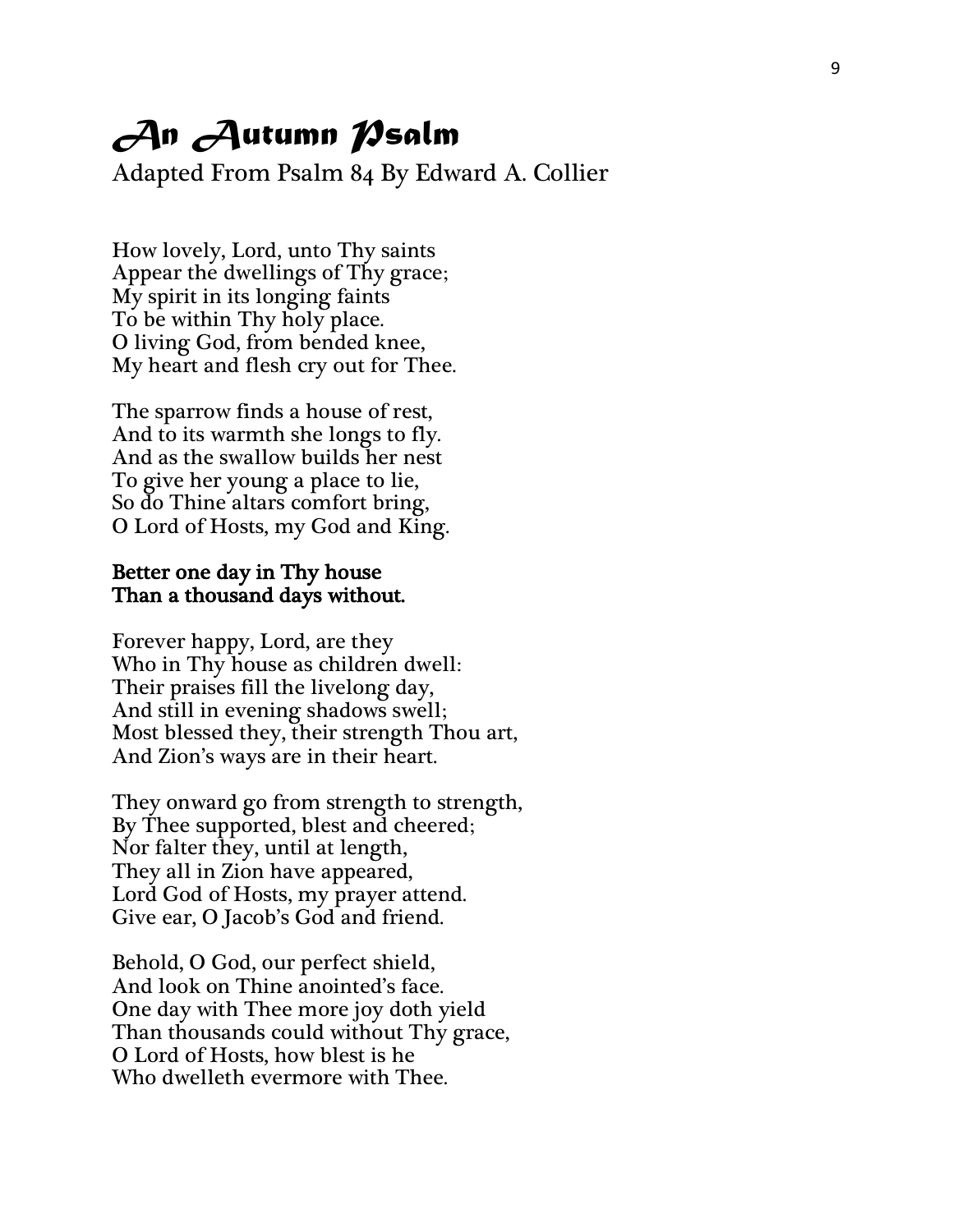# *An Autumn Psalm*

Adapted From Psalm 84 By Edward A. Collier

How lovely, Lord, unto Thy saints
Appear the dwellings of Thy grace;
My spirit in its longing faints
To be within Thy holy place.
O living God, from bended knee,
My heart and flesh cry out for Thee.

The sparrow finds a house of rest,
And to its warmth she longs to fly.
And as the swallow builds her nest
To give her young a place to lie,
So do Thine altars comfort bring,
O Lord of Hosts, my God and King.

**Better one day in Thy house**
**Than a thousand days without.**

Forever happy, Lord, are they
Who in Thy house as children dwell:
Their praises fill the livelong day,
And still in evening shadows swell;
Most blessed they, their strength Thou art,
And Zion's ways are in their heart.

They onward go from strength to strength,
By Thee supported, blest and cheered;
Nor falter they, until at length,
They all in Zion have appeared,
Lord God of Hosts, my prayer attend.
Give ear, O Jacob's God and friend.

Behold, O God, our perfect shield,
And look on Thine anointed's face.
One day with Thee more joy doth yield
Than thousands could without Thy grace,
O Lord of Hosts, how blest is he
Who dwelleth evermore with Thee.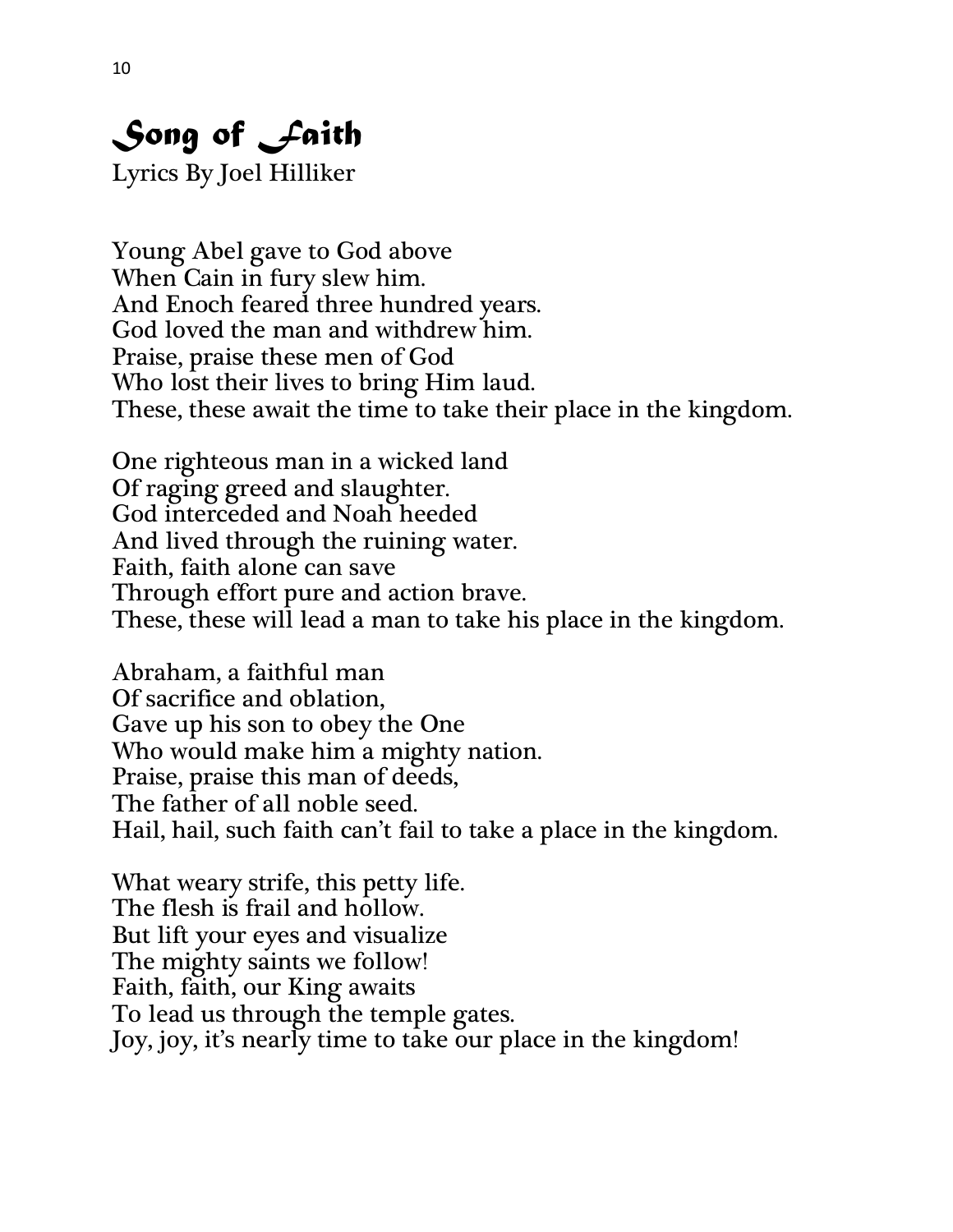# Song of Faith

Lyrics By Joel Hilliker

Young Abel gave to God above  
When Cain in fury slew him.  
And Enoch feared three hundred years.  
God loved the man and withdrew him.  
Praise, praise these men of God  
Who lost their lives to bring Him laud.  
These, these await the time to take their place in the kingdom.

One righteous man in a wicked land  
Of raging greed and slaughter.  
God interceded and Noah heeded  
And lived through the ruining water.  
Faith, faith alone can save  
Through effort pure and action brave.  
These, these will lead a man to take his place in the kingdom.

Abraham, a faithful man  
Of sacrifice and oblation,  
Gave up his son to obey the One  
Who would make him a mighty nation.  
Praise, praise this man of deeds,  
The father of all noble seed.  
Hail, hail, such faith can't fail to take a place in the kingdom.

What weary strife, this petty life.  
The flesh is frail and hollow.  
But lift your eyes and visualize  
The mighty saints we follow!  
Faith, faith, our King awaits  
To lead us through the temple gates.  
Joy, joy, it's nearly time to take our place in the kingdom!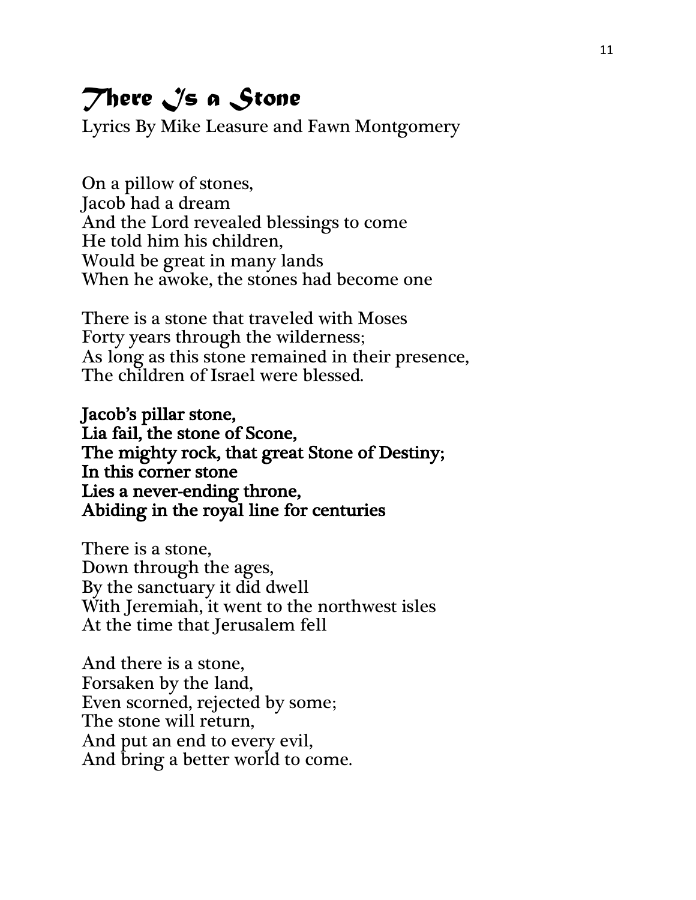# *There Is a Stone*

Lyrics By Mike Leasure and Fawn Montgomery

On a pillow of stones,
Jacob had a dream
And the Lord revealed blessings to come
He told him his children,
Would be great in many lands
When he awoke, the stones had become one

There is a stone that traveled with Moses
Forty years through the wilderness;
As long as this stone remained in their presence,
The children of Israel were blessed.

**Jacob's pillar stone,**
**Lia fail, the stone of Scone,**
**The mighty rock, that great Stone of Destiny;**
**In this corner stone**
**Lies a never-ending throne,**
**Abiding in the royal line for centuries**

There is a stone,
Down through the ages,
By the sanctuary it did dwell
With Jeremiah, it went to the northwest isles
At the time that Jerusalem fell

And there is a stone,
Forsaken by the land,
Even scorned, rejected by some;
The stone will return,
And put an end to every evil,
And bring a better world to come.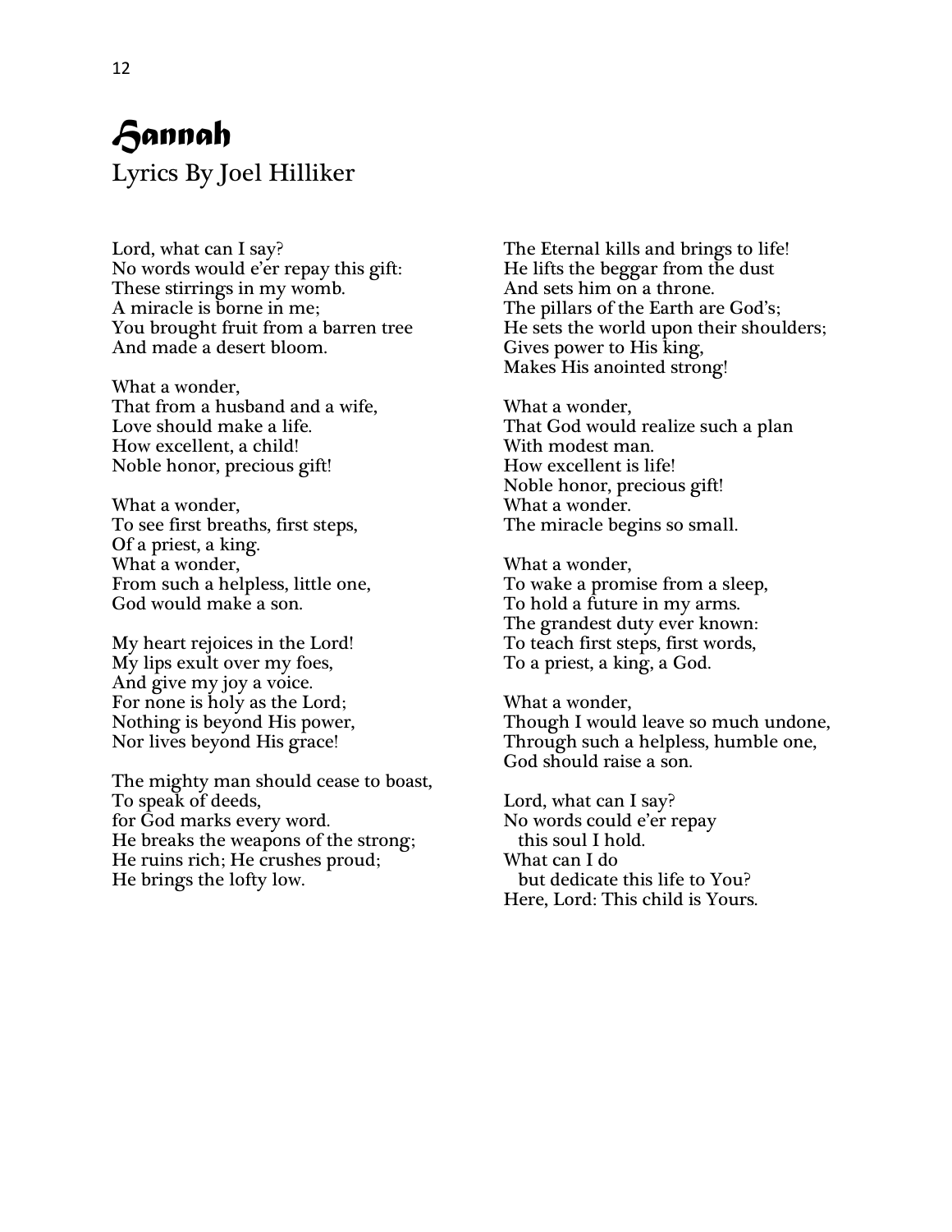# Hannah

Lyrics By Joel Hilliker

Lord, what can I say?
No words would e'er repay this gift:
These stirrings in my womb.
A miracle is borne in me;
You brought fruit from a barren tree
And made a desert bloom.

What a wonder,
That from a husband and a wife,
Love should make a life.
How excellent, a child!
Noble honor, precious gift!

What a wonder,
To see first breaths, first steps,
Of a priest, a king.
What a wonder,
From such a helpless, little one,
God would make a son.

My heart rejoices in the Lord!
My lips exult over my foes,
And give my joy a voice.
For none is holy as the Lord;
Nothing is beyond His power,
Nor lives beyond His grace!

The mighty man should cease to boast,
To speak of deeds,
for God marks every word.
He breaks the weapons of the strong;
He ruins rich; He crushes proud;
He brings the lofty low.

The Eternal kills and brings to life!
He lifts the beggar from the dust
And sets him on a throne.
The pillars of the Earth are God's;
He sets the world upon their shoulders;
Gives power to His king,
Makes His anointed strong!

What a wonder,
That God would realize such a plan
With modest man.
How excellent is life!
Noble honor, precious gift!
What a wonder.
The miracle begins so small.

What a wonder,
To wake a promise from a sleep,
To hold a future in my arms.
The grandest duty ever known:
To teach first steps, first words,
To a priest, a king, a God.

What a wonder,
Though I would leave so much undone,
Through such a helpless, humble one,
God should raise a son.

Lord, what can I say?
No words could e'er repay
  this soul I hold.
What can I do
  but dedicate this life to You?
Here, Lord: This child is Yours.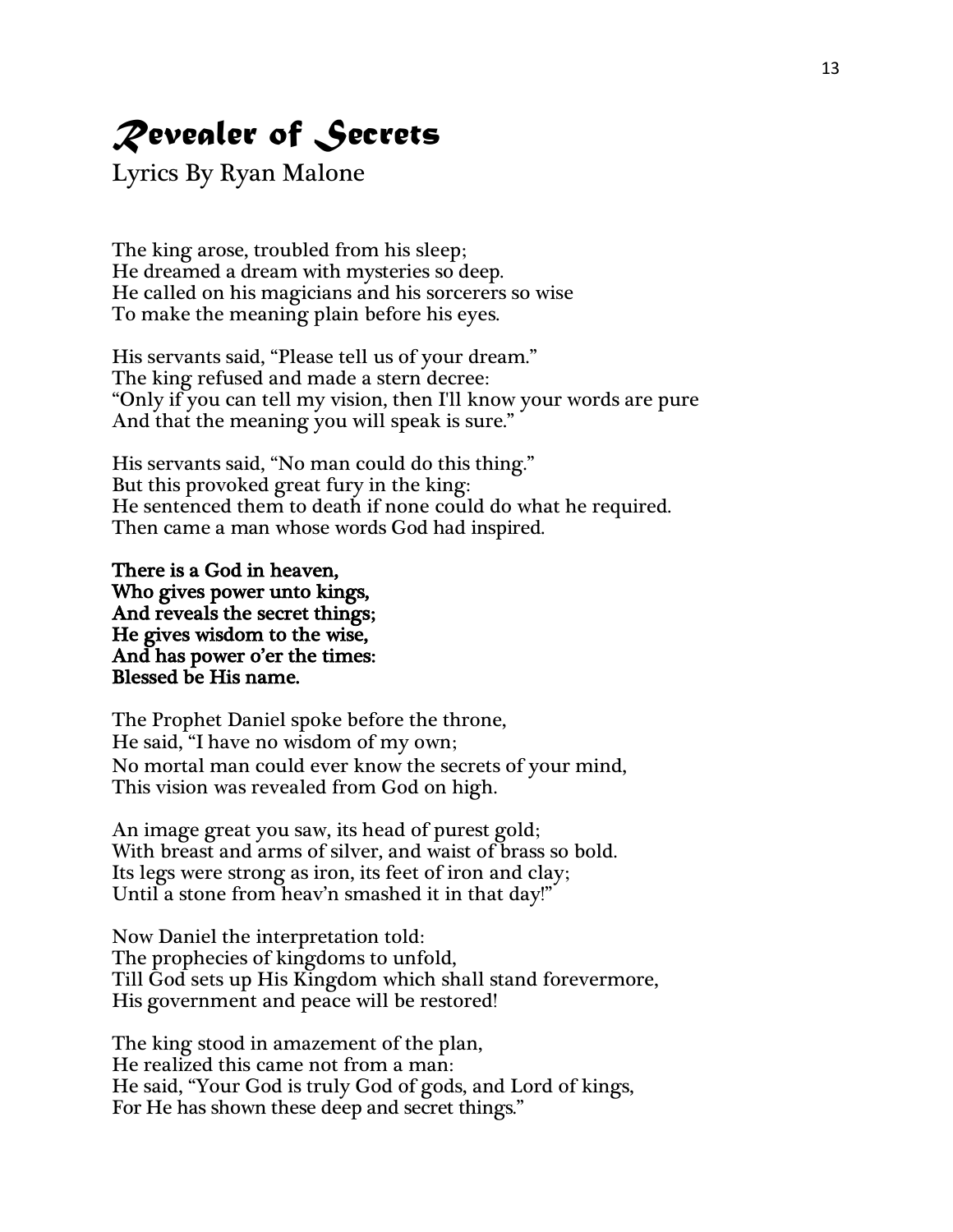# *Revealer of Secrets*

Lyrics By Ryan Malone

The king arose, troubled from his sleep;
He dreamed a dream with mysteries so deep.
He called on his magicians and his sorcerers so wise
To make the meaning plain before his eyes.

His servants said, "Please tell us of your dream."
The king refused and made a stern decree:
"Only if you can tell my vision, then I'll know your words are pure
And that the meaning you will speak is sure."

His servants said, "No man could do this thing."
But this provoked great fury in the king:
He sentenced them to death if none could do what he required.
Then came a man whose words God had inspired.

**There is a God in heaven,**
**Who gives power unto kings,**
**And reveals the secret things;**
**He gives wisdom to the wise,**
**And has power o'er the times:**
**Blessed be His name.**

The Prophet Daniel spoke before the throne,
He said, "I have no wisdom of my own;
No mortal man could ever know the secrets of your mind,
This vision was revealed from God on high.

An image great you saw, its head of purest gold;
With breast and arms of silver, and waist of brass so bold.
Its legs were strong as iron, its feet of iron and clay;
Until a stone from heav'n smashed it in that day!"

Now Daniel the interpretation told:
The prophecies of kingdoms to unfold,
Till God sets up His Kingdom which shall stand forevermore,
His government and peace will be restored!

The king stood in amazement of the plan,
He realized this came not from a man:
He said, "Your God is truly God of gods, and Lord of kings,
For He has shown these deep and secret things."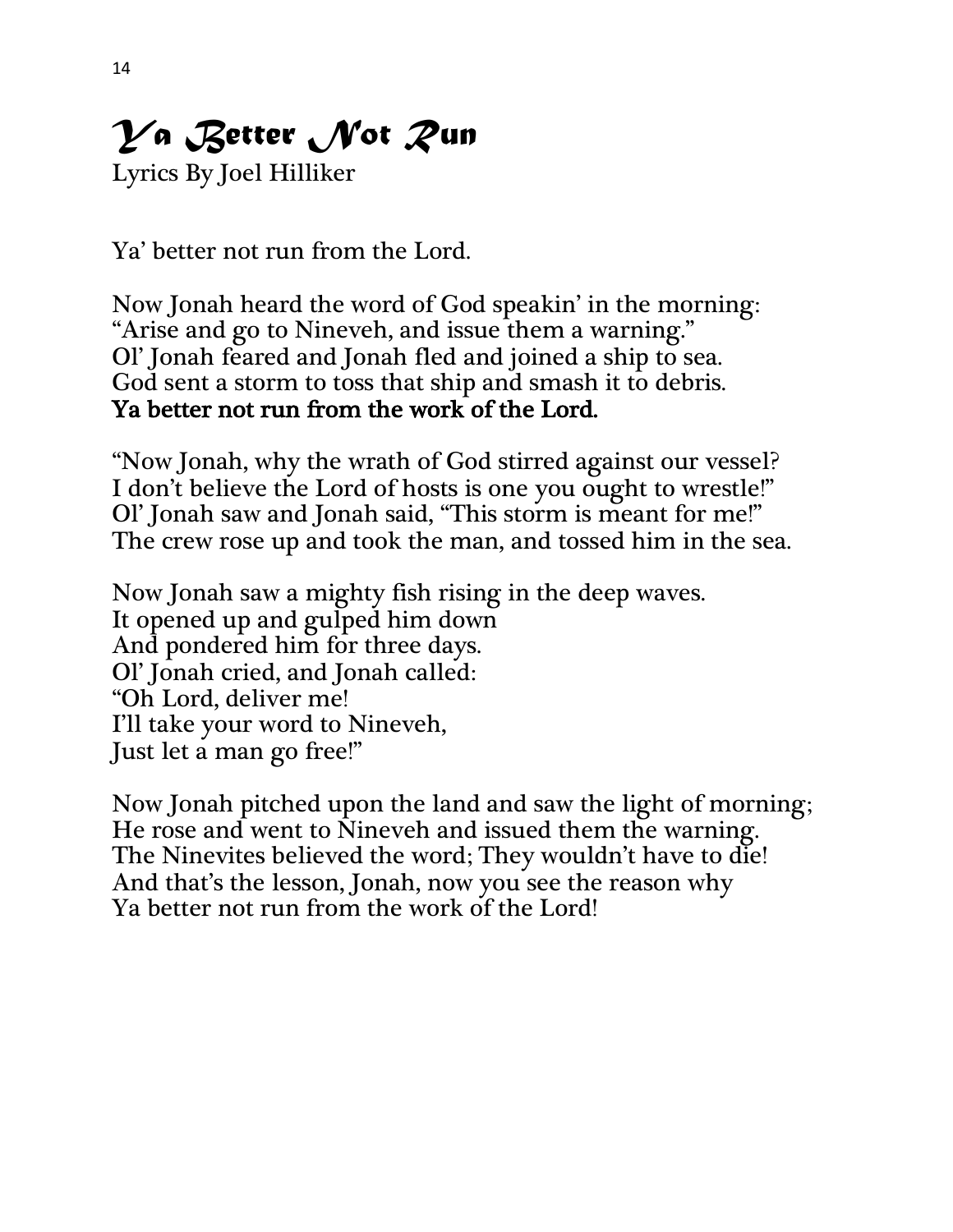# *Ya Better Not Run*

Lyrics By Joel Hilliker

Ya' better not run from the Lord.

Now Jonah heard the word of God speakin' in the morning:
"Arise and go to Nineveh, and issue them a warning."
Ol' Jonah feared and Jonah fled and joined a ship to sea.
God sent a storm to toss that ship and smash it to debris.
**Ya better not run from the work of the Lord.**

"Now Jonah, why the wrath of God stirred against our vessel?
I don't believe the Lord of hosts is one you ought to wrestle!"
Ol' Jonah saw and Jonah said, "This storm is meant for me!"
The crew rose up and took the man, and tossed him in the sea.

Now Jonah saw a mighty fish rising in the deep waves.
It opened up and gulped him down
And pondered him for three days.
Ol' Jonah cried, and Jonah called:
"Oh Lord, deliver me!
I'll take your word to Nineveh,
Just let a man go free!"

Now Jonah pitched upon the land and saw the light of morning;
He rose and went to Nineveh and issued them the warning.
The Ninevites believed the word; They wouldn't have to die!
And that's the lesson, Jonah, now you see the reason why
Ya better not run from the work of the Lord!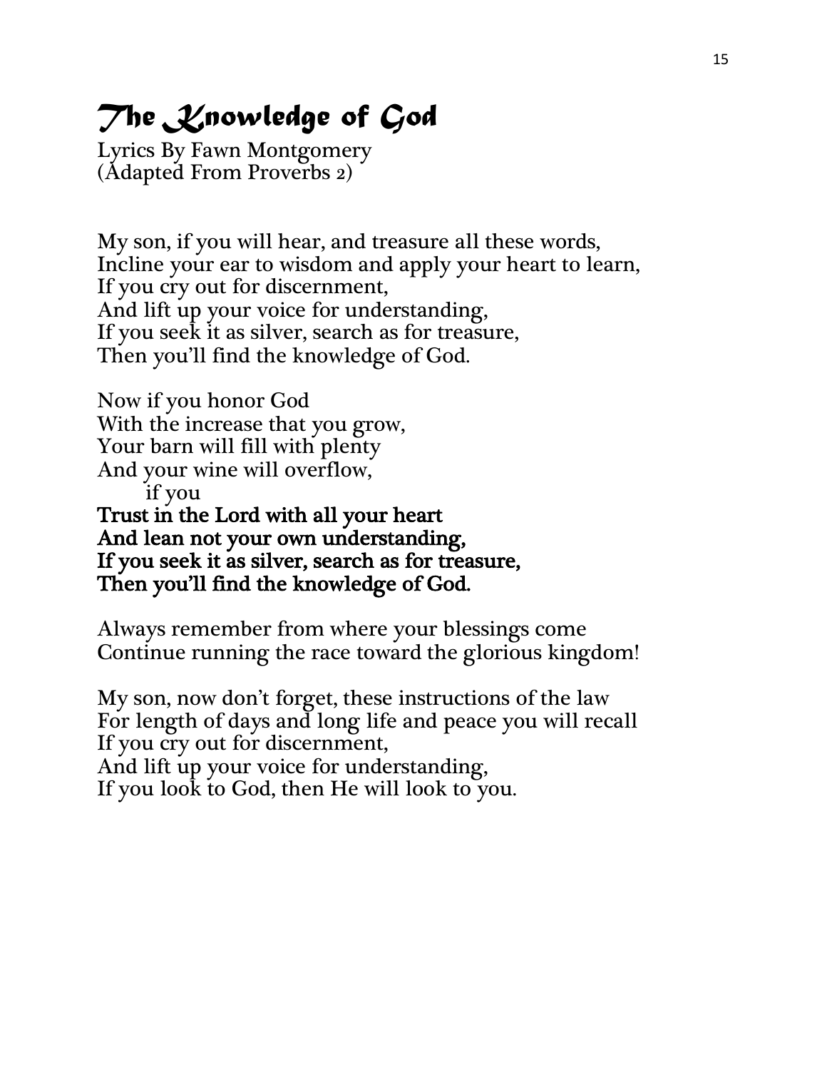# *The Knowledge of God*

Lyrics By Fawn Montgomery
(Adapted From Proverbs 2)

My son, if you will hear, and treasure all these words,
Incline your ear to wisdom and apply your heart to learn,
If you cry out for discernment,
And lift up your voice for understanding,
If you seek it as silver, search as for treasure,
Then you'll find the knowledge of God.

Now if you honor God
With the increase that you grow,
Your barn will fill with plenty
And your wine will overflow,
if you
**Trust in the Lord with all your heart**
**And lean not your own understanding,**
**If you seek it as silver, search as for treasure,**
**Then you'll find the knowledge of God.**

Always remember from where your blessings come
Continue running the race toward the glorious kingdom!

My son, now don't forget, these instructions of the law
For length of days and long life and peace you will recall
If you cry out for discernment,
And lift up your voice for understanding,
If you look to God, then He will look to you.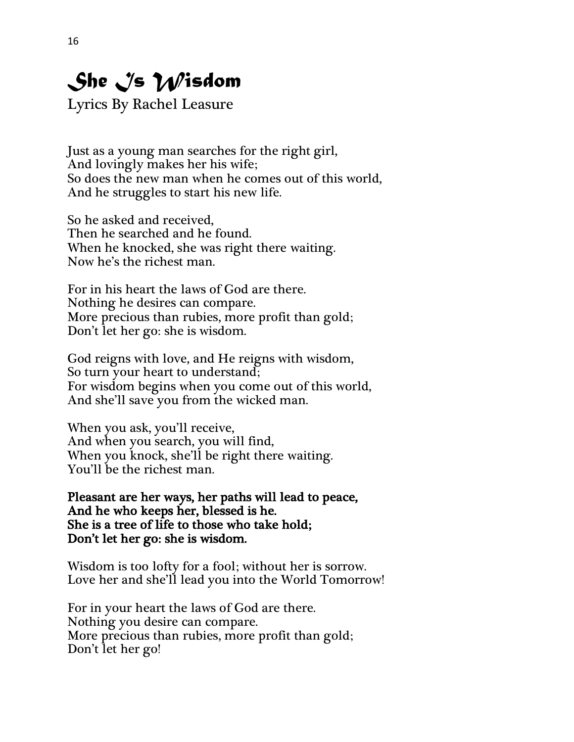# She Is Wisdom

Lyrics By Rachel Leasure

Just as a young man searches for the right girl,
And lovingly makes her his wife;
So does the new man when he comes out of this world,
And he struggles to start his new life.

So he asked and received,
Then he searched and he found.
When he knocked, she was right there waiting.
Now he's the richest man.

For in his heart the laws of God are there.
Nothing he desires can compare.
More precious than rubies, more profit than gold;
Don't let her go: she is wisdom.

God reigns with love, and He reigns with wisdom,
So turn your heart to understand;
For wisdom begins when you come out of this world,
And she'll save you from the wicked man.

When you ask, you'll receive,
And when you search, you will find,
When you knock, she'll be right there waiting.
You'll be the richest man.

**Pleasant are her ways, her paths will lead to peace,**
**And he who keeps her, blessed is he.**
**She is a tree of life to those who take hold;**
**Don't let her go: she is wisdom.**

Wisdom is too lofty for a fool; without her is sorrow.
Love her and she'll lead you into the World Tomorrow!

For in your heart the laws of God are there.
Nothing you desire can compare.
More precious than rubies, more profit than gold;
Don't let her go!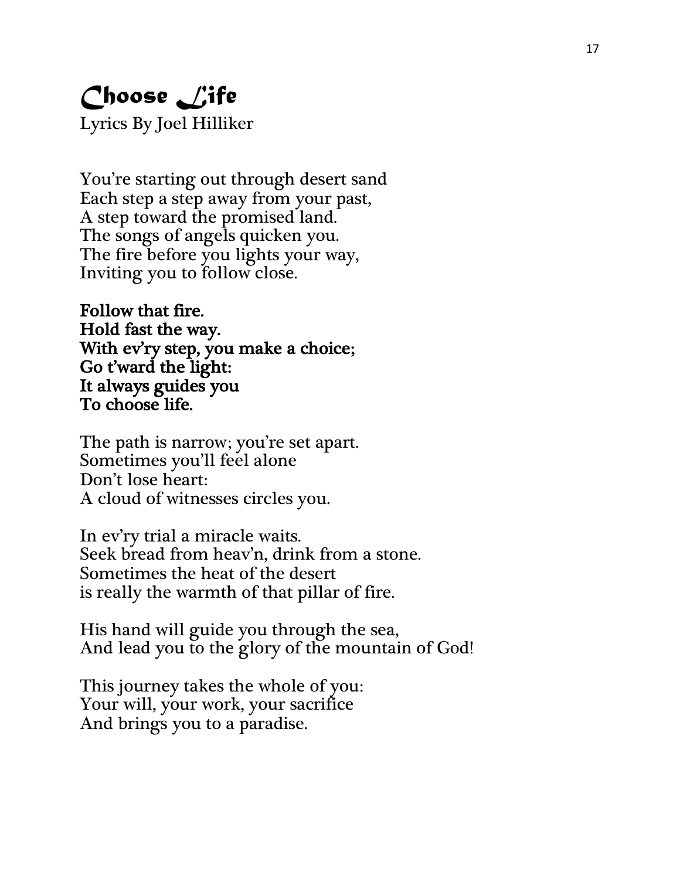# *Choose Life*

Lyrics By Joel Hilliker

You're starting out through desert sand  
Each step a step away from your past,  
A step toward the promised land.  
The songs of angels quicken you.  
The fire before you lights your way,  
Inviting you to follow close.

**Follow that fire.**  
**Hold fast the way.**  
**With ev'ry step, you make a choice;**  
**Go t'ward the light:**  
**It always guides you**  
**To choose life.**

The path is narrow; you're set apart.  
Sometimes you'll feel alone  
Don't lose heart:  
A cloud of witnesses circles you.

In ev'ry trial a miracle waits.  
Seek bread from heav'n, drink from a stone.  
Sometimes the heat of the desert  
is really the warmth of that pillar of fire.

His hand will guide you through the sea,  
And lead you to the glory of the mountain of God!

This journey takes the whole of you:  
Your will, your work, your sacrifice  
And brings you to a paradise.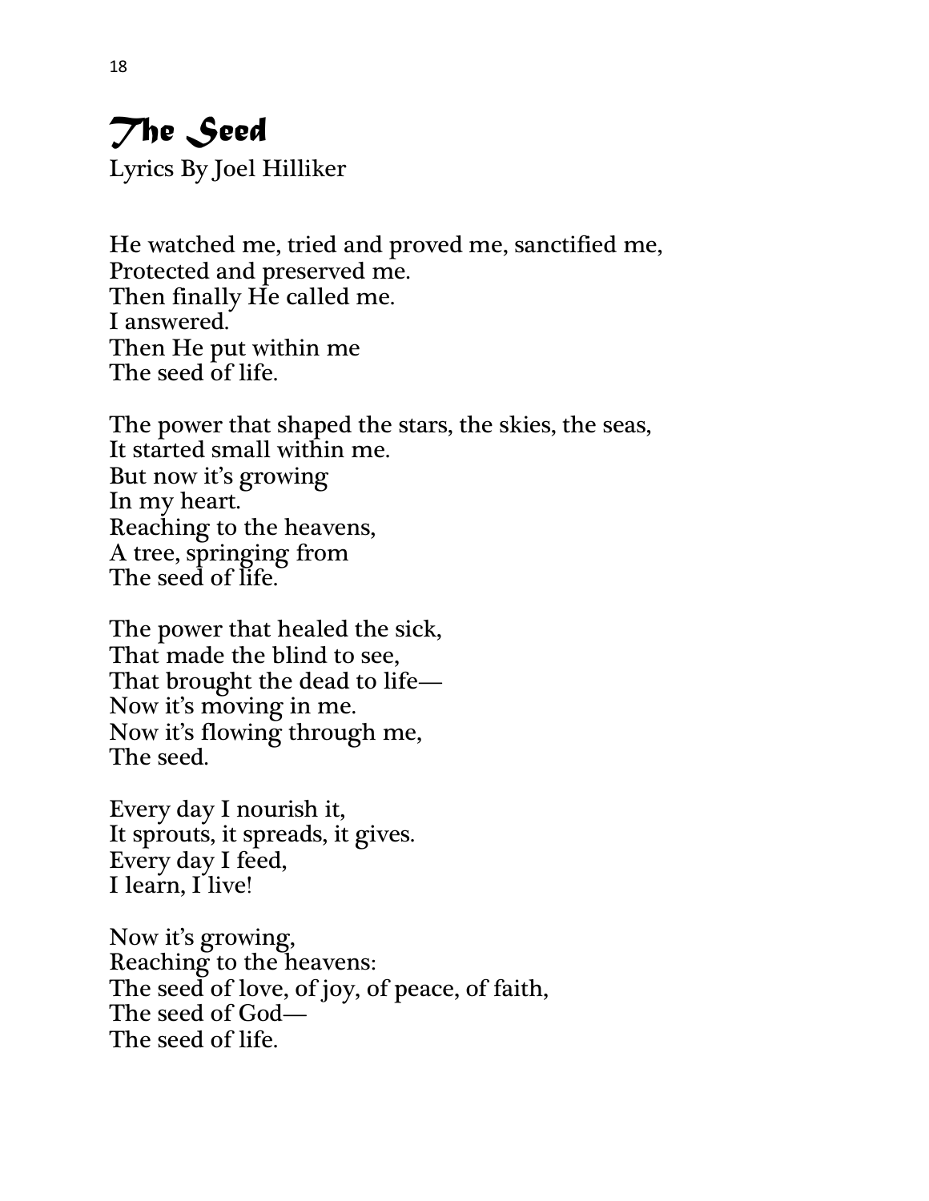# The Seed

Lyrics By Joel Hilliker

He watched me, tried and proved me, sanctified me,
Protected and preserved me.
Then finally He called me.
I answered.
Then He put within me
The seed of life.

The power that shaped the stars, the skies, the seas,
It started small within me.
But now it's growing
In my heart.
Reaching to the heavens,
A tree, springing from
The seed of life.

The power that healed the sick,
That made the blind to see,
That brought the dead to life—
Now it's moving in me.
Now it's flowing through me,
The seed.

Every day I nourish it,
It sprouts, it spreads, it gives.
Every day I feed,
I learn, I live!

Now it's growing,
Reaching to the heavens:
The seed of love, of joy, of peace, of faith,
The seed of God—
The seed of life.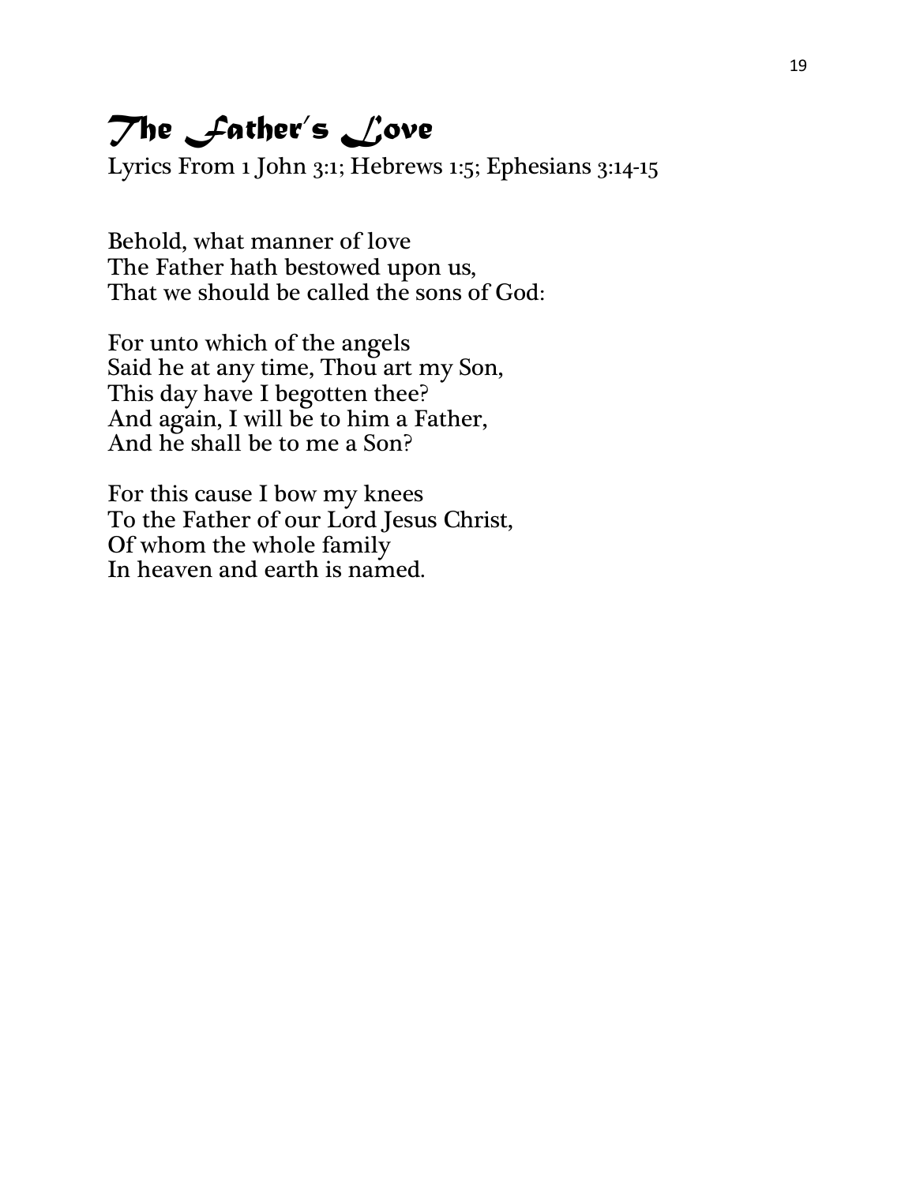# *The Father's Love*

Lyrics From 1 John 3:1; Hebrews 1:5; Ephesians 3:14-15

Behold, what manner of love  
The Father hath bestowed upon us,  
That we should be called the sons of God:

For unto which of the angels  
Said he at any time, Thou art my Son,  
This day have I begotten thee?  
And again, I will be to him a Father,  
And he shall be to me a Son?

For this cause I bow my knees  
To the Father of our Lord Jesus Christ,  
Of whom the whole family  
In heaven and earth is named.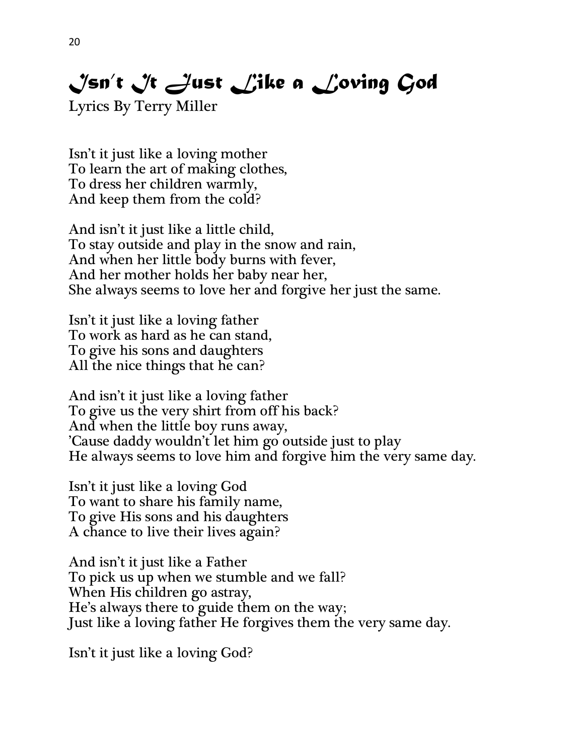# *Isn't It Just Like a Loving God*

Lyrics By Terry Miller

Isn't it just like a loving mother  
To learn the art of making clothes,  
To dress her children warmly,  
And keep them from the cold?

And isn't it just like a little child,  
To stay outside and play in the snow and rain,  
And when her little body burns with fever,  
And her mother holds her baby near her,  
She always seems to love her and forgive her just the same.

Isn't it just like a loving father  
To work as hard as he can stand,  
To give his sons and daughters  
All the nice things that he can?

And isn't it just like a loving father  
To give us the very shirt from off his back?  
And when the little boy runs away,  
'Cause daddy wouldn't let him go outside just to play  
He always seems to love him and forgive him the very same day.

Isn't it just like a loving God  
To want to share his family name,  
To give His sons and his daughters  
A chance to live their lives again?

And isn't it just like a Father  
To pick us up when we stumble and we fall?  
When His children go astray,  
He's always there to guide them on the way;  
Just like a loving father He forgives them the very same day.

Isn't it just like a loving God?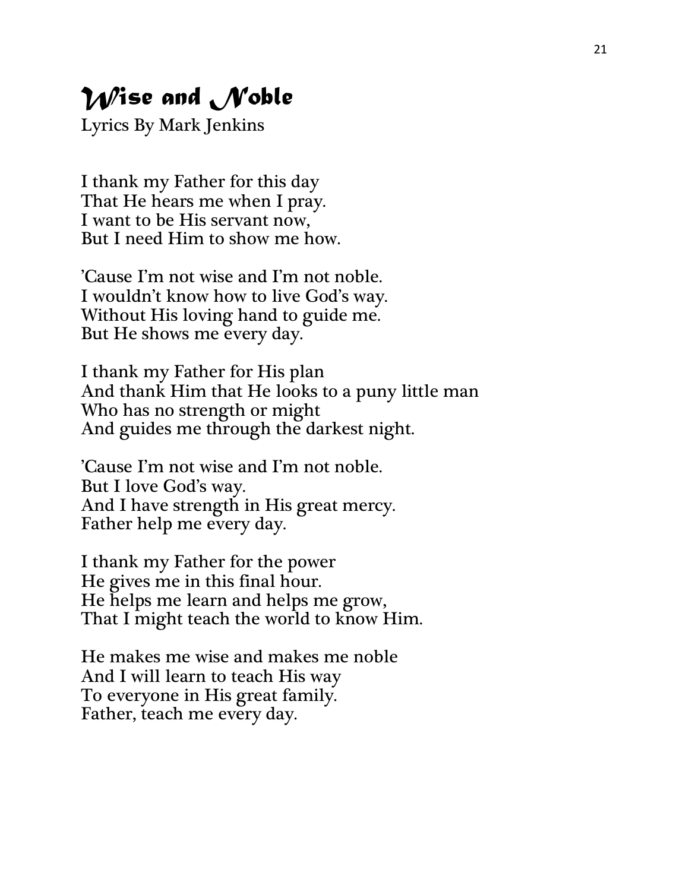# Wise and Noble

Lyrics By Mark Jenkins

I thank my Father for this day
That He hears me when I pray.
I want to be His servant now,
But I need Him to show me how.

'Cause I'm not wise and I'm not noble.
I wouldn't know how to live God's way.
Without His loving hand to guide me.
But He shows me every day.

I thank my Father for His plan
And thank Him that He looks to a puny little man
Who has no strength or might
And guides me through the darkest night.

'Cause I'm not wise and I'm not noble.
But I love God's way.
And I have strength in His great mercy.
Father help me every day.

I thank my Father for the power
He gives me in this final hour.
He helps me learn and helps me grow,
That I might teach the world to know Him.

He makes me wise and makes me noble
And I will learn to teach His way
To everyone in His great family.
Father, teach me every day.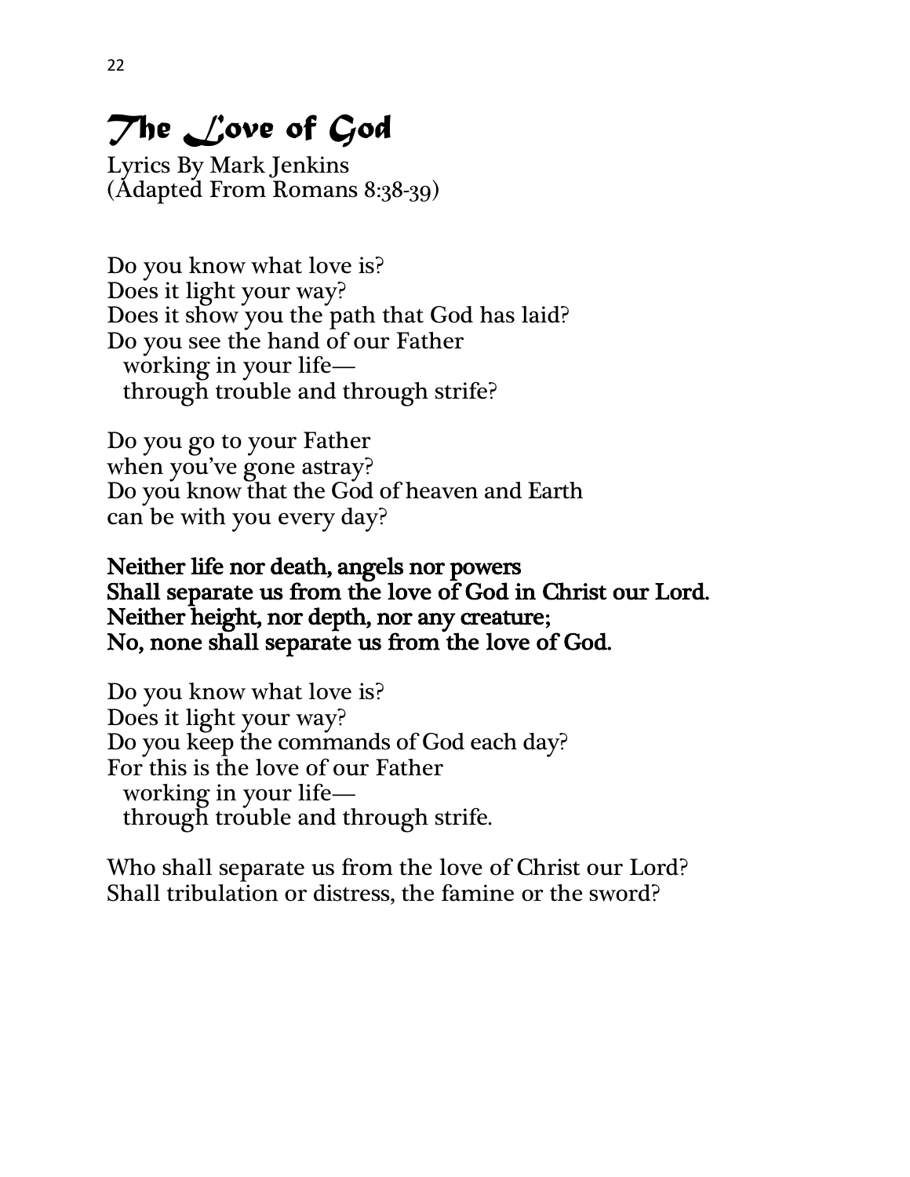# *The Love of God*

Lyrics By Mark Jenkins
(Adapted From Romans 8:38-39)

Do you know what love is?
Does it light your way?
Does it show you the path that God has laid?
Do you see the hand of our Father
  working in your life—
  through trouble and through strife?

Do you go to your Father
when you've gone astray?
Do you know that the God of heaven and Earth
can be with you every day?

**Neither life nor death, angels nor powers**
**Shall separate us from the love of God in Christ our Lord.**
**Neither height, nor depth, nor any creature;**
**No, none shall separate us from the love of God.**

Do you know what love is?
Does it light your way?
Do you keep the commands of God each day?
For this is the love of our Father
  working in your life—
  through trouble and through strife.

Who shall separate us from the love of Christ our Lord?
Shall tribulation or distress, the famine or the sword?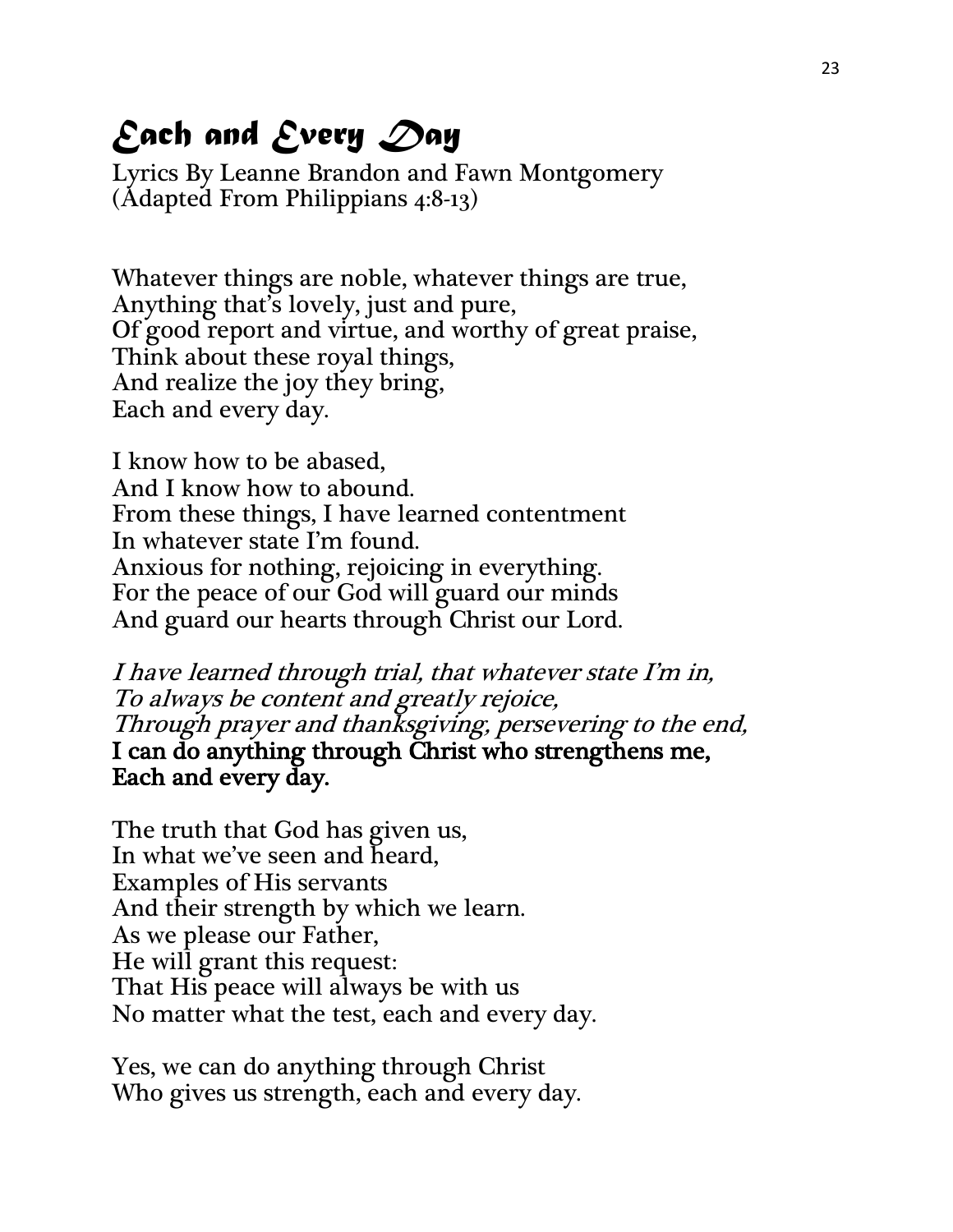# *Each and Every Day*

Lyrics By Leanne Brandon and Fawn Montgomery
(Adapted From Philippians 4:8-13)

Whatever things are noble, whatever things are true,
Anything that's lovely, just and pure,
Of good report and virtue, and worthy of great praise,
Think about these royal things,
And realize the joy they bring,
Each and every day.

I know how to be abased,
And I know how to abound.
From these things, I have learned contentment
In whatever state I'm found.
Anxious for nothing, rejoicing in everything.
For the peace of our God will guard our minds
And guard our hearts through Christ our Lord.

*I have learned through trial, that whatever state I'm in,*
*To always be content and greatly rejoice,*
*Through prayer and thanksgiving, persevering to the end,*
**I can do anything through Christ who strengthens me,**
**Each and every day.**

The truth that God has given us,
In what we've seen and heard,
Examples of His servants
And their strength by which we learn.
As we please our Father,
He will grant this request:
That His peace will always be with us
No matter what the test, each and every day.

Yes, we can do anything through Christ
Who gives us strength, each and every day.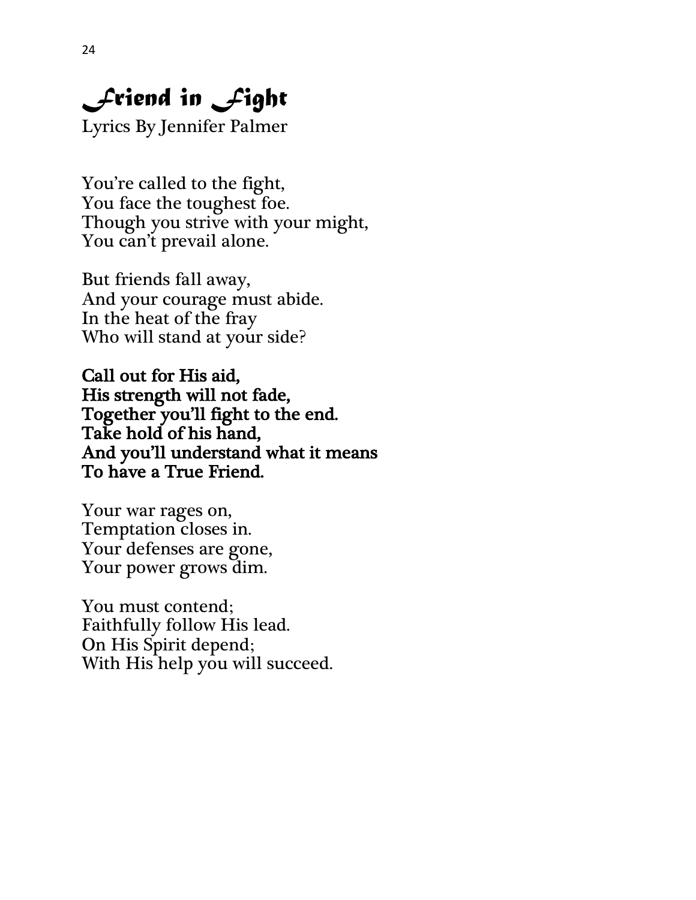# *Friend in Fight*

Lyrics By Jennifer Palmer

You're called to the fight,
You face the toughest foe.
Though you strive with your might,
You can't prevail alone.

But friends fall away,
And your courage must abide.
In the heat of the fray
Who will stand at your side?

**Call out for His aid,**
**His strength will not fade,**
**Together you'll fight to the end.**
**Take hold of his hand,**
**And you'll understand what it means**
**To have a True Friend.**

Your war rages on,
Temptation closes in.
Your defenses are gone,
Your power grows dim.

You must contend;
Faithfully follow His lead.
On His Spirit depend;
With His help you will succeed.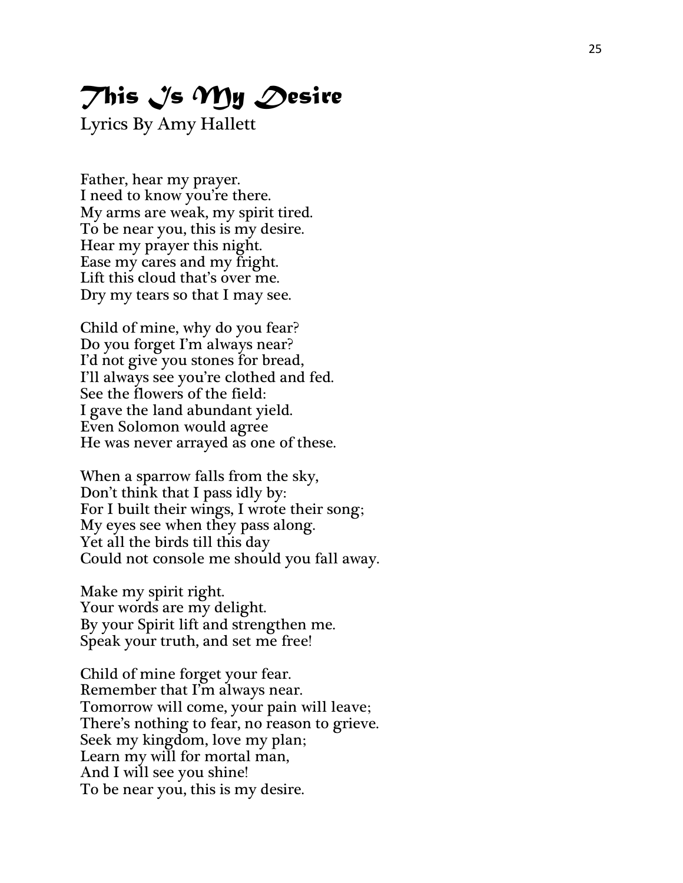# *This Is My Desire*

Lyrics By Amy Hallett

Father, hear my prayer.
I need to know you're there.
My arms are weak, my spirit tired.
To be near you, this is my desire.
Hear my prayer this night.
Ease my cares and my fright.
Lift this cloud that's over me.
Dry my tears so that I may see.

Child of mine, why do you fear?
Do you forget I'm always near?
I'd not give you stones for bread,
I'll always see you're clothed and fed.
See the flowers of the field:
I gave the land abundant yield.
Even Solomon would agree
He was never arrayed as one of these.

When a sparrow falls from the sky,
Don't think that I pass idly by:
For I built their wings, I wrote their song;
My eyes see when they pass along.
Yet all the birds till this day
Could not console me should you fall away.

Make my spirit right.
Your words are my delight.
By your Spirit lift and strengthen me.
Speak your truth, and set me free!

Child of mine forget your fear.
Remember that I'm always near.
Tomorrow will come, your pain will leave;
There's nothing to fear, no reason to grieve.
Seek my kingdom, love my plan;
Learn my will for mortal man,
And I will see you shine!
To be near you, this is my desire.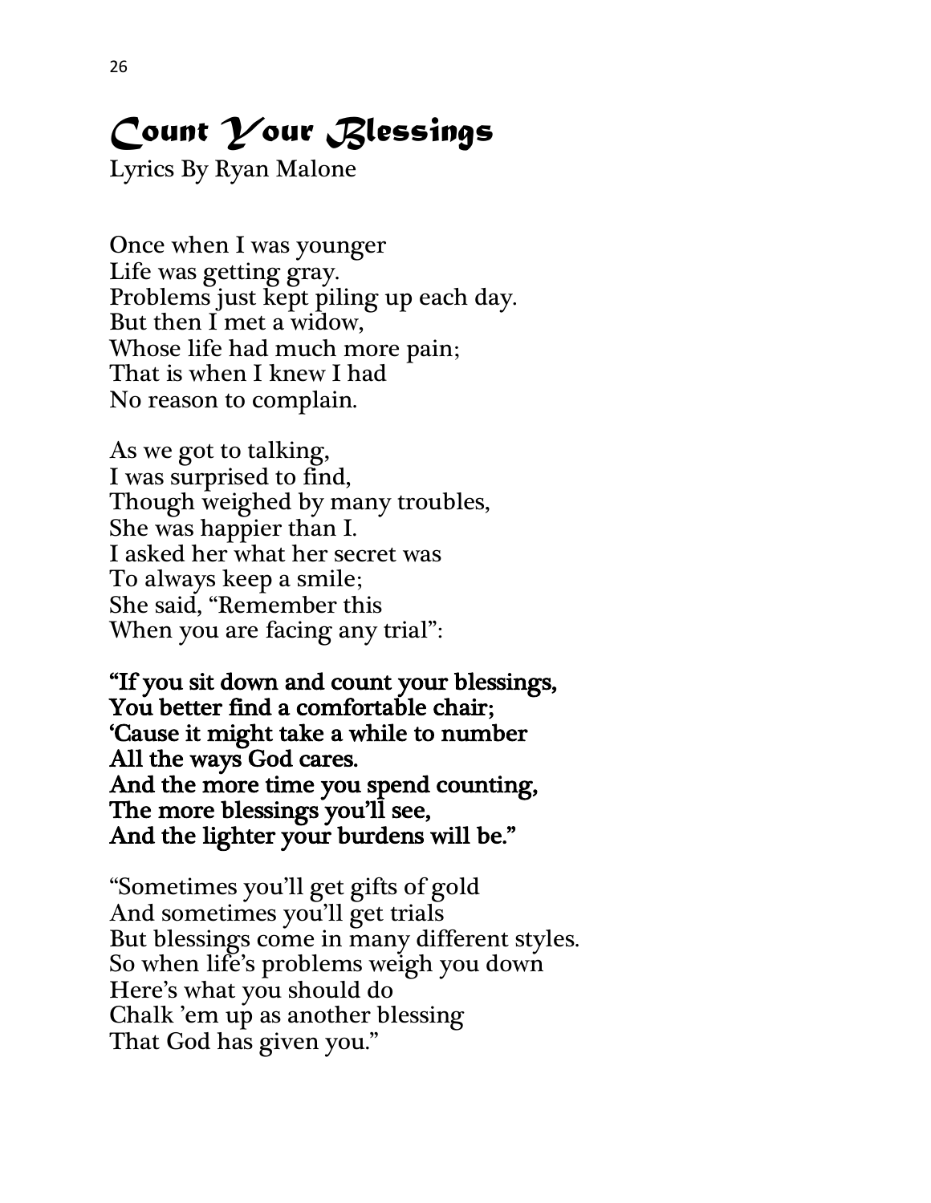# *Count Your Blessings*

Lyrics By Ryan Malone

Once when I was younger
Life was getting gray.
Problems just kept piling up each day.
But then I met a widow,
Whose life had much more pain;
That is when I knew I had
No reason to complain.

As we got to talking,
I was surprised to find,
Though weighed by many troubles,
She was happier than I.
I asked her what her secret was
To always keep a smile;
She said, "Remember this
When you are facing any trial":

**"If you sit down and count your blessings,**
**You better find a comfortable chair;**
**'Cause it might take a while to number**
**All the ways God cares.**
**And the more time you spend counting,**
**The more blessings you'll see,**
**And the lighter your burdens will be."**

"Sometimes you'll get gifts of gold
And sometimes you'll get trials
But blessings come in many different styles.
So when life's problems weigh you down
Here's what you should do
Chalk 'em up as another blessing
That God has given you."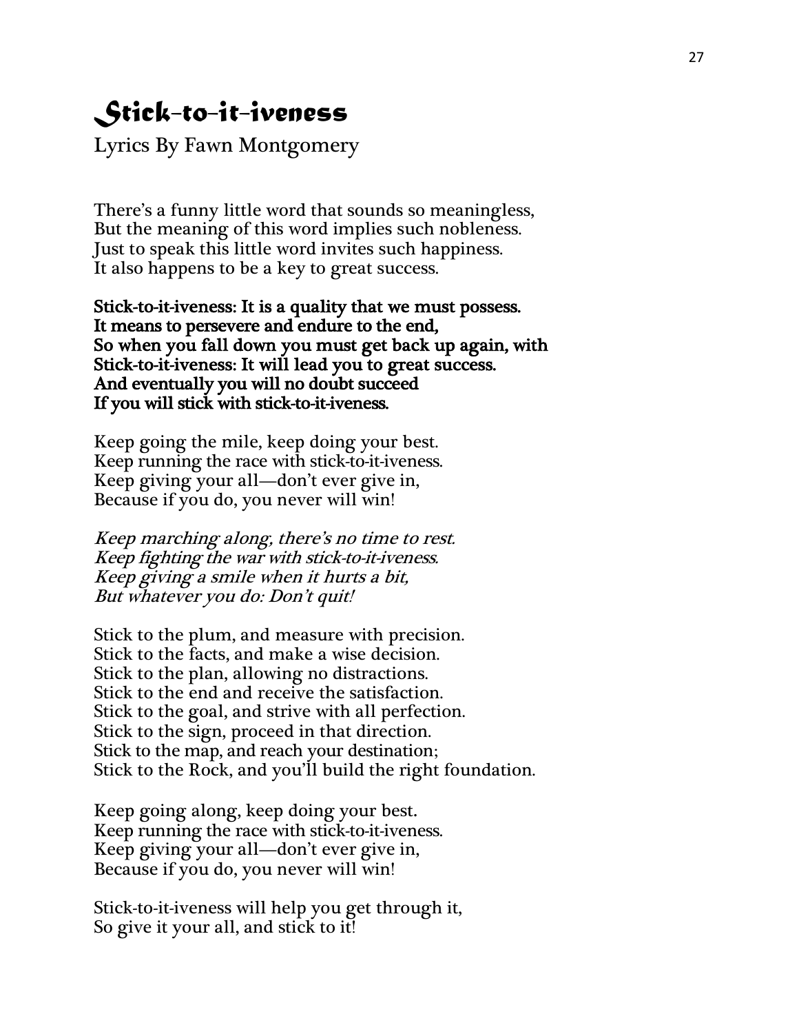# Stick-to-it-iveness

Lyrics By Fawn Montgomery

There's a funny little word that sounds so meaningless,
But the meaning of this word implies such nobleness.
Just to speak this little word invites such happiness.
It also happens to be a key to great success.

**Stick-to-it-iveness: It is a quality that we must possess.**
**It means to persevere and endure to the end,**
**So when you fall down you must get back up again, with**
**Stick-to-it-iveness: It will lead you to great success.**
**And eventually you will no doubt succeed**
**If you will stick with stick-to-it-iveness.**

Keep going the mile, keep doing your best.
Keep running the race with stick-to-it-iveness.
Keep giving your all—don't ever give in,
Because if you do, you never will win!

*Keep marching along, there's no time to rest.*
*Keep fighting the war with stick-to-it-iveness.*
*Keep giving a smile when it hurts a bit,*
*But whatever you do: Don't quit!*

Stick to the plum, and measure with precision.
Stick to the facts, and make a wise decision.
Stick to the plan, allowing no distractions.
Stick to the end and receive the satisfaction.
Stick to the goal, and strive with all perfection.
Stick to the sign, proceed in that direction.
Stick to the map, and reach your destination;
Stick to the Rock, and you'll build the right foundation.

Keep going along, keep doing your best.
Keep running the race with stick-to-it-iveness.
Keep giving your all—don't ever give in,
Because if you do, you never will win!

Stick-to-it-iveness will help you get through it,
So give it your all, and stick to it!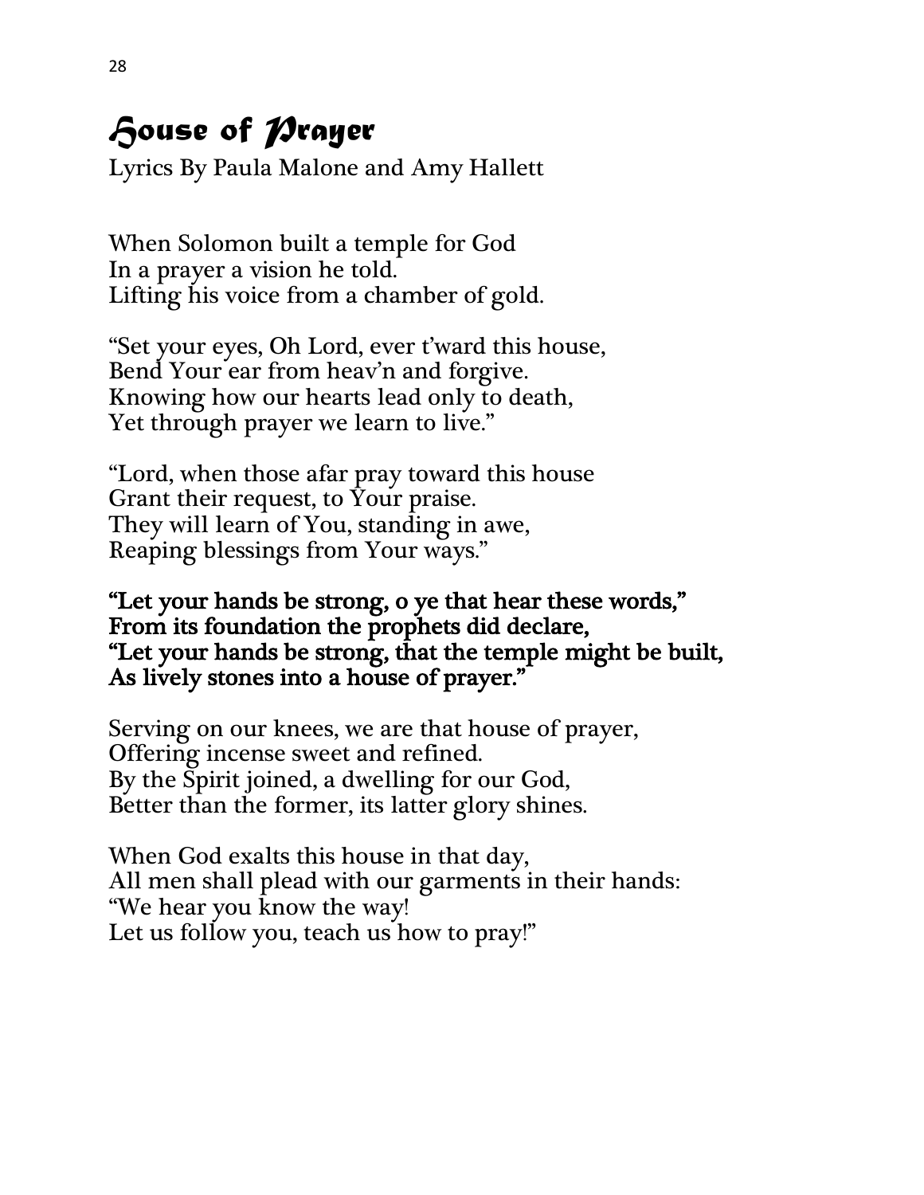# *House of Prayer*

Lyrics By Paula Malone and Amy Hallett

When Solomon built a temple for God
In a prayer a vision he told.
Lifting his voice from a chamber of gold.

"Set your eyes, Oh Lord, ever t'ward this house,
Bend Your ear from heav'n and forgive.
Knowing how our hearts lead only to death,
Yet through prayer we learn to live."

"Lord, when those afar pray toward this house
Grant their request, to Your praise.
They will learn of You, standing in awe,
Reaping blessings from Your ways."

**"Let your hands be strong, o ye that hear these words,"**
**From its foundation the prophets did declare,**
**"Let your hands be strong, that the temple might be built,**
**As lively stones into a house of prayer."**

Serving on our knees, we are that house of prayer,
Offering incense sweet and refined.
By the Spirit joined, a dwelling for our God,
Better than the former, its latter glory shines.

When God exalts this house in that day,
All men shall plead with our garments in their hands:
"We hear you know the way!
Let us follow you, teach us how to pray!"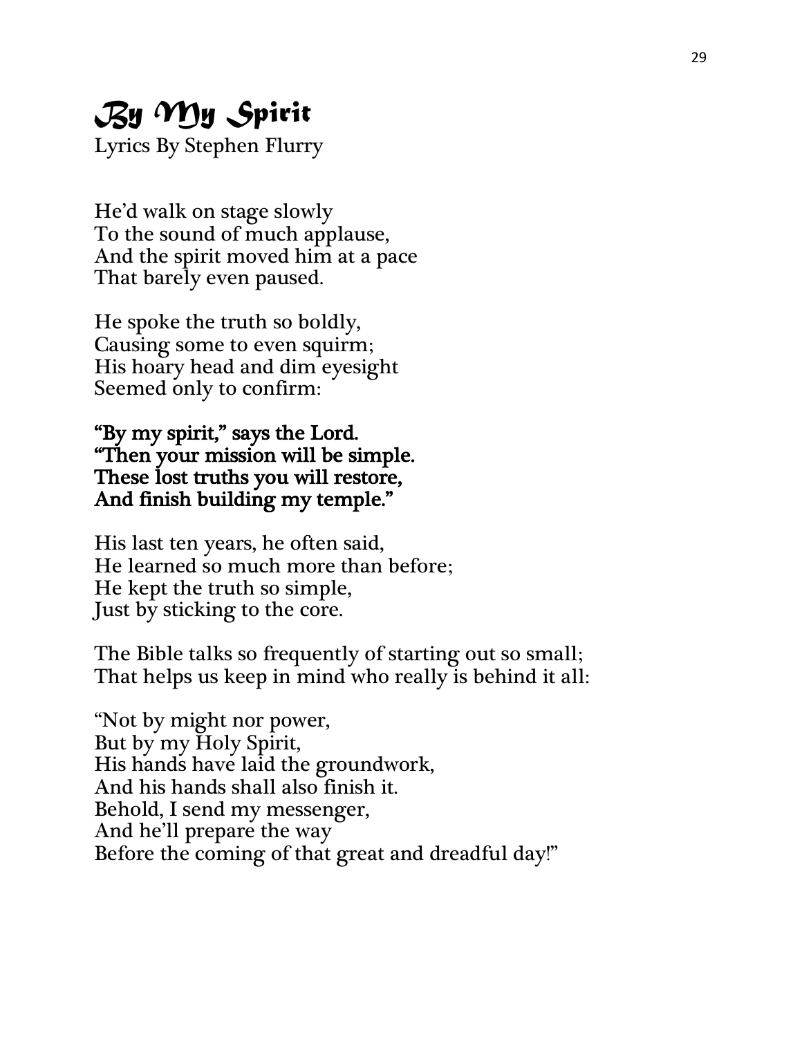# *By My Spirit*

Lyrics By Stephen Flurry

He'd walk on stage slowly
To the sound of much applause,
And the spirit moved him at a pace
That barely even paused.

He spoke the truth so boldly,
Causing some to even squirm;
His hoary head and dim eyesight
Seemed only to confirm:

**"By my spirit," says the Lord.**
**"Then your mission will be simple.**
**These lost truths you will restore,**
**And finish building my temple."**

His last ten years, he often said,
He learned so much more than before;
He kept the truth so simple,
Just by sticking to the core.

The Bible talks so frequently of starting out so small;
That helps us keep in mind who really is behind it all:

"Not by might nor power,
But by my Holy Spirit,
His hands have laid the groundwork,
And his hands shall also finish it.
Behold, I send my messenger,
And he'll prepare the way
Before the coming of that great and dreadful day!"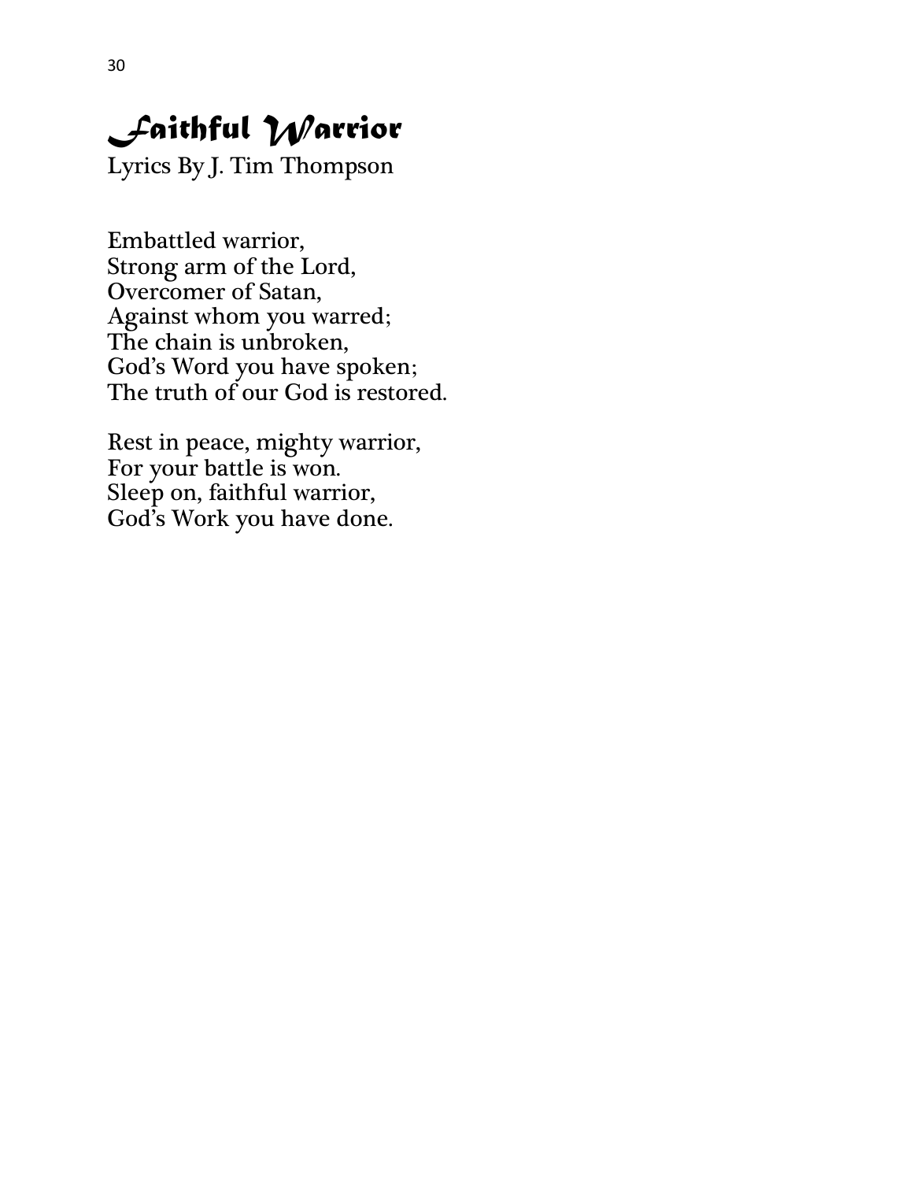# *Faithful Warrior*

Lyrics By J. Tim Thompson

Embattled warrior,
Strong arm of the Lord,
Overcomer of Satan,
Against whom you warred;
The chain is unbroken,
God's Word you have spoken;
The truth of our God is restored.

Rest in peace, mighty warrior,
For your battle is won.
Sleep on, faithful warrior,
God's Work you have done.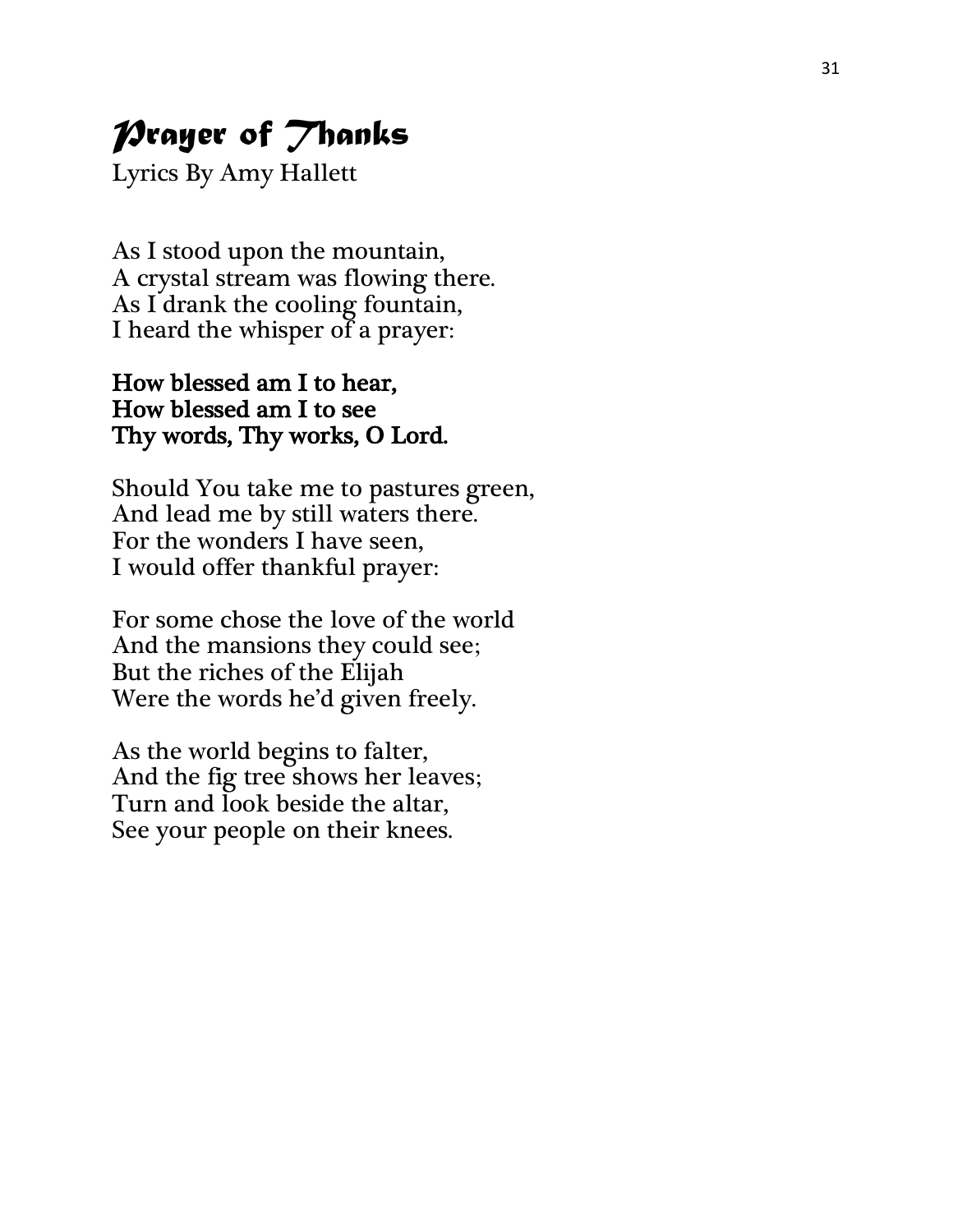# *Prayer of Thanks*

Lyrics By Amy Hallett

As I stood upon the mountain,
A crystal stream was flowing there.
As I drank the cooling fountain,
I heard the whisper of a prayer:

**How blessed am I to hear,**
**How blessed am I to see**
**Thy words, Thy works, O Lord.**

Should You take me to pastures green,
And lead me by still waters there.
For the wonders I have seen,
I would offer thankful prayer:

For some chose the love of the world
And the mansions they could see;
But the riches of the Elijah
Were the words he'd given freely.

As the world begins to falter,
And the fig tree shows her leaves;
Turn and look beside the altar,
See your people on their knees.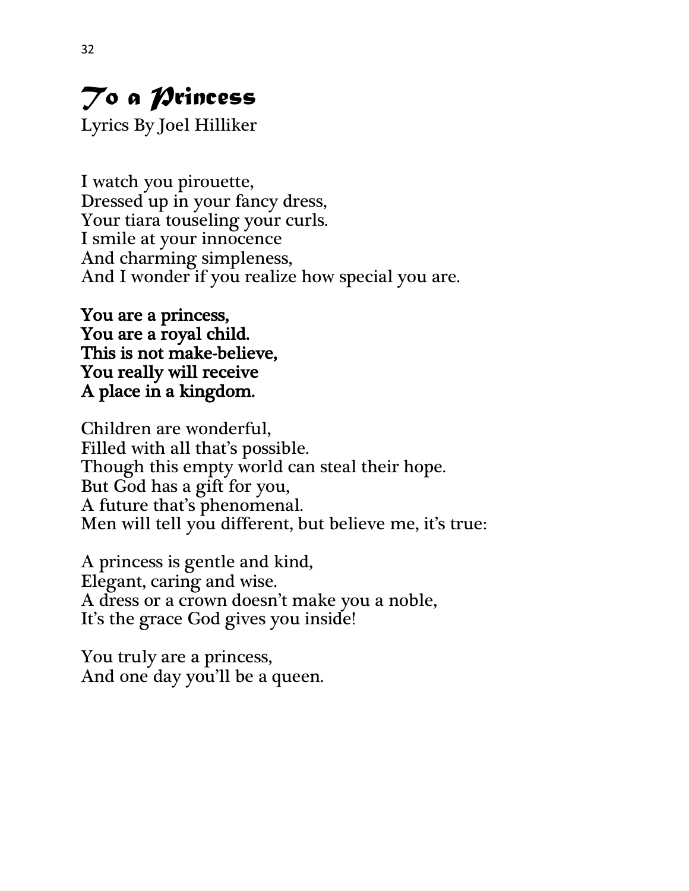# *To a Princess*

Lyrics By Joel Hilliker

I watch you pirouette,  
Dressed up in your fancy dress,  
Your tiara touseling your curls.  
I smile at your innocence  
And charming simpleness,  
And I wonder if you realize how special you are.

**You are a princess,**  
**You are a royal child.**  
**This is not make-believe,**  
**You really will receive**  
**A place in a kingdom.**

Children are wonderful,  
Filled with all that's possible.  
Though this empty world can steal their hope.  
But God has a gift for you,  
A future that's phenomenal.  
Men will tell you different, but believe me, it's true:

A princess is gentle and kind,  
Elegant, caring and wise.  
A dress or a crown doesn't make you a noble,  
It's the grace God gives you inside!

You truly are a princess,  
And one day you'll be a queen.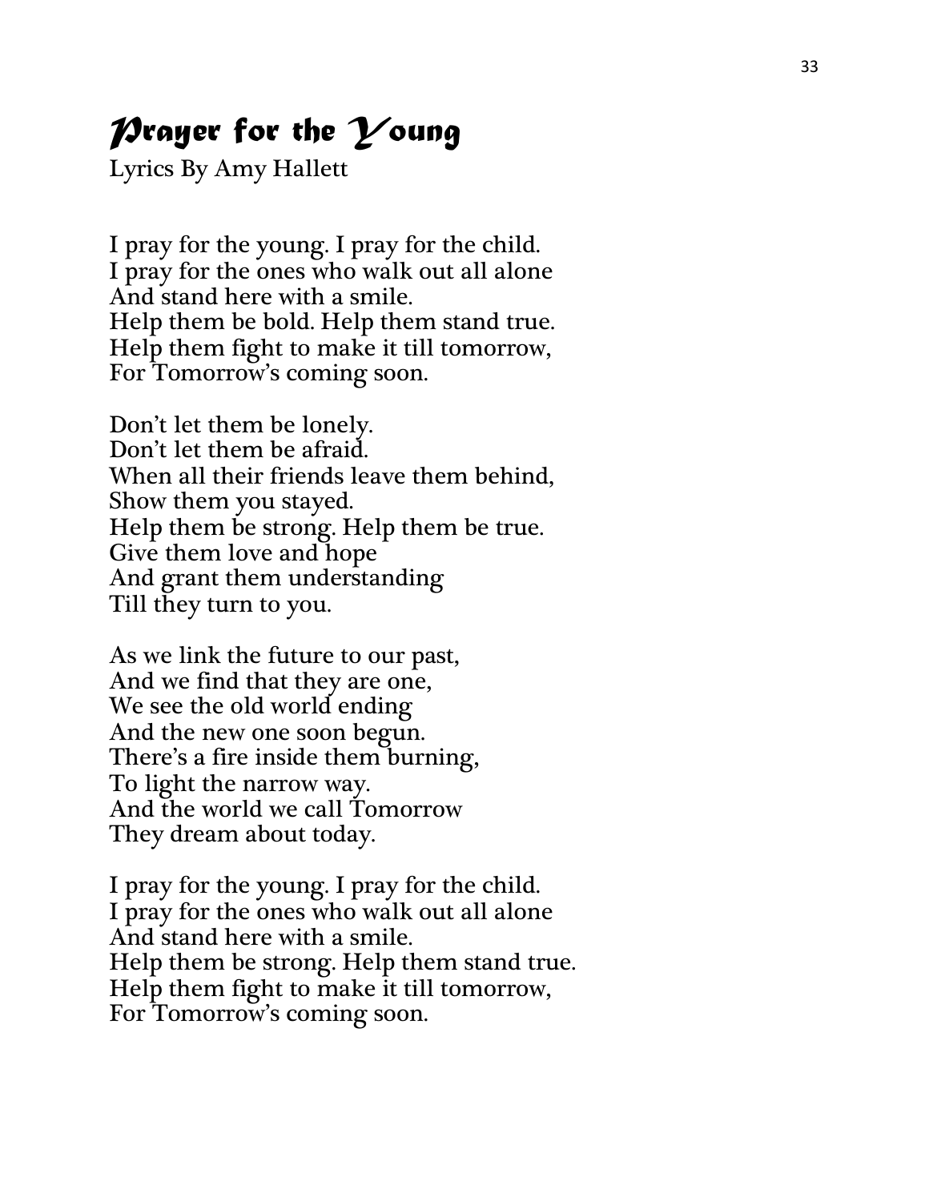# *Prayer for the Young*

Lyrics By Amy Hallett

I pray for the young. I pray for the child.
I pray for the ones who walk out all alone
And stand here with a smile.
Help them be bold. Help them stand true.
Help them fight to make it till tomorrow,
For Tomorrow's coming soon.

Don't let them be lonely.
Don't let them be afraid.
When all their friends leave them behind,
Show them you stayed.
Help them be strong. Help them be true.
Give them love and hope
And grant them understanding
Till they turn to you.

As we link the future to our past,
And we find that they are one,
We see the old world ending
And the new one soon begun.
There's a fire inside them burning,
To light the narrow way.
And the world we call Tomorrow
They dream about today.

I pray for the young. I pray for the child.
I pray for the ones who walk out all alone
And stand here with a smile.
Help them be strong. Help them stand true.
Help them fight to make it till tomorrow,
For Tomorrow's coming soon.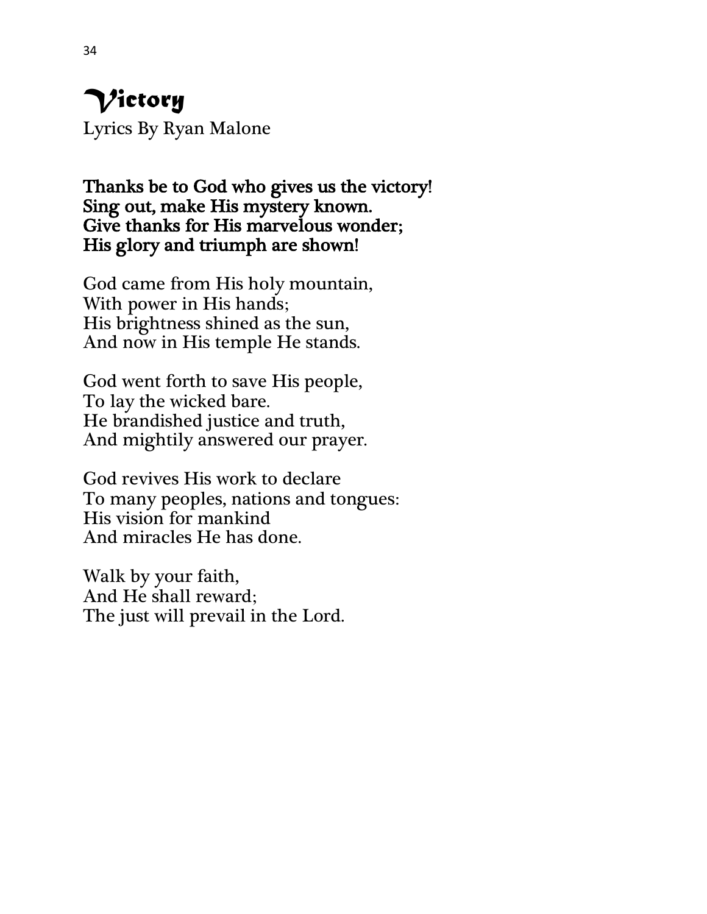# *Victory*

Lyrics By Ryan Malone

**Thanks be to God who gives us the victory!**
**Sing out, make His mystery known.**
**Give thanks for His marvelous wonder;**
**His glory and triumph are shown!**

God came from His holy mountain,
With power in His hands;
His brightness shined as the sun,
And now in His temple He stands.

God went forth to save His people,
To lay the wicked bare.
He brandished justice and truth,
And mightily answered our prayer.

God revives His work to declare
To many peoples, nations and tongues:
His vision for mankind
And miracles He has done.

Walk by your faith,
And He shall reward;
The just will prevail in the Lord.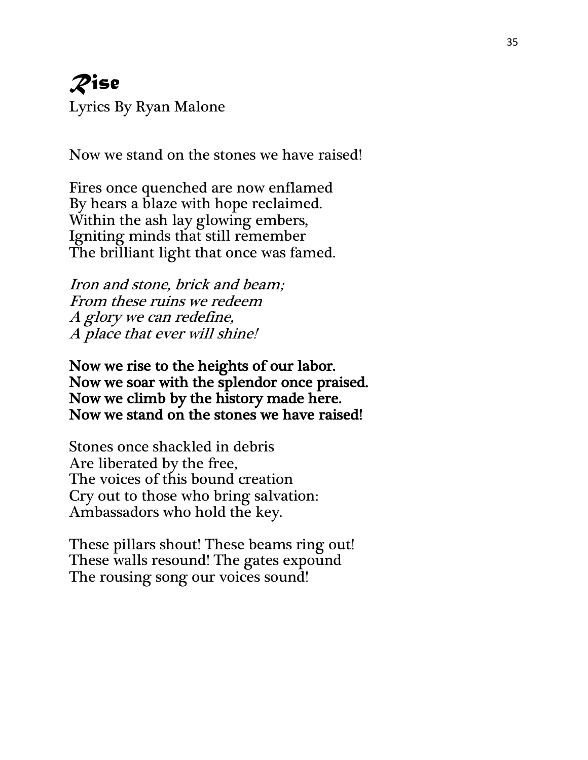# *Rise*

Lyrics By Ryan Malone

Now we stand on the stones we have raised!

Fires once quenched are now enflamed  
By hears a blaze with hope reclaimed.  
Within the ash lay glowing embers,  
Igniting minds that still remember  
The brilliant light that once was famed.

*Iron and stone, brick and beam;*  
*From these ruins we redeem*  
*A glory we can redefine,*  
*A place that ever will shine!*

**Now we rise to the heights of our labor.**  
**Now we soar with the splendor once praised.**  
**Now we climb by the history made here.**  
**Now we stand on the stones we have raised!**

Stones once shackled in debris  
Are liberated by the free,  
The voices of this bound creation  
Cry out to those who bring salvation:  
Ambassadors who hold the key.

These pillars shout! These beams ring out!  
These walls resound! The gates expound  
The rousing song our voices sound!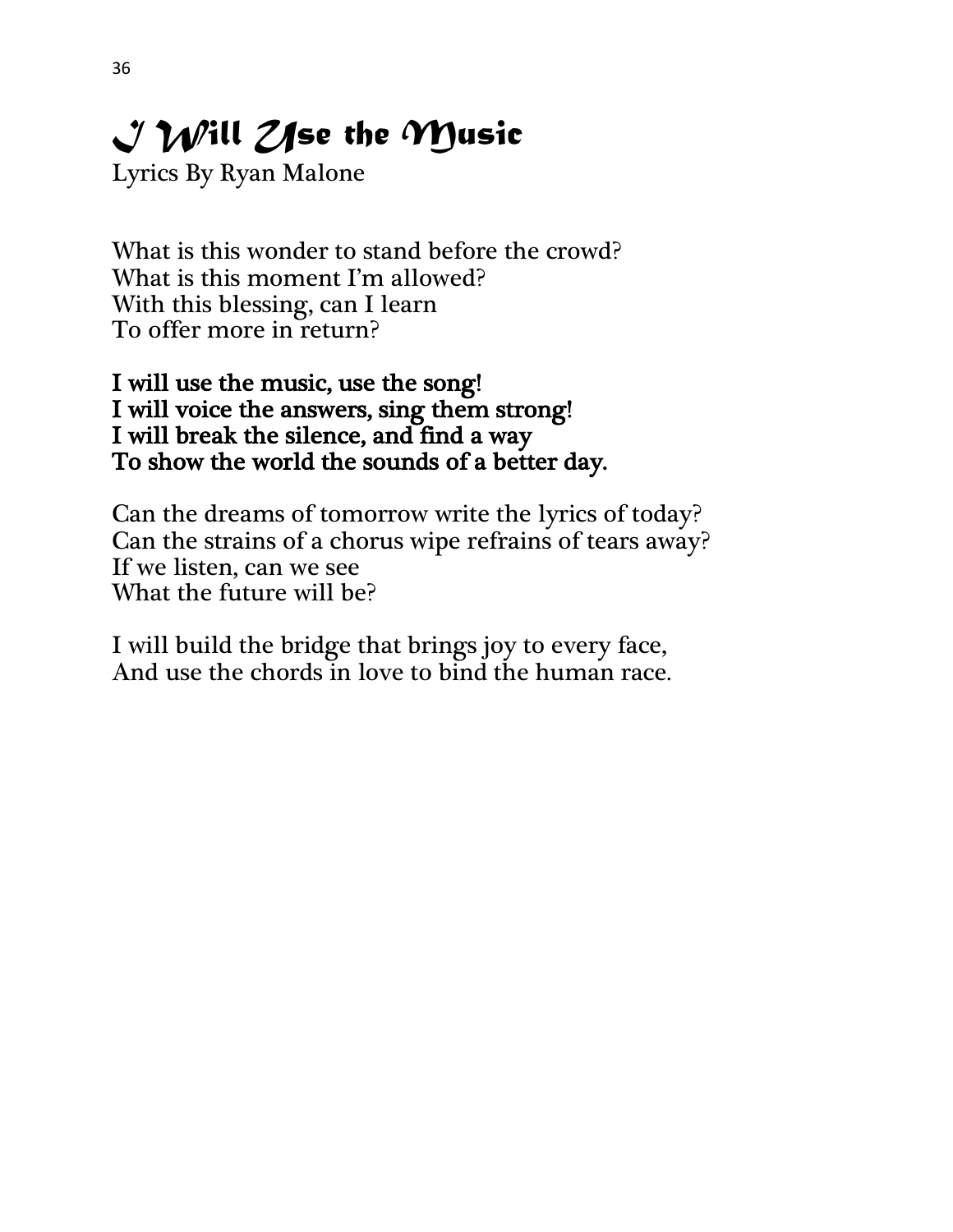# *I Will Use the Music*

Lyrics By Ryan Malone

What is this wonder to stand before the crowd?
What is this moment I'm allowed?
With this blessing, can I learn
To offer more in return?

**I will use the music, use the song!**
**I will voice the answers, sing them strong!**
**I will break the silence, and find a way**
**To show the world the sounds of a better day.**

Can the dreams of tomorrow write the lyrics of today?
Can the strains of a chorus wipe refrains of tears away?
If we listen, can we see
What the future will be?

I will build the bridge that brings joy to every face,
And use the chords in love to bind the human race.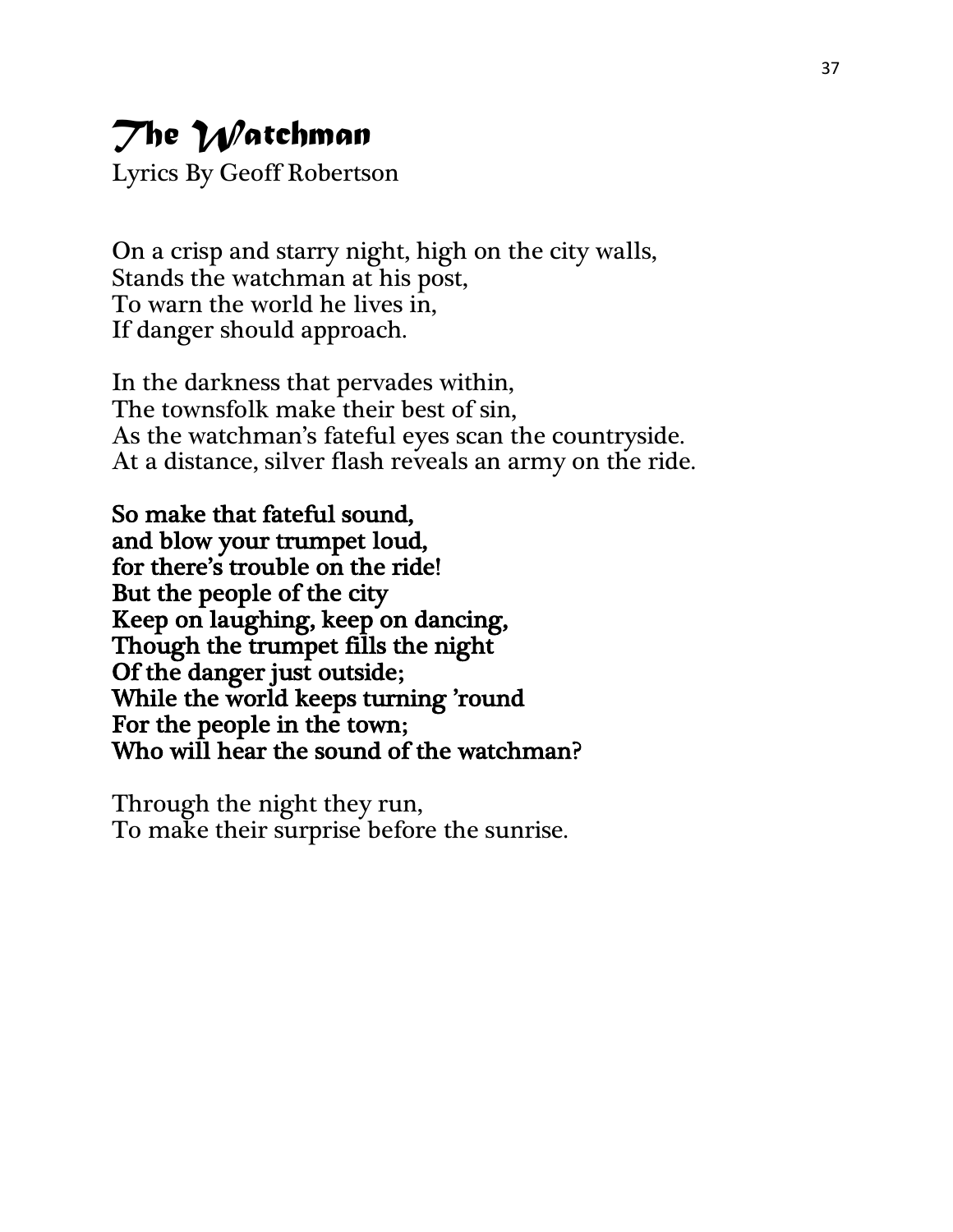# *The Watchman*

Lyrics By Geoff Robertson

On a crisp and starry night, high on the city walls,  
Stands the watchman at his post,  
To warn the world he lives in,  
If danger should approach.

In the darkness that pervades within,  
The townsfolk make their best of sin,  
As the watchman's fateful eyes scan the countryside.  
At a distance, silver flash reveals an army on the ride.

**So make that fateful sound,**  
**and blow your trumpet loud,**  
**for there's trouble on the ride!**  
**But the people of the city**  
**Keep on laughing, keep on dancing,**  
**Though the trumpet fills the night**  
**Of the danger just outside;**  
**While the world keeps turning 'round**  
**For the people in the town;**  
**Who will hear the sound of the watchman?**

Through the night they run,  
To make their surprise before the sunrise.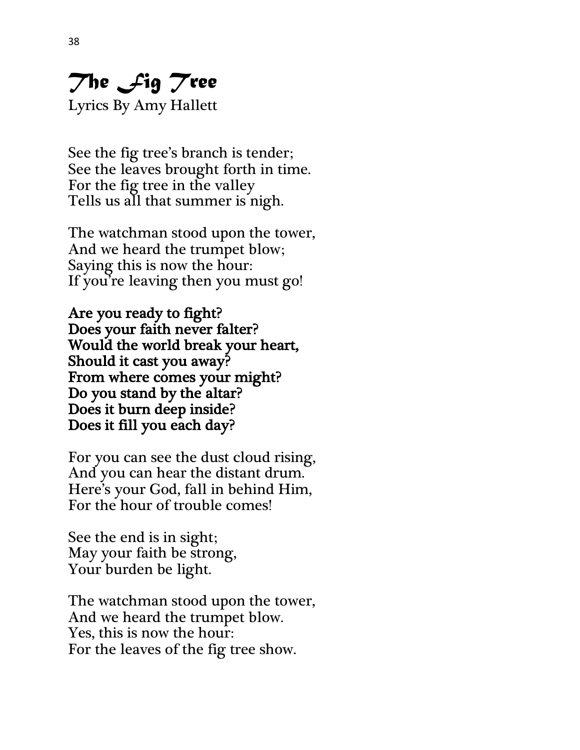# *The Fig Tree*

Lyrics By Amy Hallett

See the fig tree's branch is tender;  
See the leaves brought forth in time.  
For the fig tree in the valley  
Tells us all that summer is nigh.

The watchman stood upon the tower,  
And we heard the trumpet blow;  
Saying this is now the hour:  
If you're leaving then you must go!

**Are you ready to fight?**  
**Does your faith never falter?**  
**Would the world break your heart,**  
**Should it cast you away?**  
**From where comes your might?**  
**Do you stand by the altar?**  
**Does it burn deep inside?**  
**Does it fill you each day?**

For you can see the dust cloud rising,  
And you can hear the distant drum.  
Here's your God, fall in behind Him,  
For the hour of trouble comes!

See the end is in sight;  
May your faith be strong,  
Your burden be light.

The watchman stood upon the tower,  
And we heard the trumpet blow.  
Yes, this is now the hour:  
For the leaves of the fig tree show.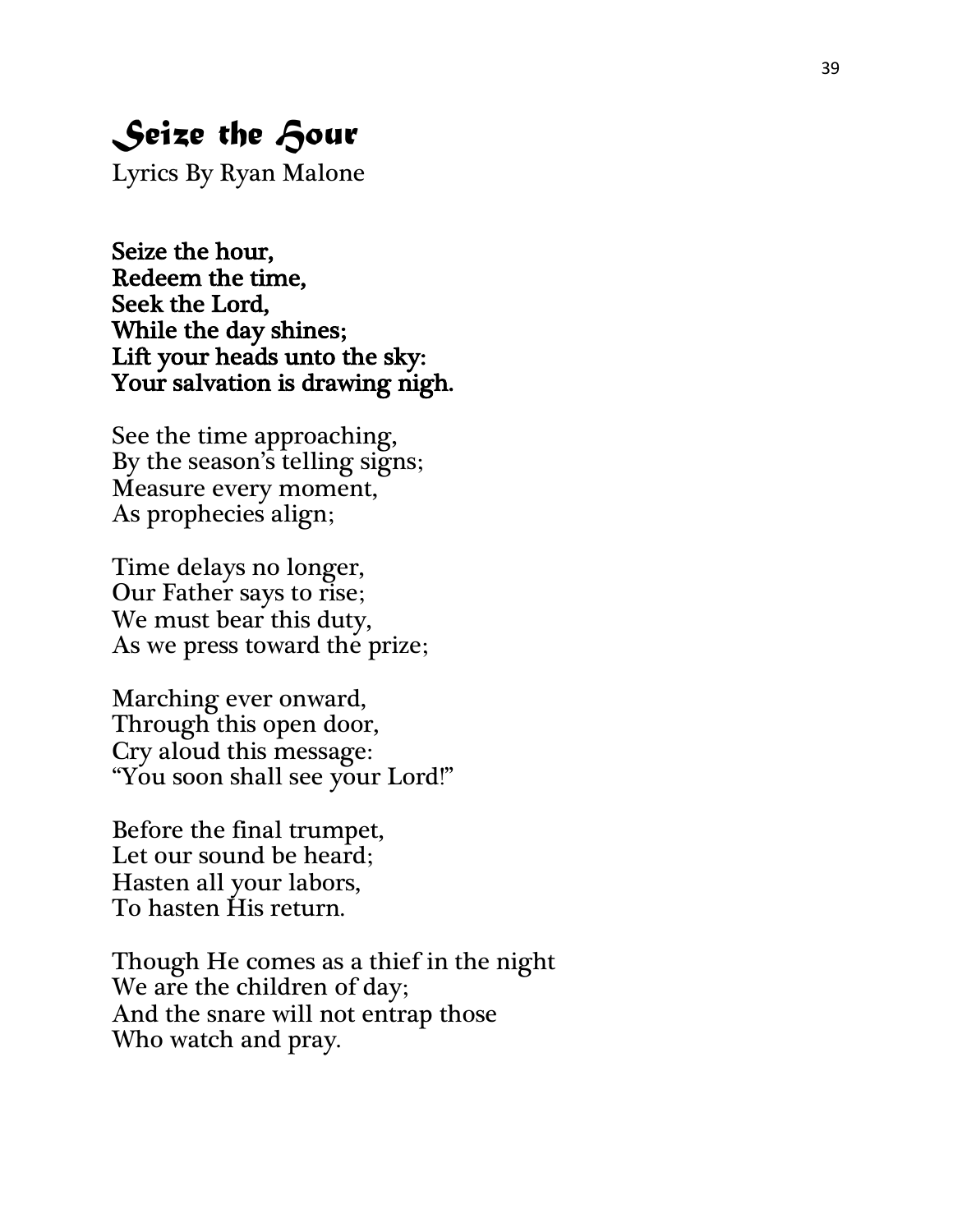# Seize the Hour

Lyrics By Ryan Malone

**Seize the hour,**
**Redeem the time,**
**Seek the Lord,**
**While the day shines;**
**Lift your heads unto the sky:**
**Your salvation is drawing nigh.**

See the time approaching,
By the season's telling signs;
Measure every moment,
As prophecies align;

Time delays no longer,
Our Father says to rise;
We must bear this duty,
As we press toward the prize;

Marching ever onward,
Through this open door,
Cry aloud this message:
"You soon shall see your Lord!"

Before the final trumpet,
Let our sound be heard;
Hasten all your labors,
To hasten His return.

Though He comes as a thief in the night
We are the children of day;
And the snare will not entrap those
Who watch and pray.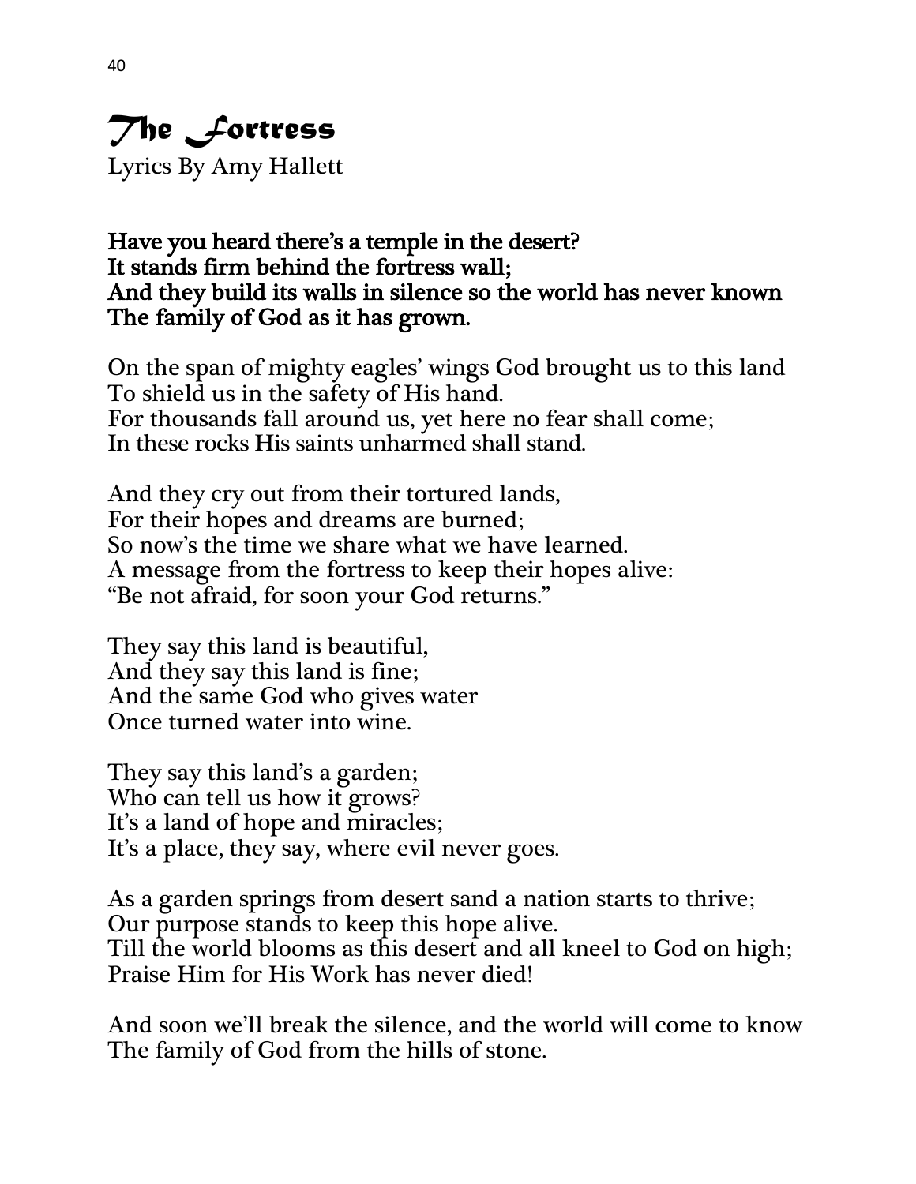# *The Fortress*

Lyrics By Amy Hallett

**Have you heard there's a temple in the desert?**
**It stands firm behind the fortress wall;**
**And they build its walls in silence so the world has never known**
**The family of God as it has grown.**

On the span of mighty eagles' wings God brought us to this land
To shield us in the safety of His hand.
For thousands fall around us, yet here no fear shall come;
In these rocks His saints unharmed shall stand.

And they cry out from their tortured lands,
For their hopes and dreams are burned;
So now's the time we share what we have learned.
A message from the fortress to keep their hopes alive:
"Be not afraid, for soon your God returns."

They say this land is beautiful,
And they say this land is fine;
And the same God who gives water
Once turned water into wine.

They say this land's a garden;
Who can tell us how it grows?
It's a land of hope and miracles;
It's a place, they say, where evil never goes.

As a garden springs from desert sand a nation starts to thrive;
Our purpose stands to keep this hope alive.
Till the world blooms as this desert and all kneel to God on high;
Praise Him for His Work has never died!

And soon we'll break the silence, and the world will come to know
The family of God from the hills of stone.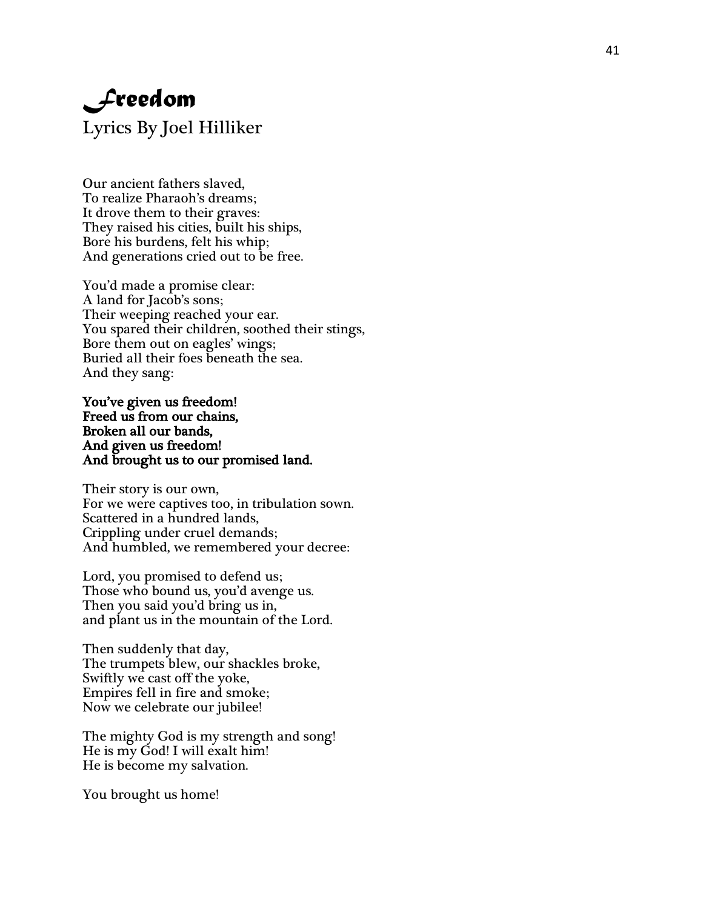# *Freedom*

Lyrics By Joel Hilliker

Our ancient fathers slaved,  
To realize Pharaoh's dreams;  
It drove them to their graves:  
They raised his cities, built his ships,  
Bore his burdens, felt his whip;  
And generations cried out to be free.

You'd made a promise clear:  
A land for Jacob's sons;  
Their weeping reached your ear.  
You spared their children, soothed their stings,  
Bore them out on eagles' wings;  
Buried all their foes beneath the sea.  
And they sang:

**You've given us freedom!**  
**Freed us from our chains,**  
**Broken all our bands,**  
**And given us freedom!**  
**And brought us to our promised land.**

Their story is our own,  
For we were captives too, in tribulation sown.  
Scattered in a hundred lands,  
Crippling under cruel demands;  
And humbled, we remembered your decree:

Lord, you promised to defend us;  
Those who bound us, you'd avenge us.  
Then you said you'd bring us in,  
and plant us in the mountain of the Lord.

Then suddenly that day,  
The trumpets blew, our shackles broke,  
Swiftly we cast off the yoke,  
Empires fell in fire and smoke;  
Now we celebrate our jubilee!

The mighty God is my strength and song!  
He is my God! I will exalt him!  
He is become my salvation.

You brought us home!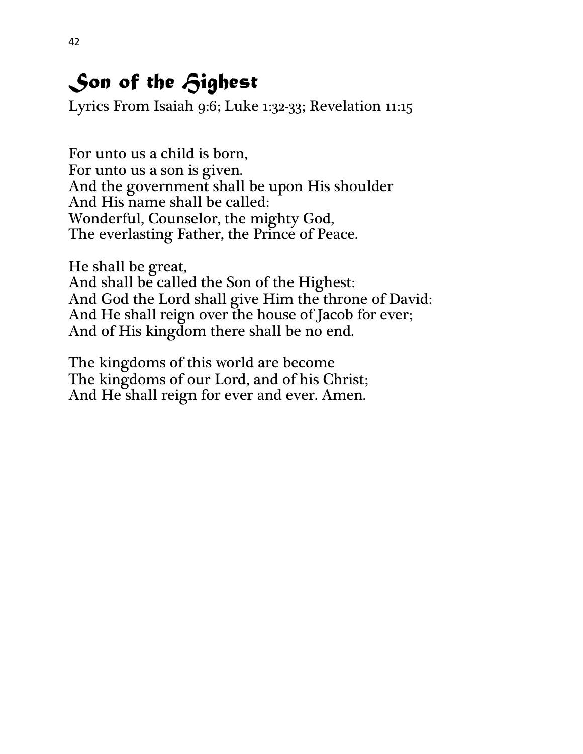# Son of the Highest

Lyrics From Isaiah 9:6; Luke 1:32-33; Revelation 11:15

For unto us a child is born,  
For unto us a son is given.  
And the government shall be upon His shoulder  
And His name shall be called:  
Wonderful, Counselor, the mighty God,  
The everlasting Father, the Prince of Peace.

He shall be great,  
And shall be called the Son of the Highest:  
And God the Lord shall give Him the throne of David:  
And He shall reign over the house of Jacob for ever;  
And of His kingdom there shall be no end.

The kingdoms of this world are become  
The kingdoms of our Lord, and of his Christ;  
And He shall reign for ever and ever. Amen.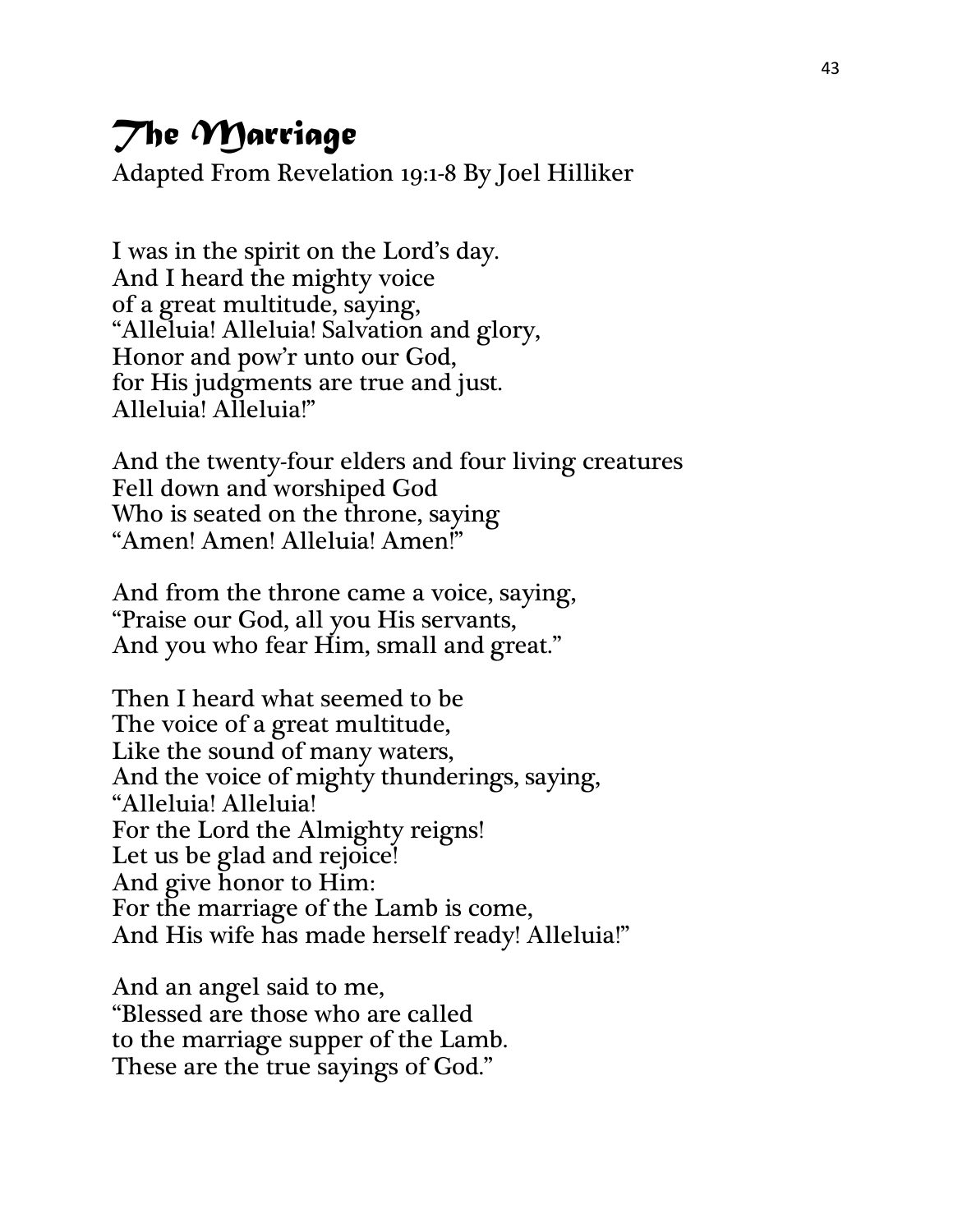# *The Marriage*

Adapted From Revelation 19:1-8 By Joel Hilliker

I was in the spirit on the Lord's day.
And I heard the mighty voice
of a great multitude, saying,
"Alleluia! Alleluia! Salvation and glory,
Honor and pow'r unto our God,
for His judgments are true and just.
Alleluia! Alleluia!"

And the twenty-four elders and four living creatures
Fell down and worshiped God
Who is seated on the throne, saying
"Amen! Amen! Alleluia! Amen!"

And from the throne came a voice, saying,
"Praise our God, all you His servants,
And you who fear Him, small and great."

Then I heard what seemed to be
The voice of a great multitude,
Like the sound of many waters,
And the voice of mighty thunderings, saying,
"Alleluia! Alleluia!
For the Lord the Almighty reigns!
Let us be glad and rejoice!
And give honor to Him:
For the marriage of the Lamb is come,
And His wife has made herself ready! Alleluia!"

And an angel said to me,
"Blessed are those who are called
to the marriage supper of the Lamb.
These are the true sayings of God."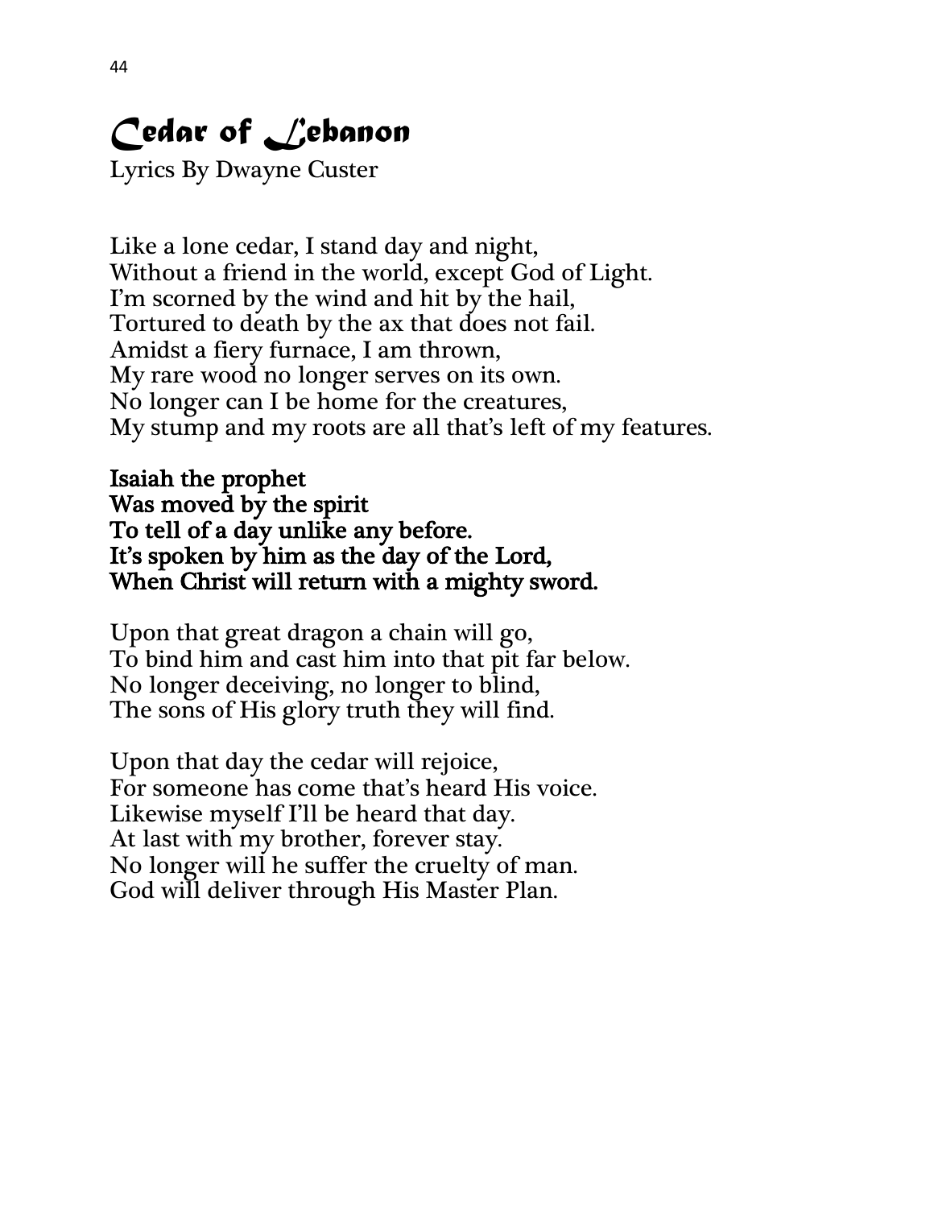# *Cedar of Lebanon*

Lyrics By Dwayne Custer

Like a lone cedar, I stand day and night,
Without a friend in the world, except God of Light.
I'm scorned by the wind and hit by the hail,
Tortured to death by the ax that does not fail.
Amidst a fiery furnace, I am thrown,
My rare wood no longer serves on its own.
No longer can I be home for the creatures,
My stump and my roots are all that's left of my features.

**Isaiah the prophet**
**Was moved by the spirit**
**To tell of a day unlike any before.**
**It's spoken by him as the day of the Lord,**
**When Christ will return with a mighty sword.**

Upon that great dragon a chain will go,
To bind him and cast him into that pit far below.
No longer deceiving, no longer to blind,
The sons of His glory truth they will find.

Upon that day the cedar will rejoice,
For someone has come that's heard His voice.
Likewise myself I'll be heard that day.
At last with my brother, forever stay.
No longer will he suffer the cruelty of man.
God will deliver through His Master Plan.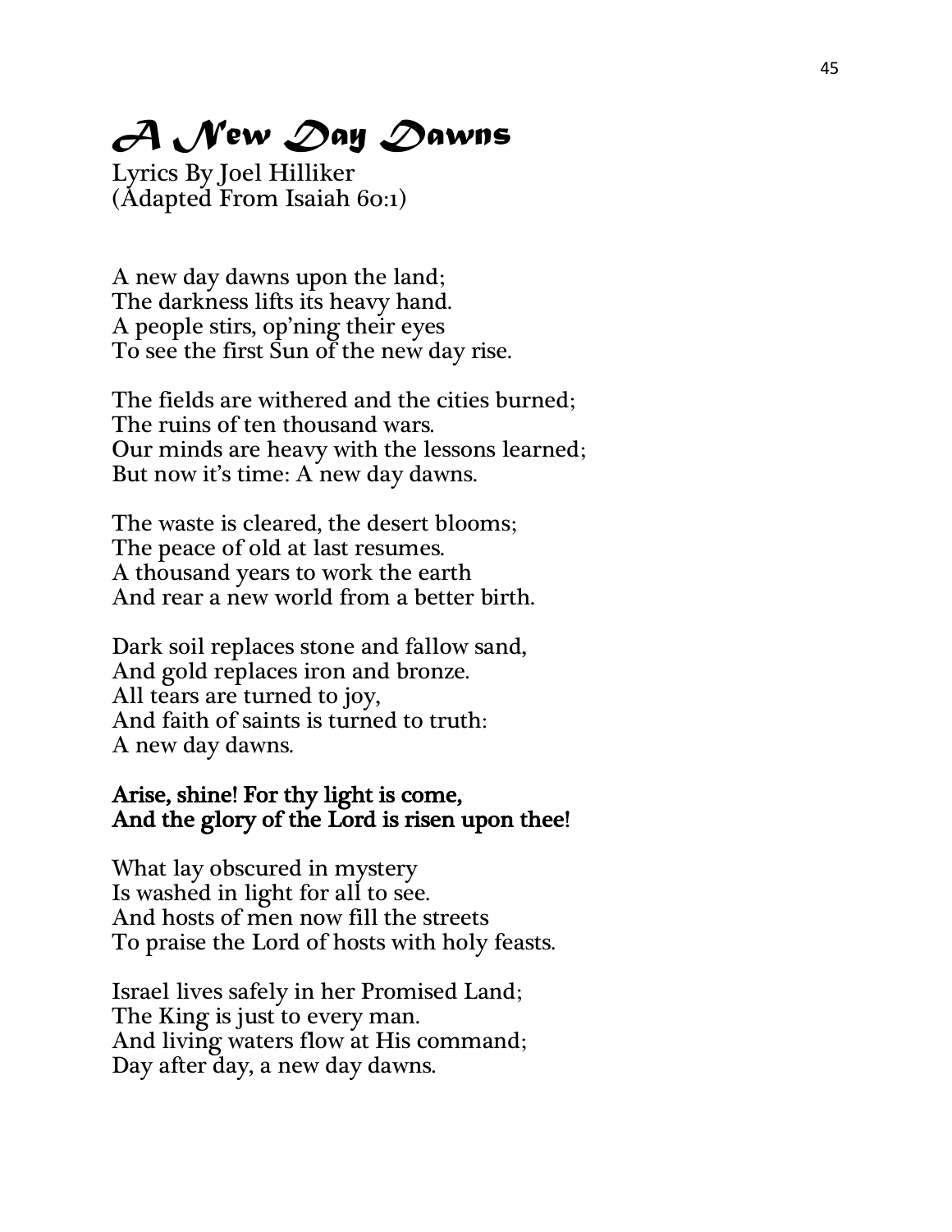# *A New Day Dawns*

Lyrics By Joel Hilliker
(Adapted From Isaiah 60:1)

A new day dawns upon the land;
The darkness lifts its heavy hand.
A people stirs, op'ning their eyes
To see the first Sun of the new day rise.

The fields are withered and the cities burned;
The ruins of ten thousand wars.
Our minds are heavy with the lessons learned;
But now it's time: A new day dawns.

The waste is cleared, the desert blooms;
The peace of old at last resumes.
A thousand years to work the earth
And rear a new world from a better birth.

Dark soil replaces stone and fallow sand,
And gold replaces iron and bronze.
All tears are turned to joy,
And faith of saints is turned to truth:
A new day dawns.

**Arise, shine! For thy light is come,**
**And the glory of the Lord is risen upon thee!**

What lay obscured in mystery
Is washed in light for all to see.
And hosts of men now fill the streets
To praise the Lord of hosts with holy feasts.

Israel lives safely in her Promised Land;
The King is just to every man.
And living waters flow at His command;
Day after day, a new day dawns.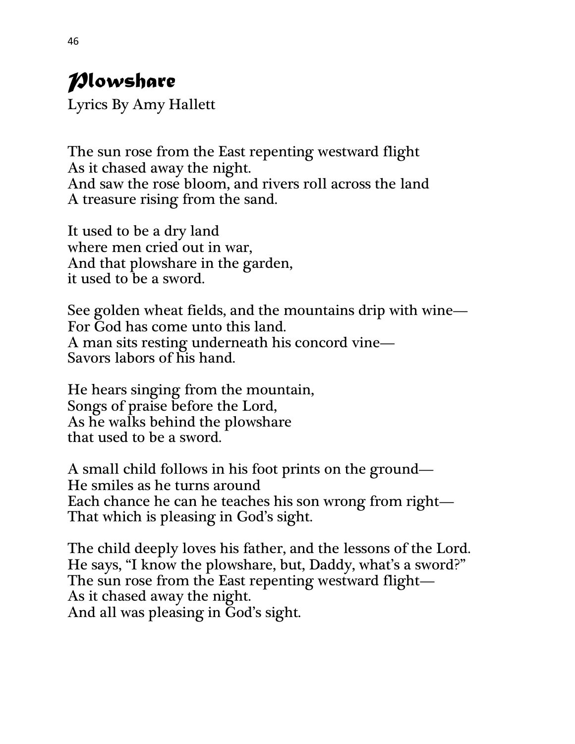# *Plowshare*

Lyrics By Amy Hallett

The sun rose from the East repenting westward flight
As it chased away the night.
And saw the rose bloom, and rivers roll across the land
A treasure rising from the sand.

It used to be a dry land
where men cried out in war,
And that plowshare in the garden,
it used to be a sword.

See golden wheat fields, and the mountains drip with wine—
For God has come unto this land.
A man sits resting underneath his concord vine—
Savors labors of his hand.

He hears singing from the mountain,
Songs of praise before the Lord,
As he walks behind the plowshare
that used to be a sword.

A small child follows in his foot prints on the ground—
He smiles as he turns around
Each chance he can he teaches his son wrong from right—
That which is pleasing in God's sight.

The child deeply loves his father, and the lessons of the Lord.
He says, "I know the plowshare, but, Daddy, what's a sword?"
The sun rose from the East repenting westward flight—
As it chased away the night.
And all was pleasing in God's sight.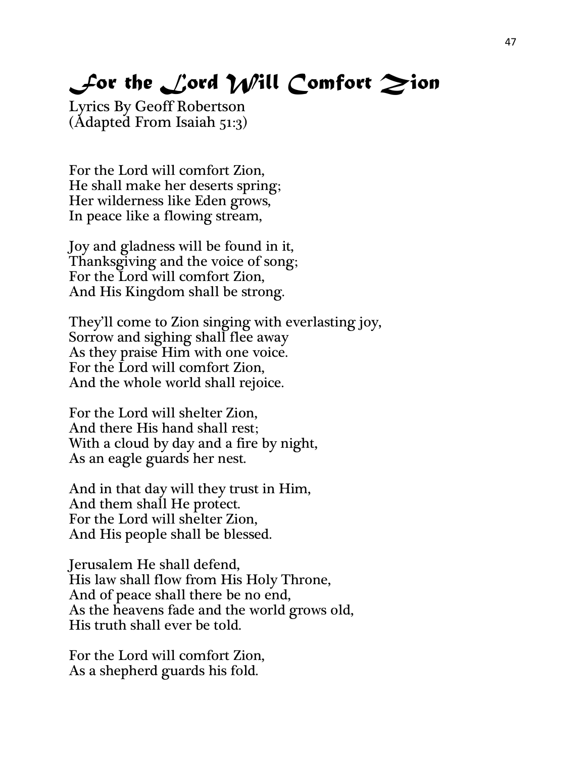# For the Lord Will Comfort Zion

Lyrics By Geoff Robertson
(Adapted From Isaiah 51:3)

For the Lord will comfort Zion,
He shall make her deserts spring;
Her wilderness like Eden grows,
In peace like a flowing stream,

Joy and gladness will be found in it,
Thanksgiving and the voice of song;
For the Lord will comfort Zion,
And His Kingdom shall be strong.

They'll come to Zion singing with everlasting joy,
Sorrow and sighing shall flee away
As they praise Him with one voice.
For the Lord will comfort Zion,
And the whole world shall rejoice.

For the Lord will shelter Zion,
And there His hand shall rest;
With a cloud by day and a fire by night,
As an eagle guards her nest.

And in that day will they trust in Him,
And them shall He protect.
For the Lord will shelter Zion,
And His people shall be blessed.

Jerusalem He shall defend,
His law shall flow from His Holy Throne,
And of peace shall there be no end,
As the heavens fade and the world grows old,
His truth shall ever be told.

For the Lord will comfort Zion,
As a shepherd guards his fold.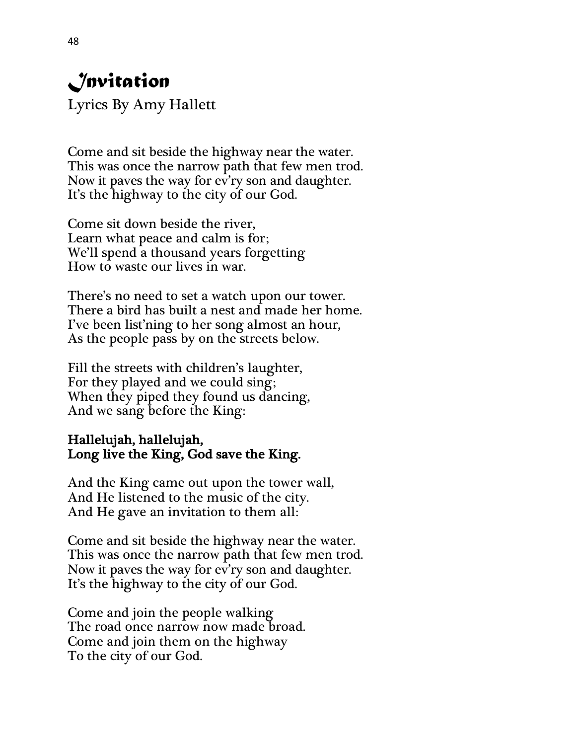# *Invitation*

Lyrics By Amy Hallett

Come and sit beside the highway near the water.
This was once the narrow path that few men trod.
Now it paves the way for ev'ry son and daughter.
It's the highway to the city of our God.

Come sit down beside the river,
Learn what peace and calm is for;
We'll spend a thousand years forgetting
How to waste our lives in war.

There's no need to set a watch upon our tower.
There a bird has built a nest and made her home.
I've been list'ning to her song almost an hour,
As the people pass by on the streets below.

Fill the streets with children's laughter,
For they played and we could sing;
When they piped they found us dancing,
And we sang before the King:

**Hallelujah, hallelujah,**
**Long live the King, God save the King.**

And the King came out upon the tower wall,
And He listened to the music of the city.
And He gave an invitation to them all:

Come and sit beside the highway near the water.
This was once the narrow path that few men trod.
Now it paves the way for ev'ry son and daughter.
It's the highway to the city of our God.

Come and join the people walking
The road once narrow now made broad.
Come and join them on the highway
To the city of our God.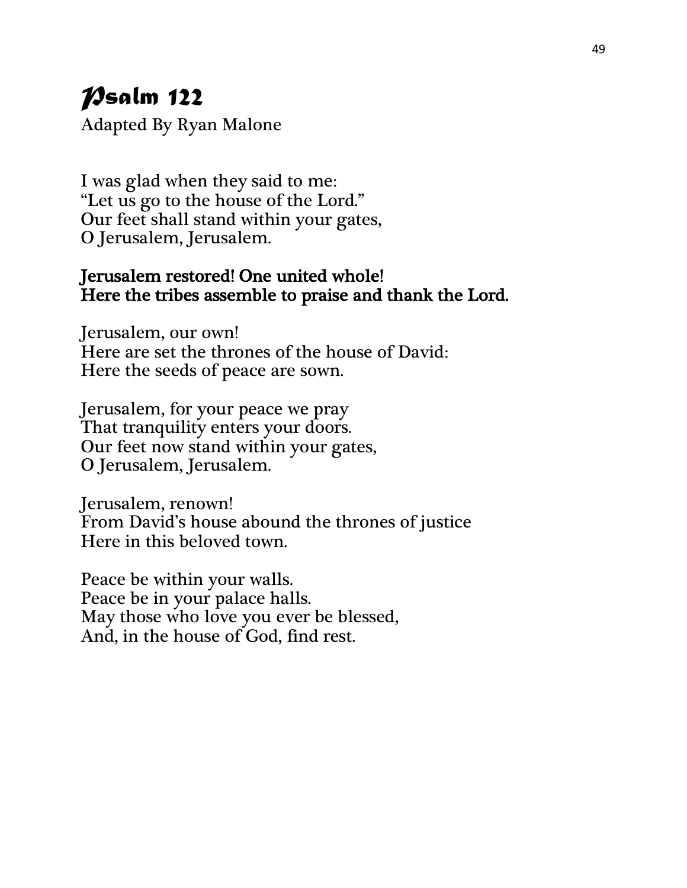# Psalm 122

Adapted By Ryan Malone

I was glad when they said to me:  
"Let us go to the house of the Lord."  
Our feet shall stand within your gates,  
O Jerusalem, Jerusalem.

**Jerusalem restored! One united whole!**  
**Here the tribes assemble to praise and thank the Lord.**

Jerusalem, our own!  
Here are set the thrones of the house of David:  
Here the seeds of peace are sown.

Jerusalem, for your peace we pray  
That tranquility enters your doors.  
Our feet now stand within your gates,  
O Jerusalem, Jerusalem.

Jerusalem, renown!  
From David's house abound the thrones of justice  
Here in this beloved town.

Peace be within your walls.  
Peace be in your palace halls.  
May those who love you ever be blessed,  
And, in the house of God, find rest.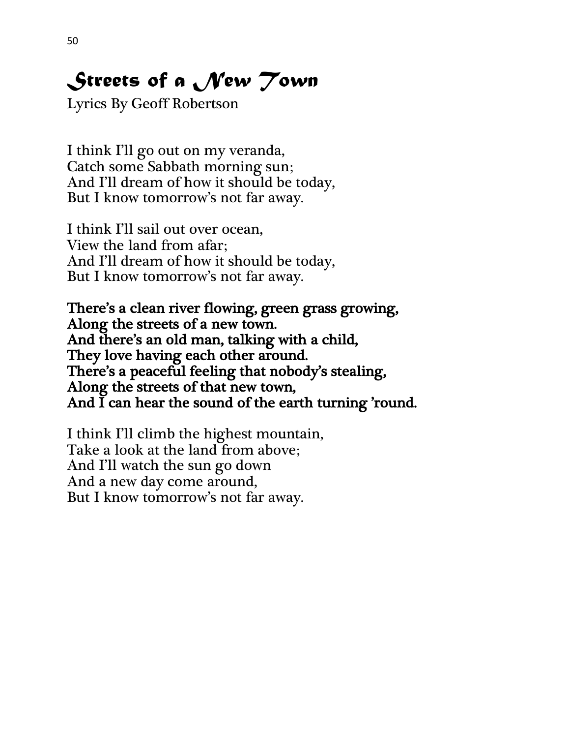# *Streets of a New Town*

Lyrics By Geoff Robertson

I think I'll go out on my veranda,
Catch some Sabbath morning sun;
And I'll dream of how it should be today,
But I know tomorrow's not far away.

I think I'll sail out over ocean,
View the land from afar;
And I'll dream of how it should be today,
But I know tomorrow's not far away.

**There's a clean river flowing, green grass growing,**
**Along the streets of a new town.**
**And there's an old man, talking with a child,**
**They love having each other around.**
**There's a peaceful feeling that nobody's stealing,**
**Along the streets of that new town,**
**And I can hear the sound of the earth turning 'round.**

I think I'll climb the highest mountain,
Take a look at the land from above;
And I'll watch the sun go down
And a new day come around,
But I know tomorrow's not far away.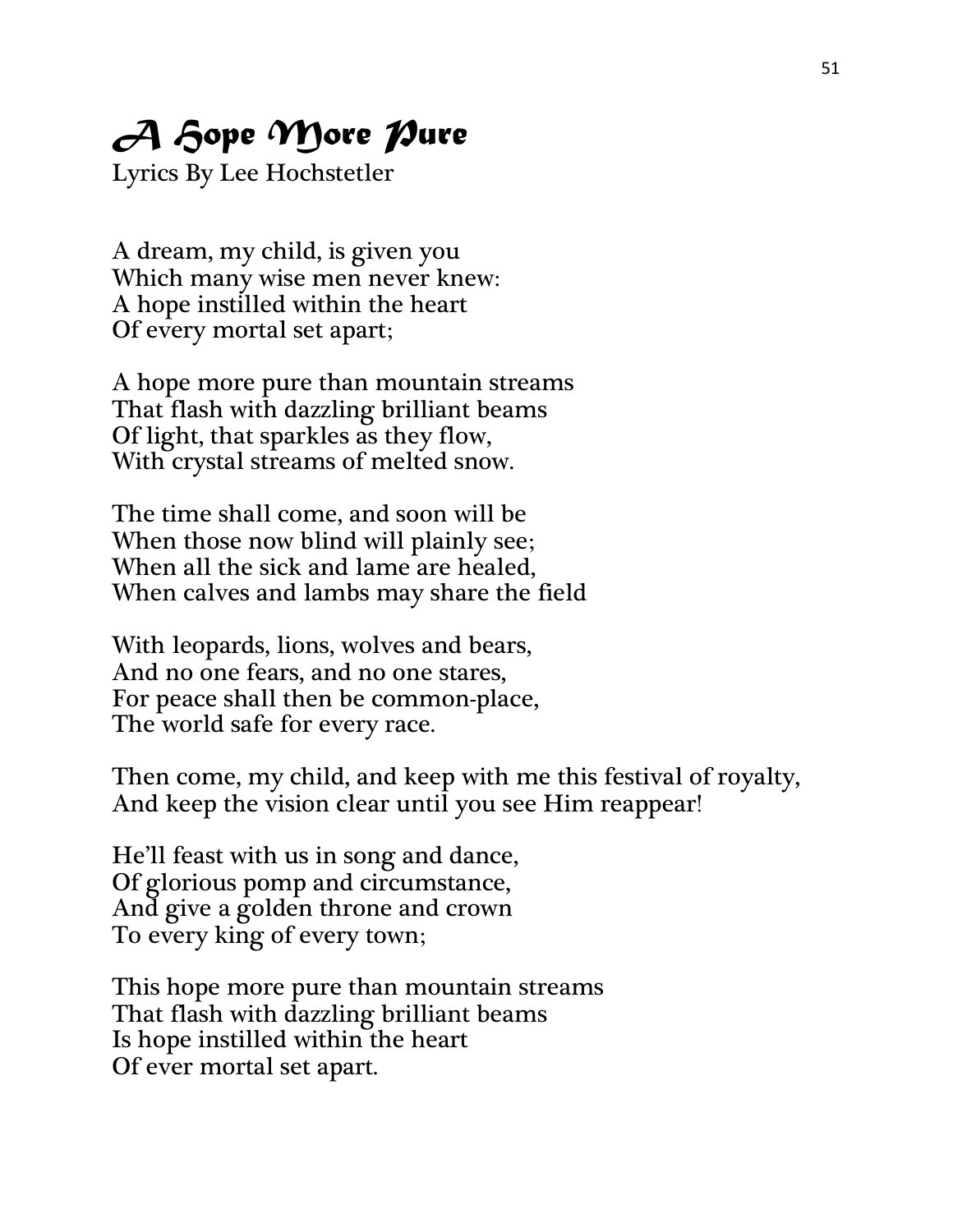# *A Hope More Pure*

Lyrics By Lee Hochstetler

A dream, my child, is given you
Which many wise men never knew:
A hope instilled within the heart
Of every mortal set apart;

A hope more pure than mountain streams
That flash with dazzling brilliant beams
Of light, that sparkles as they flow,
With crystal streams of melted snow.

The time shall come, and soon will be
When those now blind will plainly see;
When all the sick and lame are healed,
When calves and lambs may share the field

With leopards, lions, wolves and bears,
And no one fears, and no one stares,
For peace shall then be common-place,
The world safe for every race.

Then come, my child, and keep with me this festival of royalty,
And keep the vision clear until you see Him reappear!

He'll feast with us in song and dance,
Of glorious pomp and circumstance,
And give a golden throne and crown
To every king of every town;

This hope more pure than mountain streams
That flash with dazzling brilliant beams
Is hope instilled within the heart
Of ever mortal set apart.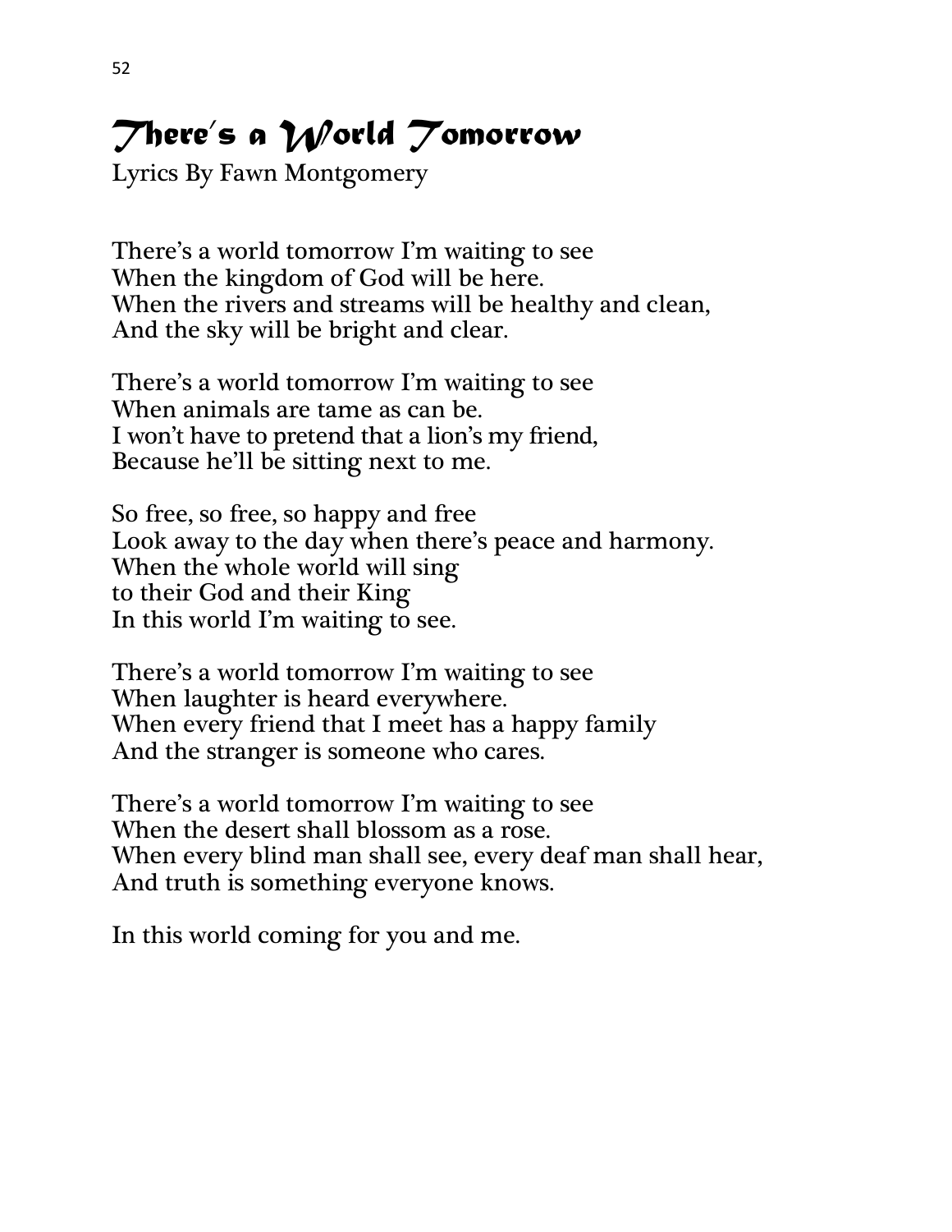# There's a World Tomorrow

Lyrics By Fawn Montgomery

There's a world tomorrow I'm waiting to see
When the kingdom of God will be here.
When the rivers and streams will be healthy and clean,
And the sky will be bright and clear.

There's a world tomorrow I'm waiting to see
When animals are tame as can be.
I won't have to pretend that a lion's my friend,
Because he'll be sitting next to me.

So free, so free, so happy and free
Look away to the day when there's peace and harmony.
When the whole world will sing
to their God and their King
In this world I'm waiting to see.

There's a world tomorrow I'm waiting to see
When laughter is heard everywhere.
When every friend that I meet has a happy family
And the stranger is someone who cares.

There's a world tomorrow I'm waiting to see
When the desert shall blossom as a rose.
When every blind man shall see, every deaf man shall hear,
And truth is something everyone knows.

In this world coming for you and me.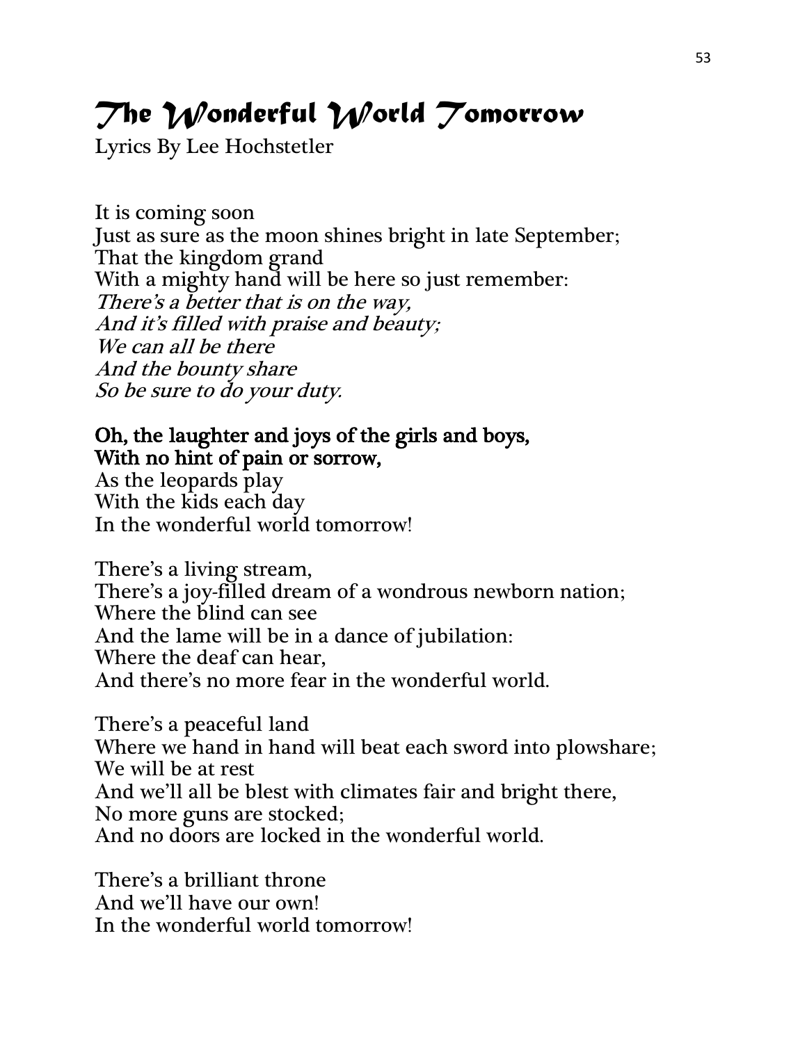# *The Wonderful World Tomorrow*

Lyrics By Lee Hochstetler

It is coming soon
Just as sure as the moon shines bright in late September;
That the kingdom grand
With a mighty hand will be here so just remember:
*There's a better that is on the way,*
*And it's filled with praise and beauty;*
*We can all be there*
*And the bounty share*
*So be sure to do your duty.*

**Oh, the laughter and joys of the girls and boys,**
**With no hint of pain or sorrow,**
As the leopards play
With the kids each day
In the wonderful world tomorrow!

There's a living stream,
There's a joy-filled dream of a wondrous newborn nation;
Where the blind can see
And the lame will be in a dance of jubilation:
Where the deaf can hear,
And there's no more fear in the wonderful world.

There's a peaceful land
Where we hand in hand will beat each sword into plowshare;
We will be at rest
And we'll all be blest with climates fair and bright there,
No more guns are stocked;
And no doors are locked in the wonderful world.

There's a brilliant throne
And we'll have our own!
In the wonderful world tomorrow!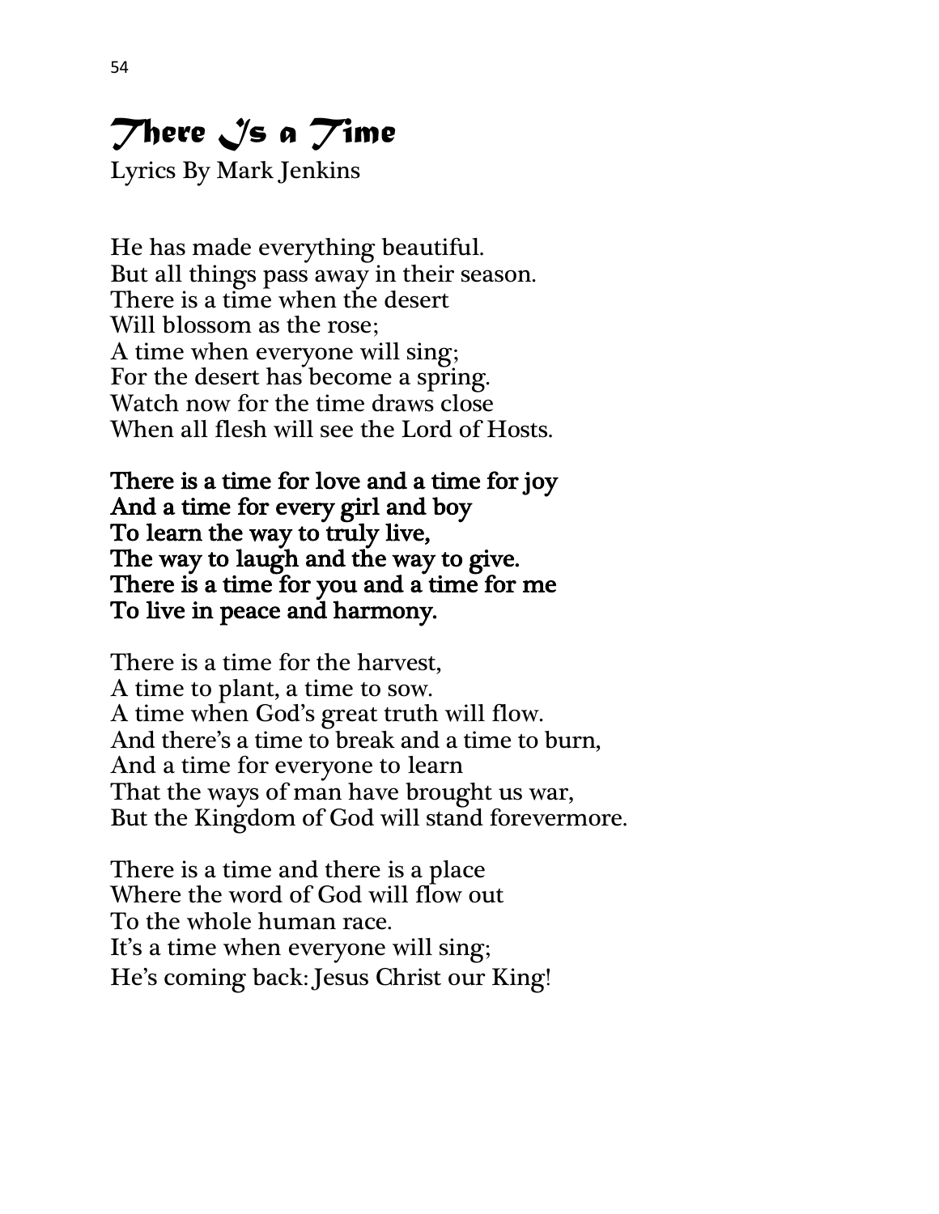# *There Is a Time*

Lyrics By Mark Jenkins

He has made everything beautiful.  
But all things pass away in their season.  
There is a time when the desert  
Will blossom as the rose;  
A time when everyone will sing;  
For the desert has become a spring.  
Watch now for the time draws close  
When all flesh will see the Lord of Hosts.

**There is a time for love and a time for joy**  
**And a time for every girl and boy**  
**To learn the way to truly live,**  
**The way to laugh and the way to give.**  
**There is a time for you and a time for me**  
**To live in peace and harmony.**

There is a time for the harvest,  
A time to plant, a time to sow.  
A time when God's great truth will flow.  
And there's a time to break and a time to burn,  
And a time for everyone to learn  
That the ways of man have brought us war,  
But the Kingdom of God will stand forevermore.

There is a time and there is a place  
Where the word of God will flow out  
To the whole human race.  
It's a time when everyone will sing;  
He's coming back: Jesus Christ our King!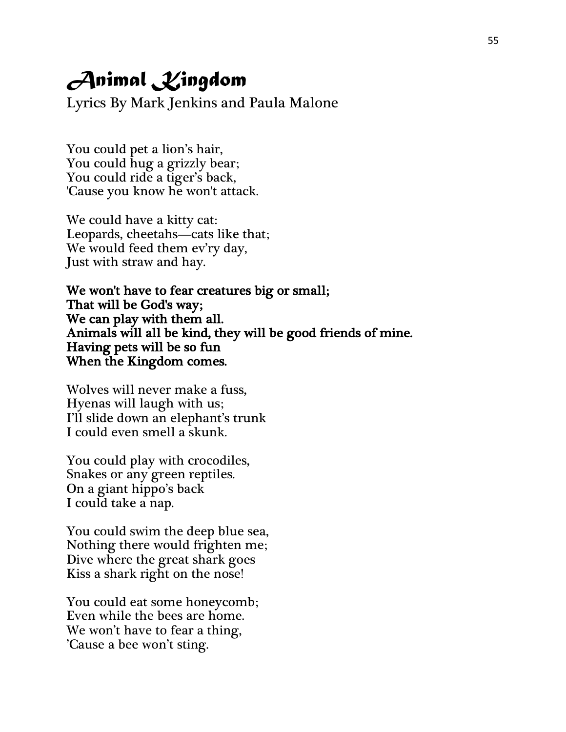# *Animal Kingdom*

Lyrics By Mark Jenkins and Paula Malone

You could pet a lion's hair,
You could hug a grizzly bear;
You could ride a tiger's back,
'Cause you know he won't attack.

We could have a kitty cat:
Leopards, cheetahs—cats like that;
We would feed them ev'ry day,
Just with straw and hay.

**We won't have to fear creatures big or small;**
**That will be God's way;**
**We can play with them all.**
**Animals will all be kind, they will be good friends of mine.**
**Having pets will be so fun**
**When the Kingdom comes.**

Wolves will never make a fuss,
Hyenas will laugh with us;
I'll slide down an elephant's trunk
I could even smell a skunk.

You could play with crocodiles,
Snakes or any green reptiles.
On a giant hippo's back
I could take a nap.

You could swim the deep blue sea,
Nothing there would frighten me;
Dive where the great shark goes
Kiss a shark right on the nose!

You could eat some honeycomb;
Even while the bees are home.
We won't have to fear a thing,
'Cause a bee won't sting.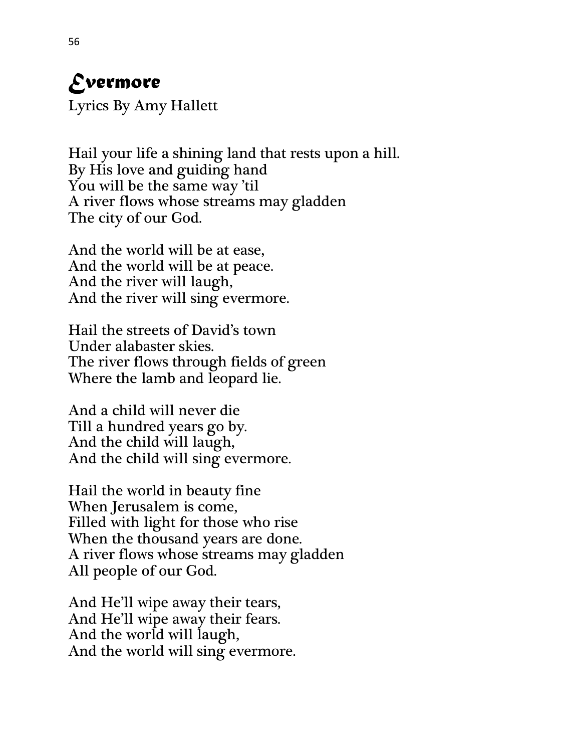# *Evermore*

Lyrics By Amy Hallett

Hail your life a shining land that rests upon a hill.
By His love and guiding hand
You will be the same way 'til
A river flows whose streams may gladden
The city of our God.

And the world will be at ease,
And the world will be at peace.
And the river will laugh,
And the river will sing evermore.

Hail the streets of David's town
Under alabaster skies.
The river flows through fields of green
Where the lamb and leopard lie.

And a child will never die
Till a hundred years go by.
And the child will laugh,
And the child will sing evermore.

Hail the world in beauty fine
When Jerusalem is come,
Filled with light for those who rise
When the thousand years are done.
A river flows whose streams may gladden
All people of our God.

And He'll wipe away their tears,
And He'll wipe away their fears.
And the world will laugh,
And the world will sing evermore.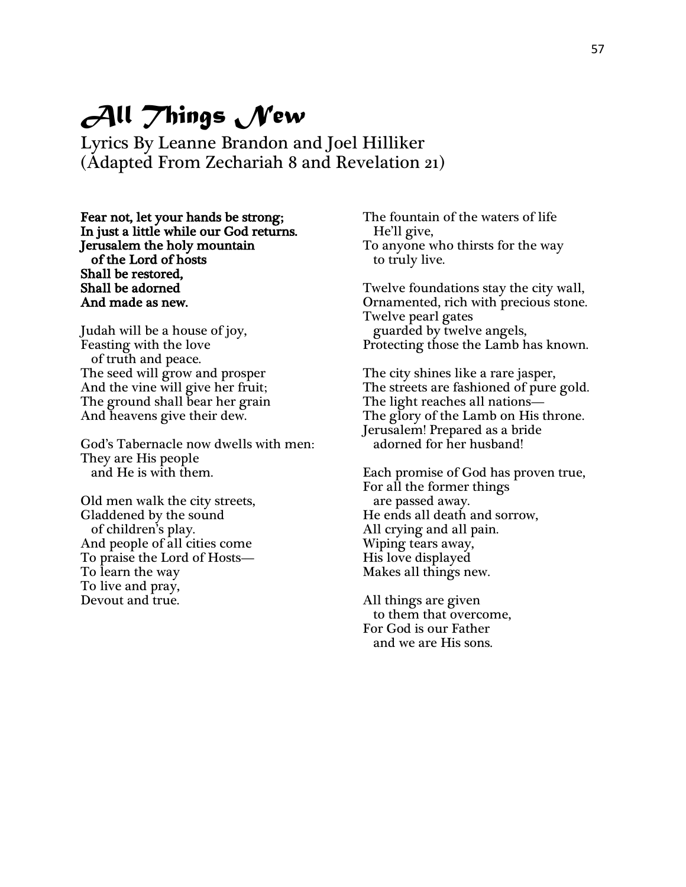# *All Things New*

Lyrics By Leanne Brandon and Joel Hilliker
(Adapted From Zechariah 8 and Revelation 21)

**Fear not, let your hands be strong;**
**In just a little while our God returns.**
**Jerusalem the holy mountain**
**of the Lord of hosts**
**Shall be restored,**
**Shall be adorned**
**And made as new.**

Judah will be a house of joy,
Feasting with the love
of truth and peace.
The seed will grow and prosper
And the vine will give her fruit;
The ground shall bear her grain
And heavens give their dew.

God's Tabernacle now dwells with men:
They are His people
and He is with them.

Old men walk the city streets,
Gladdened by the sound
of children's play.
And people of all cities come
To praise the Lord of Hosts—
To learn the way
To live and pray,
Devout and true.

The fountain of the waters of life
He'll give,
To anyone who thirsts for the way
to truly live.

Twelve foundations stay the city wall,
Ornamented, rich with precious stone.
Twelve pearl gates
guarded by twelve angels,
Protecting those the Lamb has known.

The city shines like a rare jasper,
The streets are fashioned of pure gold.
The light reaches all nations—
The glory of the Lamb on His throne.
Jerusalem! Prepared as a bride
adorned for her husband!

Each promise of God has proven true,
For all the former things
are passed away.
He ends all death and sorrow,
All crying and all pain.
Wiping tears away,
His love displayed
Makes all things new.

All things are given
to them that overcome,
For God is our Father
and we are His sons.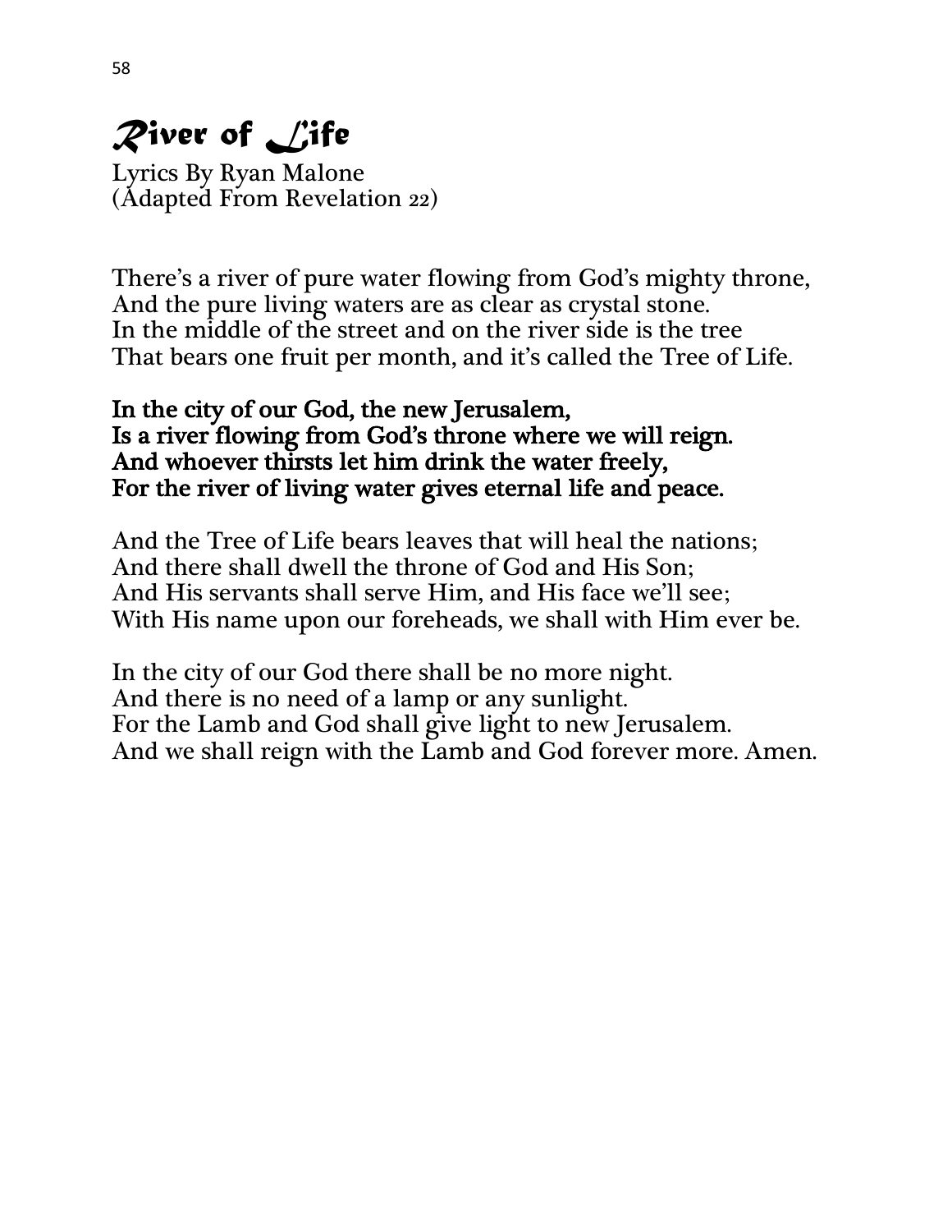# *River of Life*

Lyrics By Ryan Malone
(Adapted From Revelation 22)

There's a river of pure water flowing from God's mighty throne,
And the pure living waters are as clear as crystal stone.
In the middle of the street and on the river side is the tree
That bears one fruit per month, and it's called the Tree of Life.

**In the city of our God, the new Jerusalem,**
**Is a river flowing from God's throne where we will reign.**
**And whoever thirsts let him drink the water freely,**
**For the river of living water gives eternal life and peace.**

And the Tree of Life bears leaves that will heal the nations;
And there shall dwell the throne of God and His Son;
And His servants shall serve Him, and His face we'll see;
With His name upon our foreheads, we shall with Him ever be.

In the city of our God there shall be no more night.
And there is no need of a lamp or any sunlight.
For the Lamb and God shall give light to new Jerusalem.
And we shall reign with the Lamb and God forever more. Amen.